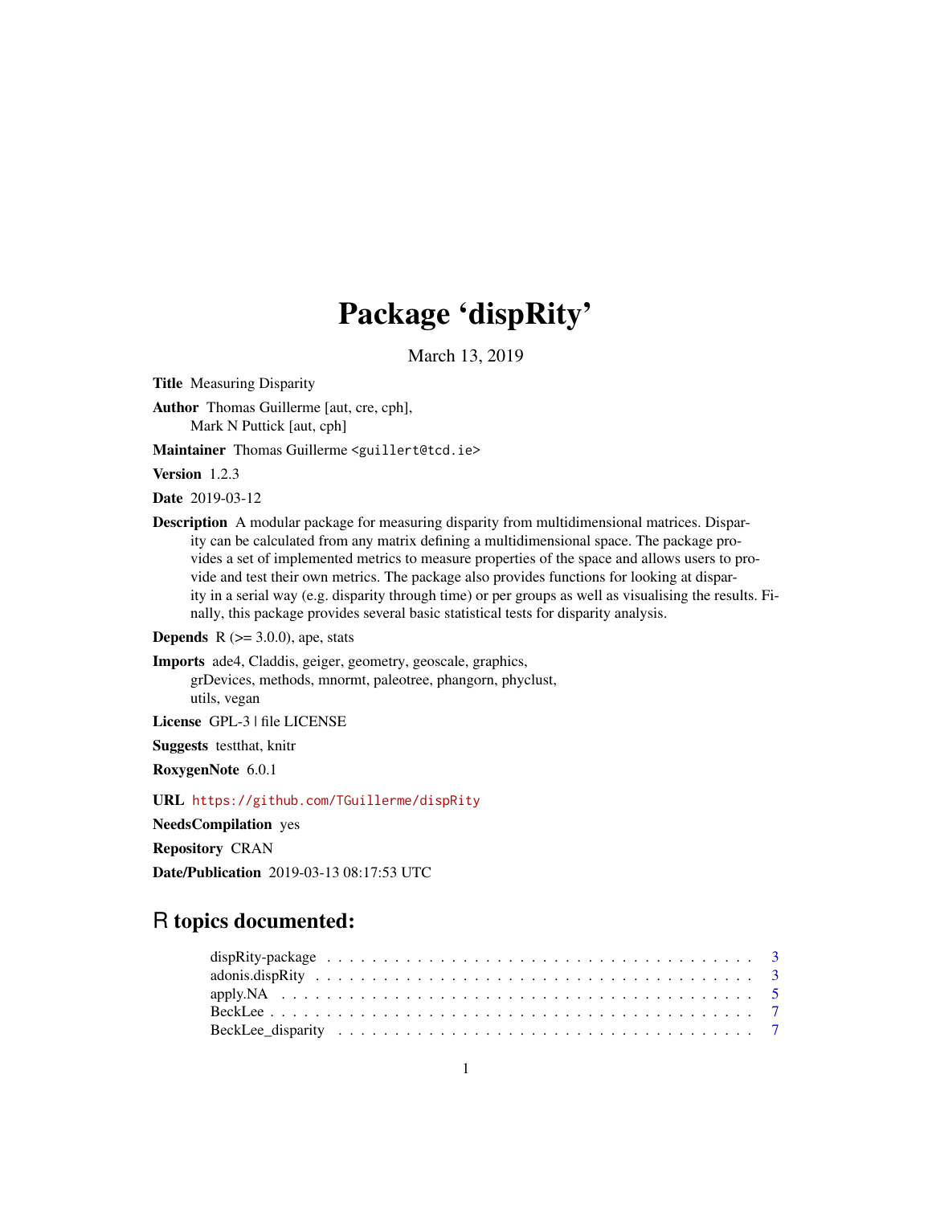# Package 'dispRity'

March 13, 2019

**Title** Measuring Disparity

**Author** Thomas Guillerme [aut, cre, cph],
Mark N Puttick [aut, cph]

**Maintainer** Thomas Guillerme <guillert@tcd.ie>

**Version** 1.2.3

**Date** 2019-03-12

**Description** A modular package for measuring disparity from multidimensional matrices. Disparity can be calculated from any matrix defining a multidimensional space. The package provides a set of implemented metrics to measure properties of the space and allows users to provide and test their own metrics. The package also provides functions for looking at disparity in a serial way (e.g. disparity through time) or per groups as well as visualising the results. Finally, this package provides several basic statistical tests for disparity analysis.

**Depends** R (>= 3.0.0), ape, stats

**Imports** ade4, Claddis, geiger, geometry, geoscale, graphics, grDevices, methods, mnormt, paleotree, phangorn, phyclust, utils, vegan

**License** GPL-3 | file LICENSE

**Suggests** testthat, knitr

**RoxygenNote** 6.0.1

**URL** https://github.com/TGuillerme/dispRity

**NeedsCompilation** yes

**Repository** CRAN

**Date/Publication** 2019-03-13 08:17:53 UTC

## R topics documented:

dispRity-package . . . . . . . . . . . . . . . . . . . . . . . . . . . . . . . . . . . . . 3
adonis.dispRity . . . . . . . . . . . . . . . . . . . . . . . . . . . . . . . . . . . . . . 3
apply.NA . . . . . . . . . . . . . . . . . . . . . . . . . . . . . . . . . . . . . . . . . . 5
BeckLee . . . . . . . . . . . . . . . . . . . . . . . . . . . . . . . . . . . . . . . . . . 7
BeckLee_disparity . . . . . . . . . . . . . . . . . . . . . . . . . . . . . . . . . . . . 7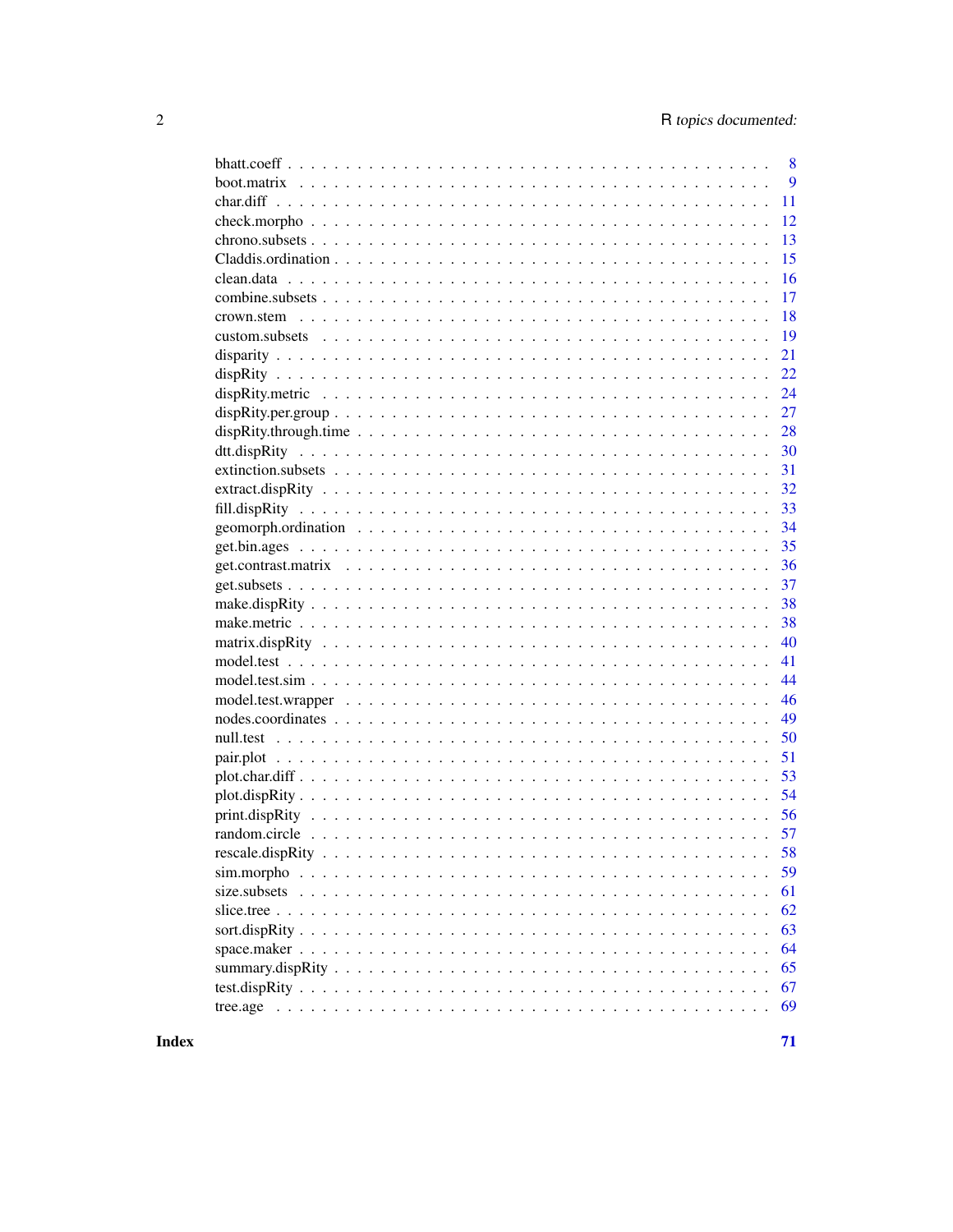bhatt.coeff . . . . . . . . . . . . . . . . . . . . . . . . . . . . . . . . . . . . . . . 8
boot.matrix . . . . . . . . . . . . . . . . . . . . . . . . . . . . . . . . . . . . . . . 9
char.diff . . . . . . . . . . . . . . . . . . . . . . . . . . . . . . . . . . . . . . . . 11
check.morpho . . . . . . . . . . . . . . . . . . . . . . . . . . . . . . . . . . . . . . 12
chrono.subsets . . . . . . . . . . . . . . . . . . . . . . . . . . . . . . . . . . . . . 13
Claddis.ordination . . . . . . . . . . . . . . . . . . . . . . . . . . . . . . . . . . . . 15
clean.data . . . . . . . . . . . . . . . . . . . . . . . . . . . . . . . . . . . . . . . 16
combine.subsets . . . . . . . . . . . . . . . . . . . . . . . . . . . . . . . . . . . . 17
crown.stem . . . . . . . . . . . . . . . . . . . . . . . . . . . . . . . . . . . . . . . 18
custom.subsets . . . . . . . . . . . . . . . . . . . . . . . . . . . . . . . . . . . . . 19
disparity . . . . . . . . . . . . . . . . . . . . . . . . . . . . . . . . . . . . . . . . 21
dispRity . . . . . . . . . . . . . . . . . . . . . . . . . . . . . . . . . . . . . . . . 22
dispRity.metric . . . . . . . . . . . . . . . . . . . . . . . . . . . . . . . . . . . . . 24
dispRity.per.group . . . . . . . . . . . . . . . . . . . . . . . . . . . . . . . . . . . 27
dispRity.through.time . . . . . . . . . . . . . . . . . . . . . . . . . . . . . . . . . 28
dtt.dispRity . . . . . . . . . . . . . . . . . . . . . . . . . . . . . . . . . . . . . . 30
extinction.subsets . . . . . . . . . . . . . . . . . . . . . . . . . . . . . . . . . . . 31
extract.dispRity . . . . . . . . . . . . . . . . . . . . . . . . . . . . . . . . . . . . 32
fill.dispRity . . . . . . . . . . . . . . . . . . . . . . . . . . . . . . . . . . . . . . 33
geomorph.ordination . . . . . . . . . . . . . . . . . . . . . . . . . . . . . . . . . . 34
get.bin.ages . . . . . . . . . . . . . . . . . . . . . . . . . . . . . . . . . . . . . . 35
get.contrast.matrix . . . . . . . . . . . . . . . . . . . . . . . . . . . . . . . . . . 36
get.subsets . . . . . . . . . . . . . . . . . . . . . . . . . . . . . . . . . . . . . . 37
make.dispRity . . . . . . . . . . . . . . . . . . . . . . . . . . . . . . . . . . . . . 38
make.metric . . . . . . . . . . . . . . . . . . . . . . . . . . . . . . . . . . . . . . 38
matrix.dispRity . . . . . . . . . . . . . . . . . . . . . . . . . . . . . . . . . . . . 40
model.test . . . . . . . . . . . . . . . . . . . . . . . . . . . . . . . . . . . . . . . 41
model.test.sim . . . . . . . . . . . . . . . . . . . . . . . . . . . . . . . . . . . . . 44
model.test.wrapper . . . . . . . . . . . . . . . . . . . . . . . . . . . . . . . . . . . 46
nodes.coordinates . . . . . . . . . . . . . . . . . . . . . . . . . . . . . . . . . . . 49
null.test . . . . . . . . . . . . . . . . . . . . . . . . . . . . . . . . . . . . . . . . 50
pair.plot . . . . . . . . . . . . . . . . . . . . . . . . . . . . . . . . . . . . . . . . 51
plot.char.diff . . . . . . . . . . . . . . . . . . . . . . . . . . . . . . . . . . . . . 53
plot.dispRity . . . . . . . . . . . . . . . . . . . . . . . . . . . . . . . . . . . . . . 54
print.dispRity . . . . . . . . . . . . . . . . . . . . . . . . . . . . . . . . . . . . . 56
random.circle . . . . . . . . . . . . . . . . . . . . . . . . . . . . . . . . . . . . . . 57
rescale.dispRity . . . . . . . . . . . . . . . . . . . . . . . . . . . . . . . . . . . . 58
sim.morpho . . . . . . . . . . . . . . . . . . . . . . . . . . . . . . . . . . . . . . . 59
size.subsets . . . . . . . . . . . . . . . . . . . . . . . . . . . . . . . . . . . . . . 61
slice.tree . . . . . . . . . . . . . . . . . . . . . . . . . . . . . . . . . . . . . . . . 62
sort.dispRity . . . . . . . . . . . . . . . . . . . . . . . . . . . . . . . . . . . . . . 63
space.maker . . . . . . . . . . . . . . . . . . . . . . . . . . . . . . . . . . . . . . 64
summary.dispRity . . . . . . . . . . . . . . . . . . . . . . . . . . . . . . . . . . . 65
test.dispRity . . . . . . . . . . . . . . . . . . . . . . . . . . . . . . . . . . . . . . 67
tree.age . . . . . . . . . . . . . . . . . . . . . . . . . . . . . . . . . . . . . . . . 69

**Index** **71**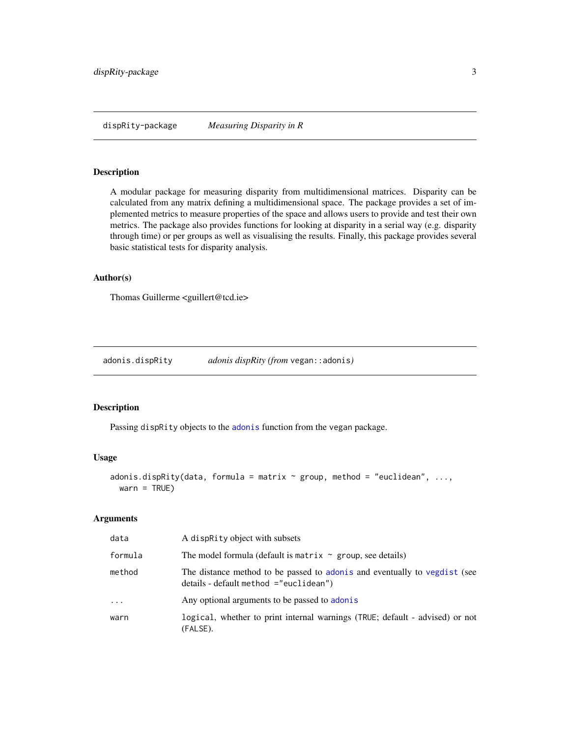## dispRity-package — *Measuring Disparity in R*

### Description

A modular package for measuring disparity from multidimensional matrices. Disparity can be calculated from any matrix defining a multidimensional space. The package provides a set of implemented metrics to measure properties of the space and allows users to provide and test their own metrics. The package also provides functions for looking at disparity in a serial way (e.g. disparity through time) or per groups as well as visualising the results. Finally, this package provides several basic statistical tests for disparity analysis.

### Author(s)

Thomas Guillerme <guillert@tcd.ie>

## adonis.dispRity — *adonis dispRity (from `vegan::adonis`)*

### Description

Passing `dispRity` objects to the `adonis` function from the `vegan` package.

### Usage

```
adonis.dispRity(data, formula = matrix ~ group, method = "euclidean", ...,
  warn = TRUE)
```

### Arguments

| | |
|---|---|
| `data` | A `dispRity` object with subsets |
| `formula` | The model formula (default is `matrix ~ group`, see details) |
| `method` | The distance method to be passed to `adonis` and eventually to `vegdist` (see details - default `method ="euclidean"`) |
| `...` | Any optional arguments to be passed to `adonis` |
| `warn` | `logical`, whether to print internal warnings (`TRUE`; default - advised) or not (`FALSE`). |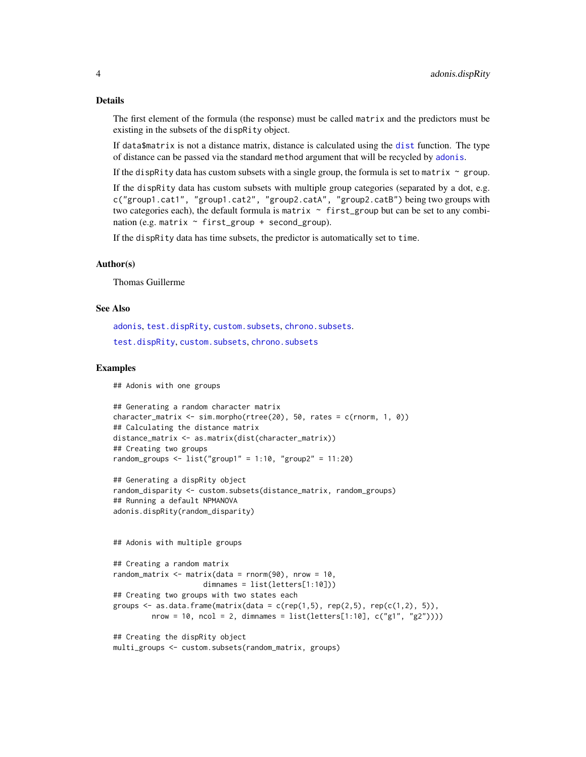### Details

The first element of the formula (the response) must be called `matrix` and the predictors must be existing in the subsets of the `dispRity` object.

If `data$matrix` is not a distance matrix, distance is calculated using the `dist` function. The type of distance can be passed via the standard `method` argument that will be recycled by `adonis`.

If the `dispRity` data has custom subsets with a single group, the formula is set to `matrix ~ group`.

If the `dispRity` data has custom subsets with multiple group categories (separated by a dot, e.g. `c("group1.cat1", "group1.cat2", "group2.catA", "group2.catB")` being two groups with two categories each), the default formula is `matrix ~ first_group` but can be set to any combination (e.g. `matrix ~ first_group + second_group`).

If the `dispRity` data has time subsets, the predictor is automatically set to `time`.

### Author(s)

Thomas Guillerme

### See Also

`adonis`, `test.dispRity`, `custom.subsets`, `chrono.subsets`.

`test.dispRity`, `custom.subsets`, `chrono.subsets`

### Examples

```
## Adonis with one groups

## Generating a random character matrix
character_matrix <- sim.morpho(rtree(20), 50, rates = c(rnorm, 1, 0))
## Calculating the distance matrix
distance_matrix <- as.matrix(dist(character_matrix))
## Creating two groups
random_groups <- list("group1" = 1:10, "group2" = 11:20)

## Generating a dispRity object
random_disparity <- custom.subsets(distance_matrix, random_groups)
## Running a default NPMANOVA
adonis.dispRity(random_disparity)


## Adonis with multiple groups

## Creating a random matrix
random_matrix <- matrix(data = rnorm(90), nrow = 10,
                     dimnames = list(letters[1:10]))
## Creating two groups with two states each
groups <- as.data.frame(matrix(data = c(rep(1,5), rep(2,5), rep(c(1,2), 5)),
         nrow = 10, ncol = 2, dimnames = list(letters[1:10], c("g1", "g2"))))

## Creating the dispRity object
multi_groups <- custom.subsets(random_matrix, groups)
```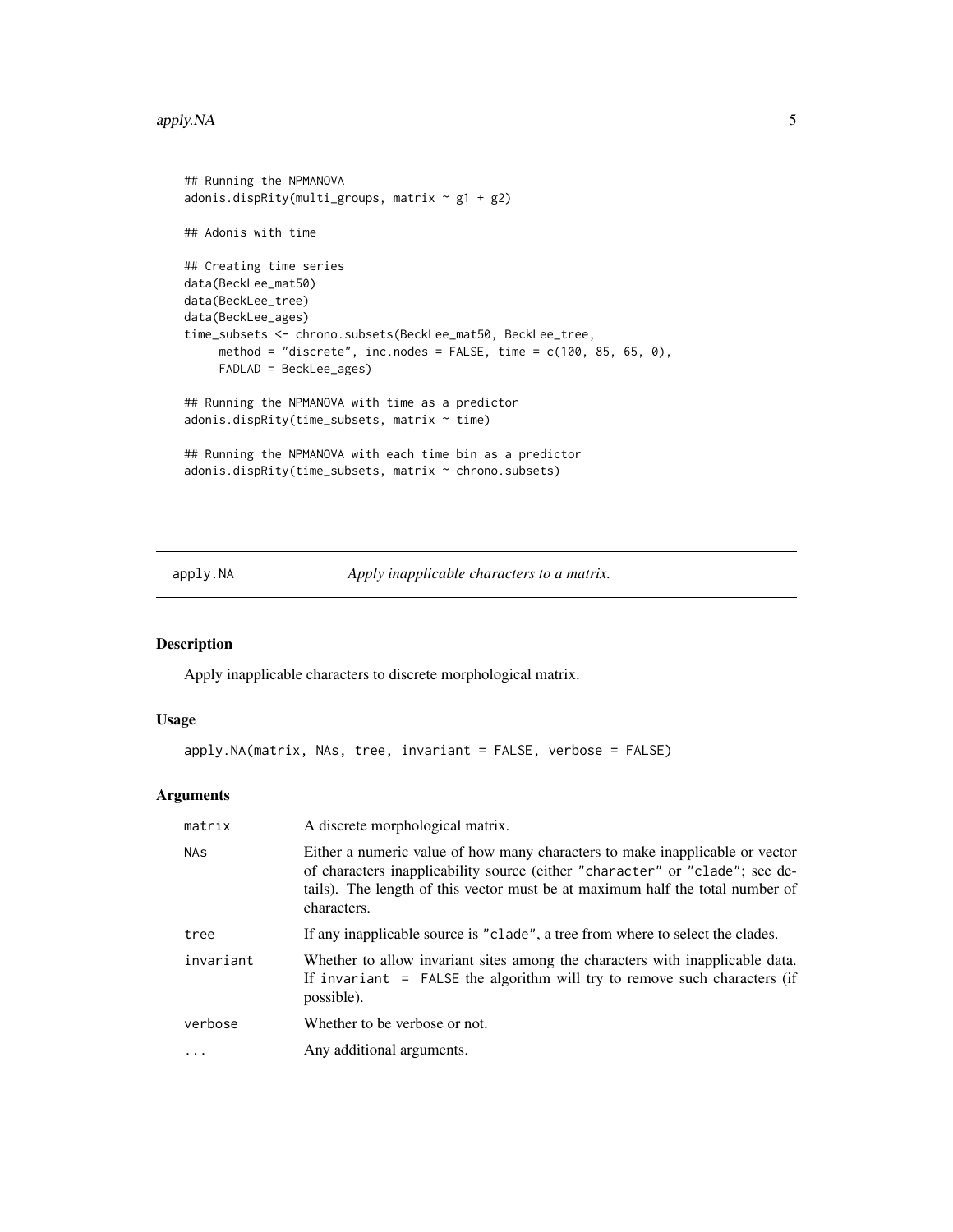```
## Running the NPMANOVA
adonis.dispRity(multi_groups, matrix ~ g1 + g2)

## Adonis with time

## Creating time series
data(BeckLee_mat50)
data(BeckLee_tree)
data(BeckLee_ages)
time_subsets <- chrono.subsets(BeckLee_mat50, BeckLee_tree,
     method = "discrete", inc.nodes = FALSE, time = c(100, 85, 65, 0),
     FADLAD = BeckLee_ages)

## Running the NPMANOVA with time as a predictor
adonis.dispRity(time_subsets, matrix ~ time)

## Running the NPMANOVA with each time bin as a predictor
adonis.dispRity(time_subsets, matrix ~ chrono.subsets)
```

---

## apply.NA — *Apply inapplicable characters to a matrix.*

---

### Description

Apply inapplicable characters to discrete morphological matrix.

### Usage

```
apply.NA(matrix, NAs, tree, invariant = FALSE, verbose = FALSE)
```

### Arguments

| | |
|---|---|
| `matrix` | A discrete morphological matrix. |
| `NAs` | Either a numeric value of how many characters to make inapplicable or vector of characters inapplicability source (either `"character"` or `"clade"`; see details). The length of this vector must be at maximum half the total number of characters. |
| `tree` | If any inapplicable source is `"clade"`, a tree from where to select the clades. |
| `invariant` | Whether to allow invariant sites among the characters with inapplicable data. If `invariant = FALSE` the algorithm will try to remove such characters (if possible). |
| `verbose` | Whether to be verbose or not. |
| `...` | Any additional arguments. |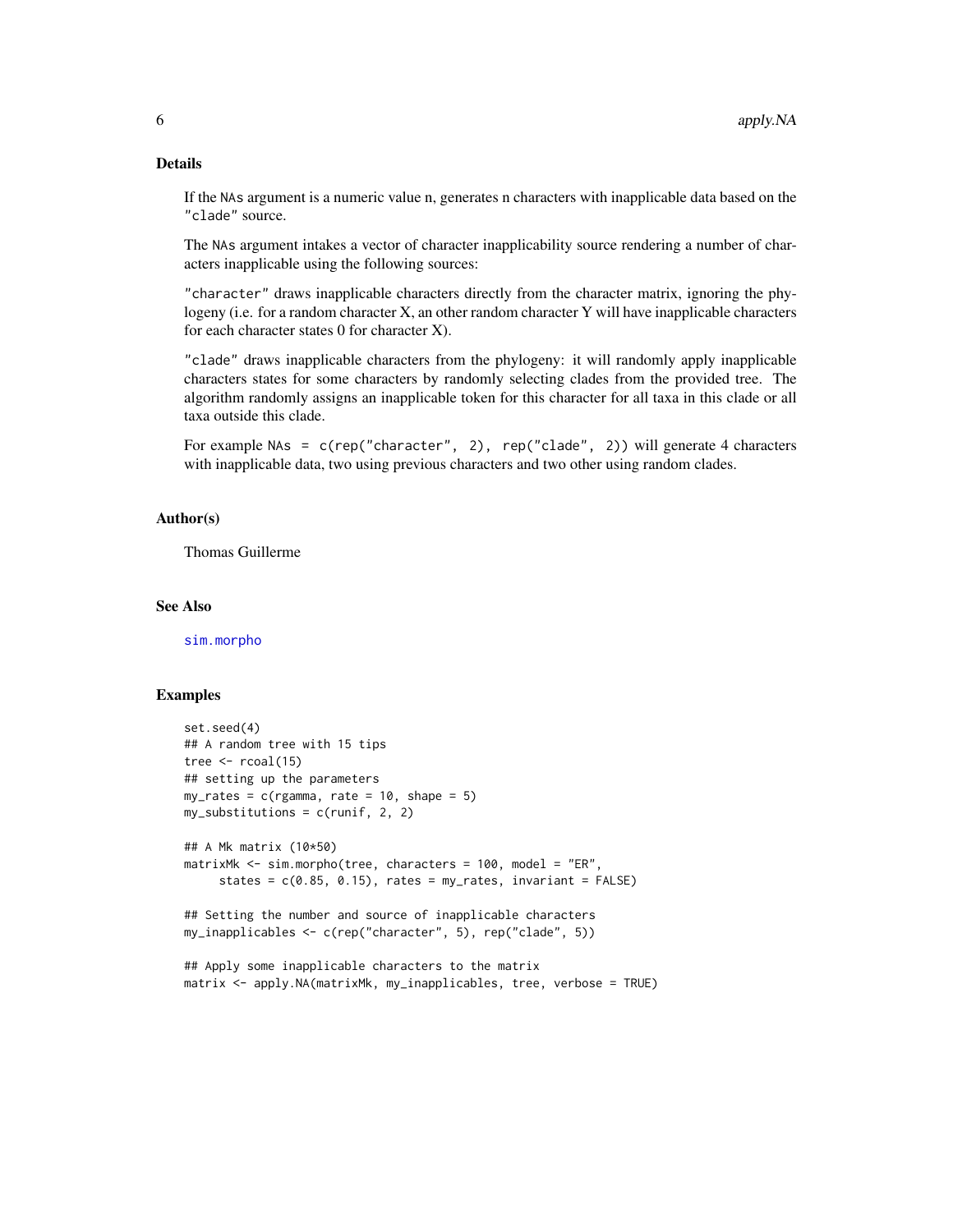## Details

If the NAs argument is a numeric value n, generates n characters with inapplicable data based on the "clade" source.

The NAs argument intakes a vector of character inapplicability source rendering a number of characters inapplicable using the following sources:

"character" draws inapplicable characters directly from the character matrix, ignoring the phylogeny (i.e. for a random character X, an other random character Y will have inapplicable characters for each character states 0 for character X).

"clade" draws inapplicable characters from the phylogeny: it will randomly apply inapplicable characters states for some characters by randomly selecting clades from the provided tree. The algorithm randomly assigns an inapplicable token for this character for all taxa in this clade or all taxa outside this clade.

For example NAs = c(rep("character", 2), rep("clade", 2)) will generate 4 characters with inapplicable data, two using previous characters and two other using random clades.

## Author(s)

Thomas Guillerme

## See Also

sim.morpho

## Examples

```
set.seed(4)
## A random tree with 15 tips
tree <- rcoal(15)
## setting up the parameters
my_rates = c(rgamma, rate = 10, shape = 5)
my_substitutions = c(runif, 2, 2)

## A Mk matrix (10*50)
matrixMk <- sim.morpho(tree, characters = 100, model = "ER",
     states = c(0.85, 0.15), rates = my_rates, invariant = FALSE)

## Setting the number and source of inapplicable characters
my_inapplicables <- c(rep("character", 5), rep("clade", 5))

## Apply some inapplicable characters to the matrix
matrix <- apply.NA(matrixMk, my_inapplicables, tree, verbose = TRUE)
```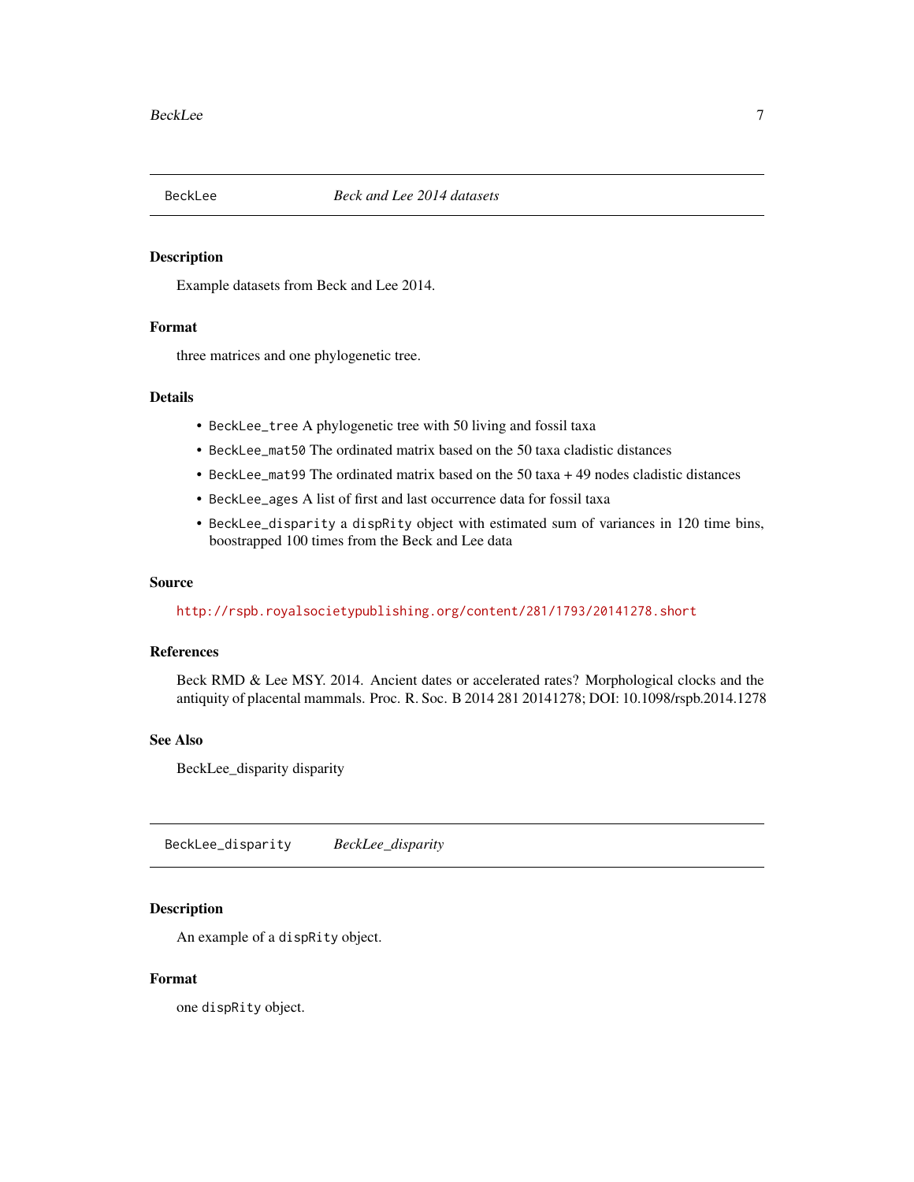## BeckLee — *Beck and Lee 2014 datasets*

### Description

Example datasets from Beck and Lee 2014.

### Format

three matrices and one phylogenetic tree.

### Details

- `BeckLee_tree` A phylogenetic tree with 50 living and fossil taxa
- `BeckLee_mat50` The ordinated matrix based on the 50 taxa cladistic distances
- `BeckLee_mat99` The ordinated matrix based on the 50 taxa + 49 nodes cladistic distances
- `BeckLee_ages` A list of first and last occurrence data for fossil taxa
- `BeckLee_disparity` a `dispRity` object with estimated sum of variances in 120 time bins, boostrapped 100 times from the Beck and Lee data

### Source

http://rspb.royalsocietypublishing.org/content/281/1793/20141278.short

### References

Beck RMD & Lee MSY. 2014. Ancient dates or accelerated rates? Morphological clocks and the antiquity of placental mammals. Proc. R. Soc. B 2014 281 20141278; DOI: 10.1098/rspb.2014.1278

### See Also

BeckLee_disparity disparity

## BeckLee_disparity — *BeckLee_disparity*

### Description

An example of a `dispRity` object.

### Format

one `dispRity` object.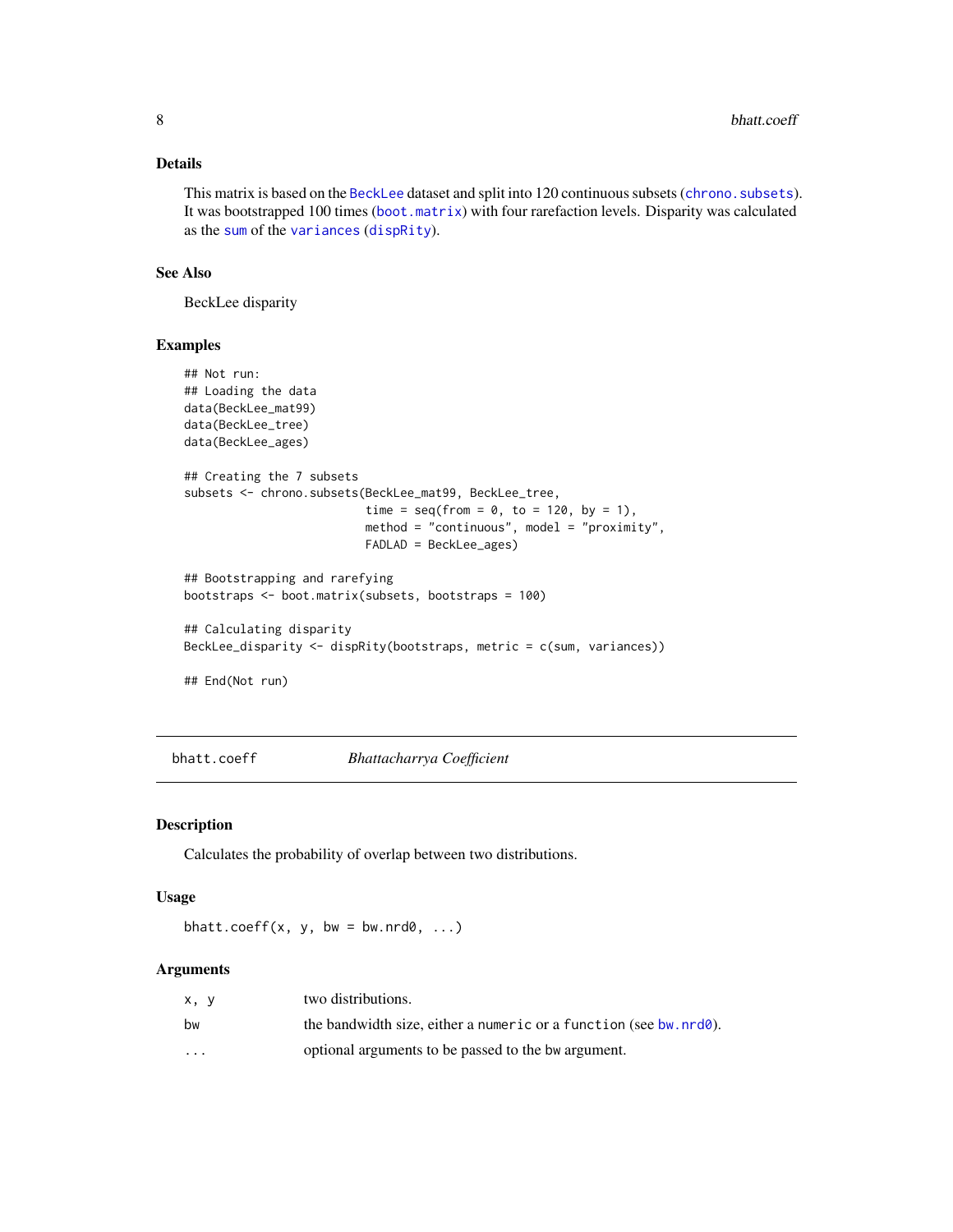### Details

This matrix is based on the BeckLee dataset and split into 120 continuous subsets (chrono.subsets). It was bootstrapped 100 times (boot.matrix) with four rarefaction levels. Disparity was calculated as the sum of the variances (dispRity).

### See Also

BeckLee disparity

### Examples

```
## Not run:
## Loading the data
data(BeckLee_mat99)
data(BeckLee_tree)
data(BeckLee_ages)

## Creating the 7 subsets
subsets <- chrono.subsets(BeckLee_mat99, BeckLee_tree,
                          time = seq(from = 0, to = 120, by = 1),
                          method = "continuous", model = "proximity",
                          FADLAD = BeckLee_ages)

## Bootstrapping and rarefying
bootstraps <- boot.matrix(subsets, bootstraps = 100)

## Calculating disparity
BeckLee_disparity <- dispRity(bootstraps, metric = c(sum, variances))

## End(Not run)
```

---

## bhatt.coeff *Bhattacharrya Coefficient*

---

### Description

Calculates the probability of overlap between two distributions.

### Usage

```
bhatt.coeff(x, y, bw = bw.nrd0, ...)
```

### Arguments

| | |
|---|---|
| x, y | two distributions. |
| bw | the bandwidth size, either a `numeric` or a `function` (see bw.nrd0). |
| ... | optional arguments to be passed to the bw argument. |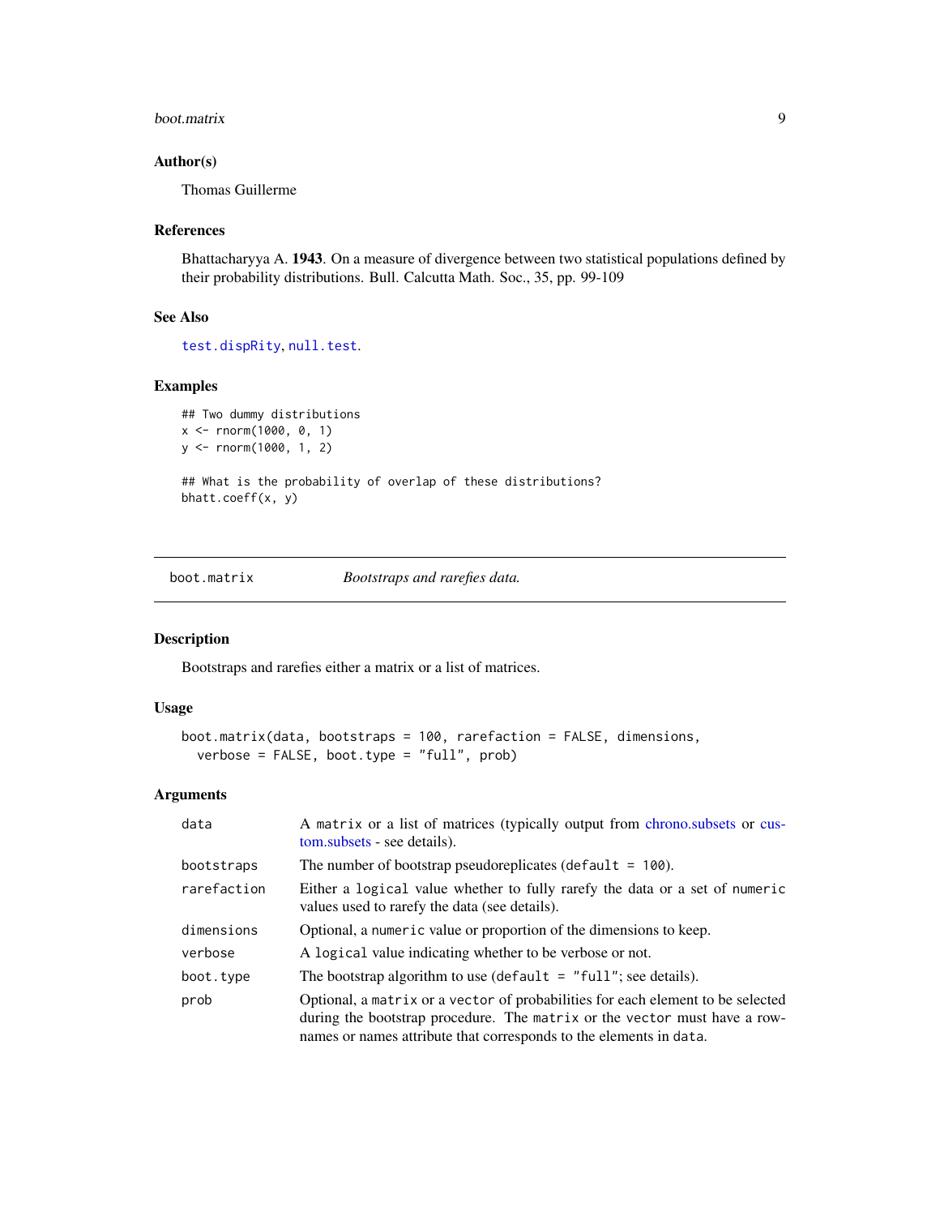## Author(s)

Thomas Guillerme

## References

Bhattacharyya A. **1943**. On a measure of divergence between two statistical populations defined by their probability distributions. Bull. Calcutta Math. Soc., 35, pp. 99-109

## See Also

test.dispRity, null.test.

## Examples

```
## Two dummy distributions
x <- rnorm(1000, 0, 1)
y <- rnorm(1000, 1, 2)

## What is the probability of overlap of these distributions?
bhatt.coeff(x, y)
```

---

# boot.matrix — *Bootstraps and rarefies data.*

## Description

Bootstraps and rarefies either a matrix or a list of matrices.

## Usage

```
boot.matrix(data, bootstraps = 100, rarefaction = FALSE, dimensions,
  verbose = FALSE, boot.type = "full", prob)
```

## Arguments

| Argument | Description |
|---|---|
| `data` | A `matrix` or a list of matrices (typically output from chrono.subsets or custom.subsets - see details). |
| `bootstraps` | The number of bootstrap pseudoreplicates (`default = 100`). |
| `rarefaction` | Either a `logical` value whether to fully rarefy the data or a set of `numeric` values used to rarefy the data (see details). |
| `dimensions` | Optional, a `numeric` value or proportion of the dimensions to keep. |
| `verbose` | A `logical` value indicating whether to be verbose or not. |
| `boot.type` | The bootstrap algorithm to use (`default = "full"`; see details). |
| `prob` | Optional, a `matrix` or a `vector` of probabilities for each element to be selected during the bootstrap procedure. The `matrix` or the `vector` must have a rownames or names attribute that corresponds to the elements in `data`. |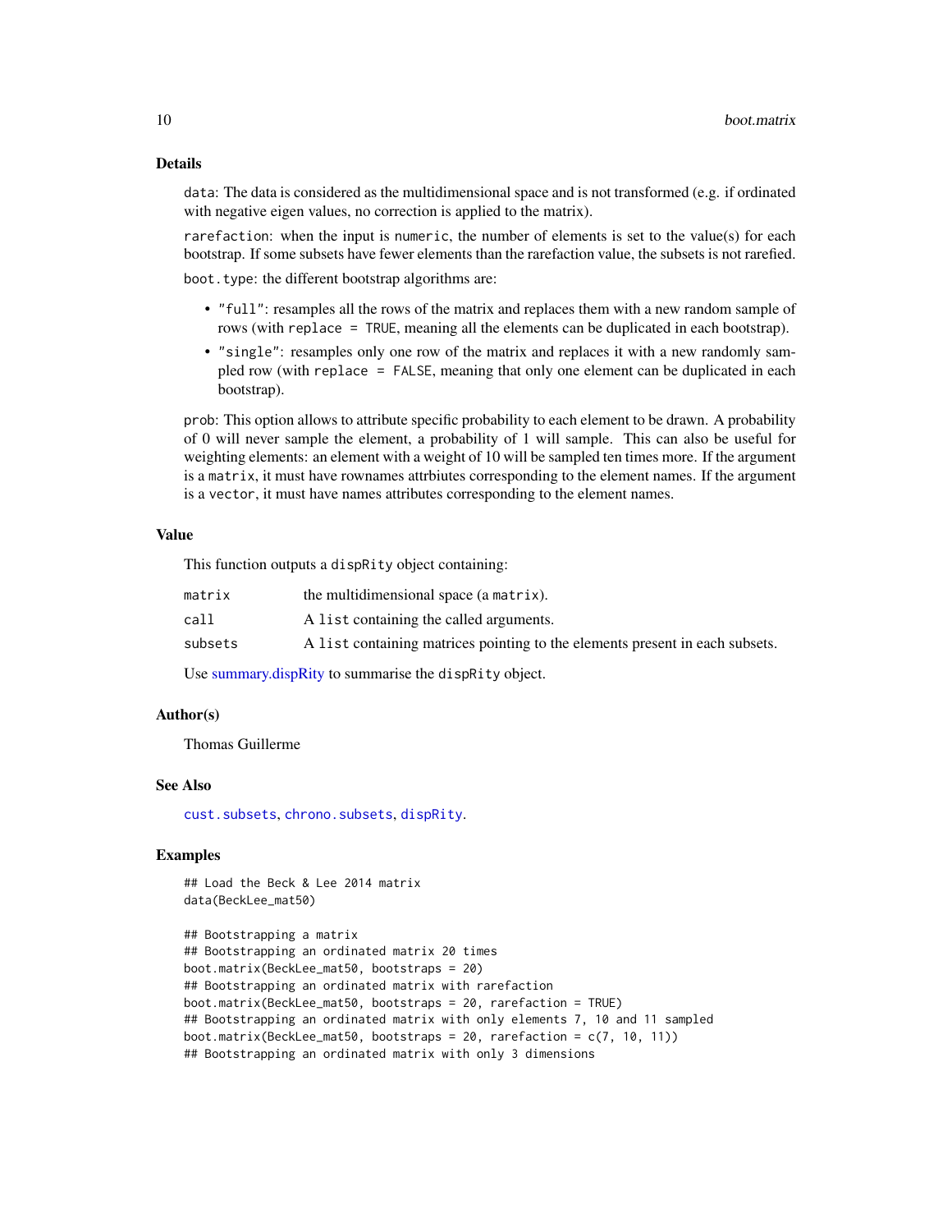## Details

`data`: The data is considered as the multidimensional space and is not transformed (e.g. if ordinated with negative eigen values, no correction is applied to the matrix).

`rarefaction`: when the input is `numeric`, the number of elements is set to the value(s) for each bootstrap. If some subsets have fewer elements than the rarefaction value, the subsets is not rarefied.

`boot.type`: the different bootstrap algorithms are:

- `"full"`: resamples all the rows of the matrix and replaces them with a new random sample of rows (with `replace = TRUE`, meaning all the elements can be duplicated in each bootstrap).
- `"single"`: resamples only one row of the matrix and replaces it with a new randomly sampled row (with `replace = FALSE`, meaning that only one element can be duplicated in each bootstrap).

`prob`: This option allows to attribute specific probability to each element to be drawn. A probability of 0 will never sample the element, a probability of 1 will sample. This can also be useful for weighting elements: an element with a weight of 10 will be sampled ten times more. If the argument is a `matrix`, it must have rownames attrbiutes corresponding to the element names. If the argument is a `vector`, it must have names attributes corresponding to the element names.

## Value

This function outputs a `dispRity` object containing:

| | |
|---|---|
| `matrix` | the multidimensional space (a `matrix`). |
| `call` | A `list` containing the called arguments. |
| `subsets` | A `list` containing matrices pointing to the elements present in each subsets. |

Use summary.dispRity to summarise the `dispRity` object.

## Author(s)

Thomas Guillerme

## See Also

`cust.subsets`, `chrono.subsets`, `dispRity`.

## Examples

```
## Load the Beck & Lee 2014 matrix
data(BeckLee_mat50)

## Bootstrapping a matrix
## Bootstrapping an ordinated matrix 20 times
boot.matrix(BeckLee_mat50, bootstraps = 20)
## Bootstrapping an ordinated matrix with rarefaction
boot.matrix(BeckLee_mat50, bootstraps = 20, rarefaction = TRUE)
## Bootstrapping an ordinated matrix with only elements 7, 10 and 11 sampled
boot.matrix(BeckLee_mat50, bootstraps = 20, rarefaction = c(7, 10, 11))
## Bootstrapping an ordinated matrix with only 3 dimensions
```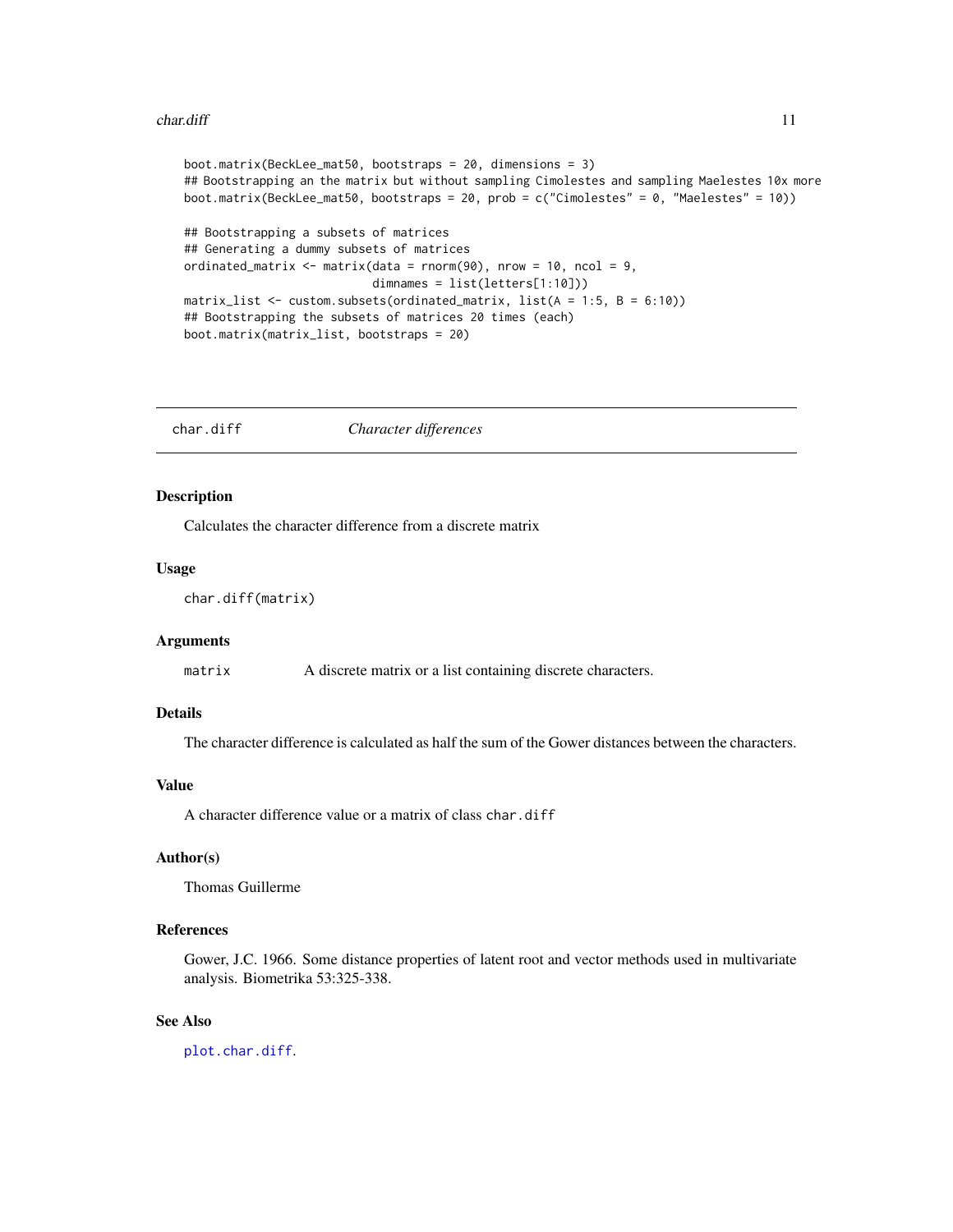```
boot.matrix(BeckLee_mat50, bootstraps = 20, dimensions = 3)
## Bootstrapping an the matrix but without sampling Cimolestes and sampling Maelestes 10x more
boot.matrix(BeckLee_mat50, bootstraps = 20, prob = c("Cimolestes" = 0, "Maelestes" = 10))

## Bootstrapping a subsets of matrices
## Generating a dummy subsets of matrices
ordinated_matrix <- matrix(data = rnorm(90), nrow = 10, ncol = 9,
                           dimnames = list(letters[1:10]))
matrix_list <- custom.subsets(ordinated_matrix, list(A = 1:5, B = 6:10))
## Bootstrapping the subsets of matrices 20 times (each)
boot.matrix(matrix_list, bootstraps = 20)
```

---

## char.diff *Character differences*

---

### Description

Calculates the character difference from a discrete matrix

### Usage

```
char.diff(matrix)
```

### Arguments

`matrix` A discrete matrix or a list containing discrete characters.

### Details

The character difference is calculated as half the sum of the Gower distances between the characters.

### Value

A character difference value or a matrix of class `char.diff`

### Author(s)

Thomas Guillerme

### References

Gower, J.C. 1966. Some distance properties of latent root and vector methods used in multivariate analysis. Biometrika 53:325-338.

### See Also

`plot.char.diff`.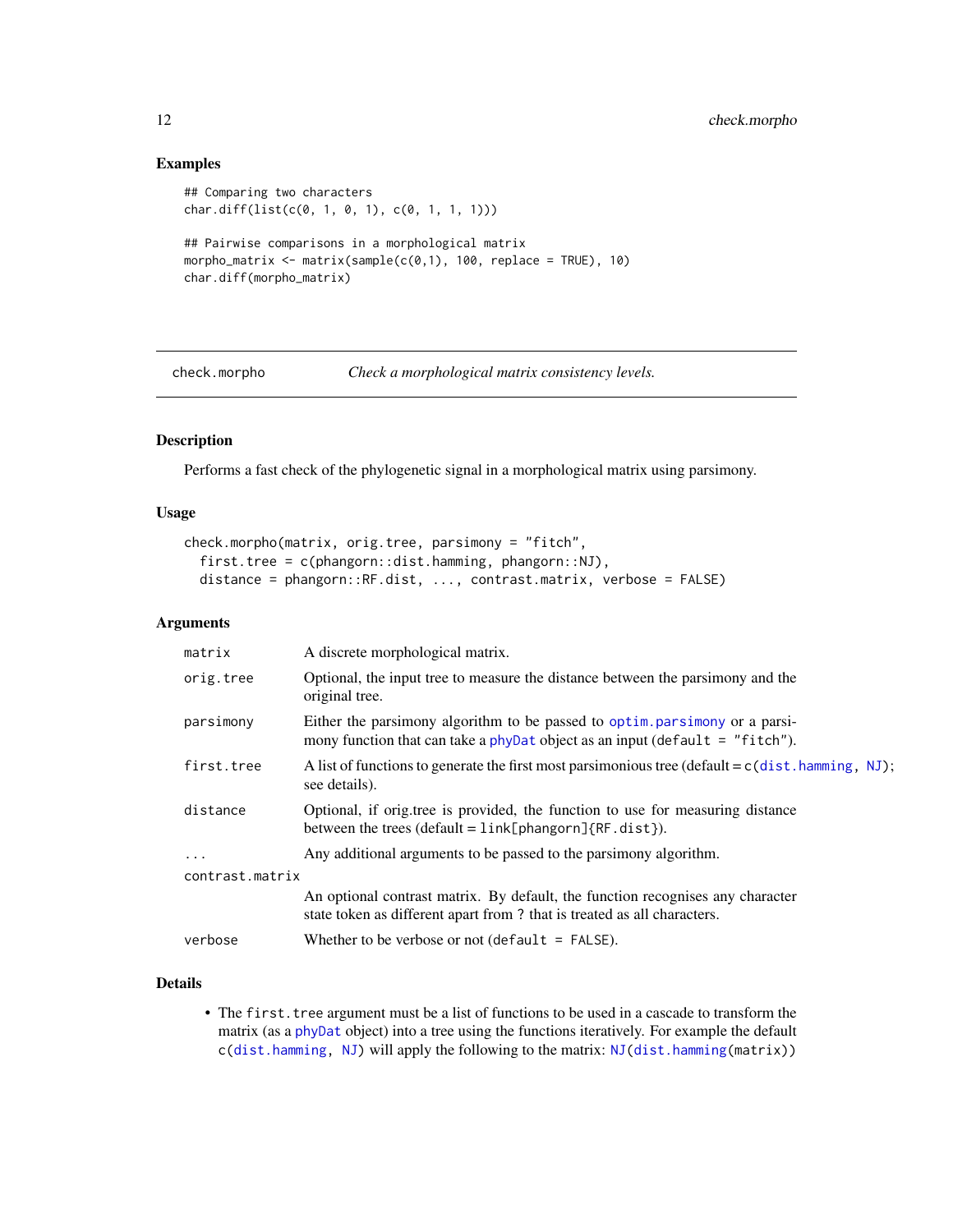## Examples

```
## Comparing two characters
char.diff(list(c(0, 1, 0, 1), c(0, 1, 1, 1)))

## Pairwise comparisons in a morphological matrix
morpho_matrix <- matrix(sample(c(0,1), 100, replace = TRUE), 10)
char.diff(morpho_matrix)
```

---

# check.morpho — *Check a morphological matrix consistency levels.*

---

## Description

Performs a fast check of the phylogenetic signal in a morphological matrix using parsimony.

## Usage

```
check.morpho(matrix, orig.tree, parsimony = "fitch",
  first.tree = c(phangorn::dist.hamming, phangorn::NJ),
  distance = phangorn::RF.dist, ..., contrast.matrix, verbose = FALSE)
```

## Arguments

| Argument | Description |
| --- | --- |
| `matrix` | A discrete morphological matrix. |
| `orig.tree` | Optional, the input tree to measure the distance between the parsimony and the original tree. |
| `parsimony` | Either the parsimony algorithm to be passed to `optim.parsimony` or a parsimony function that can take a `phyDat` object as an input (`default = "fitch"`). |
| `first.tree` | A list of functions to generate the first most parsimonious tree (default = `c(dist.hamming, NJ)`; see details). |
| `distance` | Optional, if orig.tree is provided, the function to use for measuring distance between the trees (default = `link[phangorn]{RF.dist}`). |
| `...` | Any additional arguments to be passed to the parsimony algorithm. |
| `contrast.matrix` | An optional contrast matrix. By default, the function recognises any character state token as different apart from ? that is treated as all characters. |
| `verbose` | Whether to be verbose or not (`default = FALSE`). |

## Details

- The `first.tree` argument must be a list of functions to be used in a cascade to transform the matrix (as a `phyDat` object) into a tree using the functions iteratively. For example the default `c(dist.hamming, NJ)` will apply the following to the matrix: `NJ(dist.hamming(matrix))`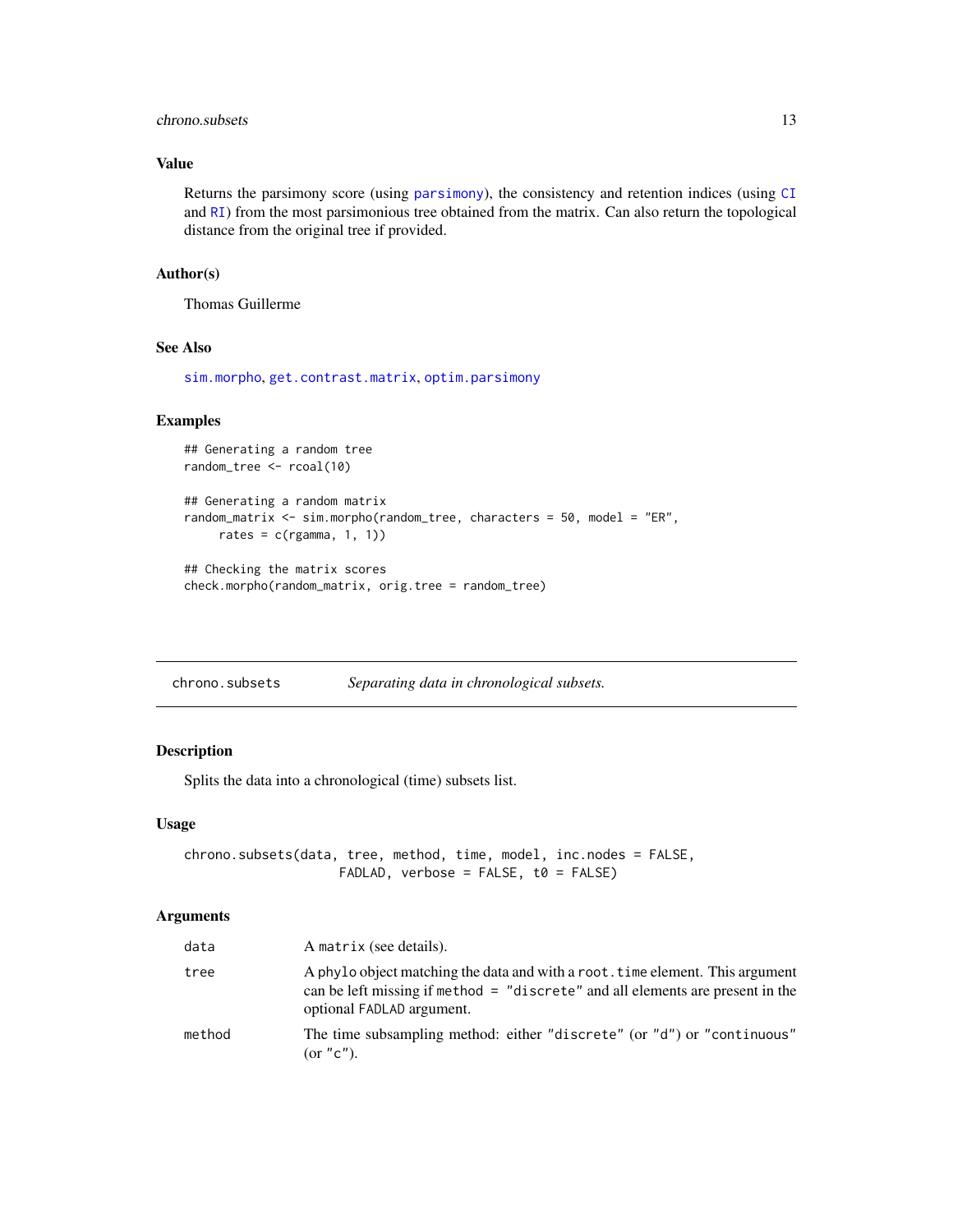### Value

Returns the parsimony score (using `parsimony`), the consistency and retention indices (using `CI` and `RI`) from the most parsimonious tree obtained from the matrix. Can also return the topological distance from the original tree if provided.

### Author(s)

Thomas Guillerme

### See Also

`sim.morpho`, `get.contrast.matrix`, `optim.parsimony`

### Examples

```
## Generating a random tree
random_tree <- rcoal(10)

## Generating a random matrix
random_matrix <- sim.morpho(random_tree, characters = 50, model = "ER",
     rates = c(rgamma, 1, 1))

## Checking the matrix scores
check.morpho(random_matrix, orig.tree = random_tree)
```

---

## chrono.subsets — *Separating data in chronological subsets.*

### Description

Splits the data into a chronological (time) subsets list.

### Usage

```
chrono.subsets(data, tree, method, time, model, inc.nodes = FALSE,
                    FADLAD, verbose = FALSE, t0 = FALSE)
```

### Arguments

| | |
|---|---|
| `data` | A `matrix` (see details). |
| `tree` | A `phylo` object matching the data and with a `root.time` element. This argument can be left missing if `method = "discrete"` and all elements are present in the optional `FADLAD` argument. |
| `method` | The time subsampling method: either `"discrete"` (or `"d"`) or `"continuous"` (or `"c"`). |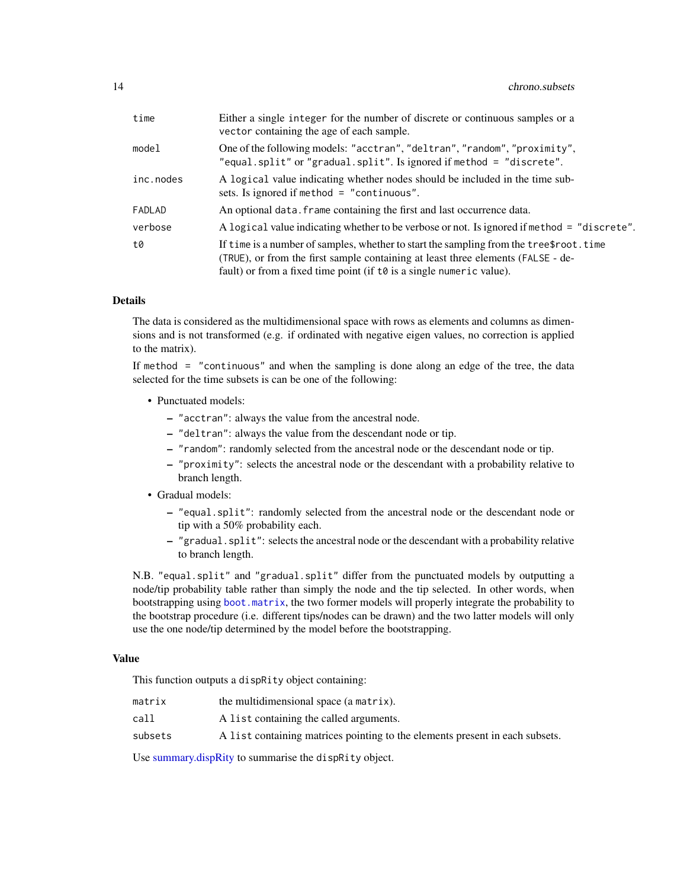| | |
|---|---|
| time | Either a single `integer` for the number of discrete or continuous samples or a `vector` containing the age of each sample. |
| model | One of the following models: `"acctran"`, `"deltran"`, `"random"`, `"proximity"`, `"equal.split"` or `"gradual.split"`. Is ignored if `method = "discrete"`. |
| inc.nodes | A `logical` value indicating whether nodes should be included in the time subsets. Is ignored if `method = "continuous"`. |
| FADLAD | An optional `data.frame` containing the first and last occurrence data. |
| verbose | A `logical` value indicating whether to be verbose or not. Is ignored if `method = "discrete"`. |
| t0 | If `time` is a number of samples, whether to start the sampling from the `tree$root.time` (`TRUE`), or from the first sample containing at least three elements (`FALSE` - default) or from a fixed time point (if `t0` is a single `numeric` value). |

## Details

The data is considered as the multidimensional space with rows as elements and columns as dimensions and is not transformed (e.g. if ordinated with negative eigen values, no correction is applied to the matrix).

If `method = "continuous"` and when the sampling is done along an edge of the tree, the data selected for the time subsets is can be one of the following:

- Punctuated models:
  - `"acctran"`: always the value from the ancestral node.
  - `"deltran"`: always the value from the descendant node or tip.
  - `"random"`: randomly selected from the ancestral node or the descendant node or tip.
  - `"proximity"`: selects the ancestral node or the descendant with a probability relative to branch length.
- Gradual models:
  - `"equal.split"`: randomly selected from the ancestral node or the descendant node or tip with a 50% probability each.
  - `"gradual.split"`: selects the ancestral node or the descendant with a probability relative to branch length.

N.B. `"equal.split"` and `"gradual.split"` differ from the punctuated models by outputting a node/tip probability table rather than simply the node and the tip selected. In other words, when bootstrapping using `boot.matrix`, the two former models will properly integrate the probability to the bootstrap procedure (i.e. different tips/nodes can be drawn) and the two latter models will only use the one node/tip determined by the model before the bootstrapping.

## Value

This function outputs a `dispRity` object containing:

| | |
|---|---|
| matrix | the multidimensional space (a `matrix`). |
| call | A `list` containing the called arguments. |
| subsets | A `list` containing matrices pointing to the elements present in each subsets. |

Use summary.dispRity to summarise the `dispRity` object.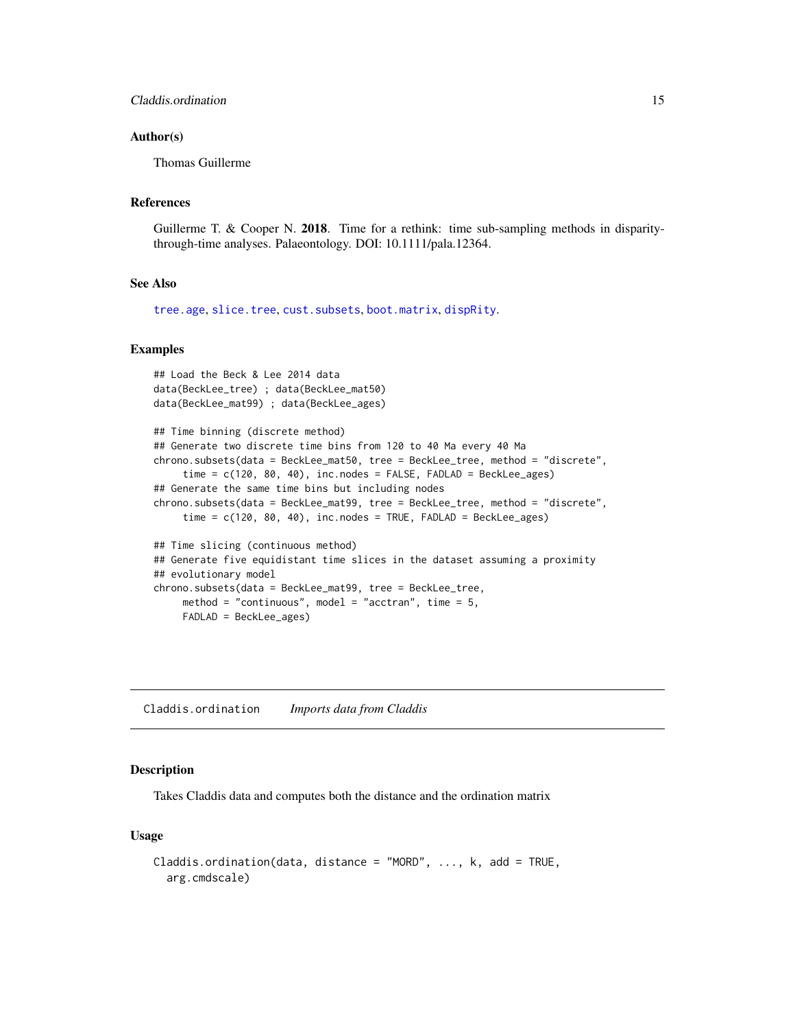### Author(s)

Thomas Guillerme

### References

Guillerme T. & Cooper N. **2018**. Time for a rethink: time sub-sampling methods in disparity-through-time analyses. Palaeontology. DOI: 10.1111/pala.12364.

### See Also

tree.age, slice.tree, cust.subsets, boot.matrix, dispRity.

### Examples

```
## Load the Beck & Lee 2014 data
data(BeckLee_tree) ; data(BeckLee_mat50)
data(BeckLee_mat99) ; data(BeckLee_ages)

## Time binning (discrete method)
## Generate two discrete time bins from 120 to 40 Ma every 40 Ma
chrono.subsets(data = BeckLee_mat50, tree = BeckLee_tree, method = "discrete",
     time = c(120, 80, 40), inc.nodes = FALSE, FADLAD = BeckLee_ages)
## Generate the same time bins but including nodes
chrono.subsets(data = BeckLee_mat50, tree = BeckLee_tree, method = "discrete",
     time = c(120, 80, 40), inc.nodes = TRUE, FADLAD = BeckLee_ages)

## Time slicing (continuous method)
## Generate five equidistant time slices in the dataset assuming a proximity
## evolutionary model
chrono.subsets(data = BeckLee_mat99, tree = BeckLee_tree,
     method = "continuous", model = "acctran", time = 5,
     FADLAD = BeckLee_ages)
```

---

## Claddis.ordination *Imports data from Claddis*

### Description

Takes Claddis data and computes both the distance and the ordination matrix

### Usage

```
Claddis.ordination(data, distance = "MORD", ..., k, add = TRUE,
  arg.cmdscale)
```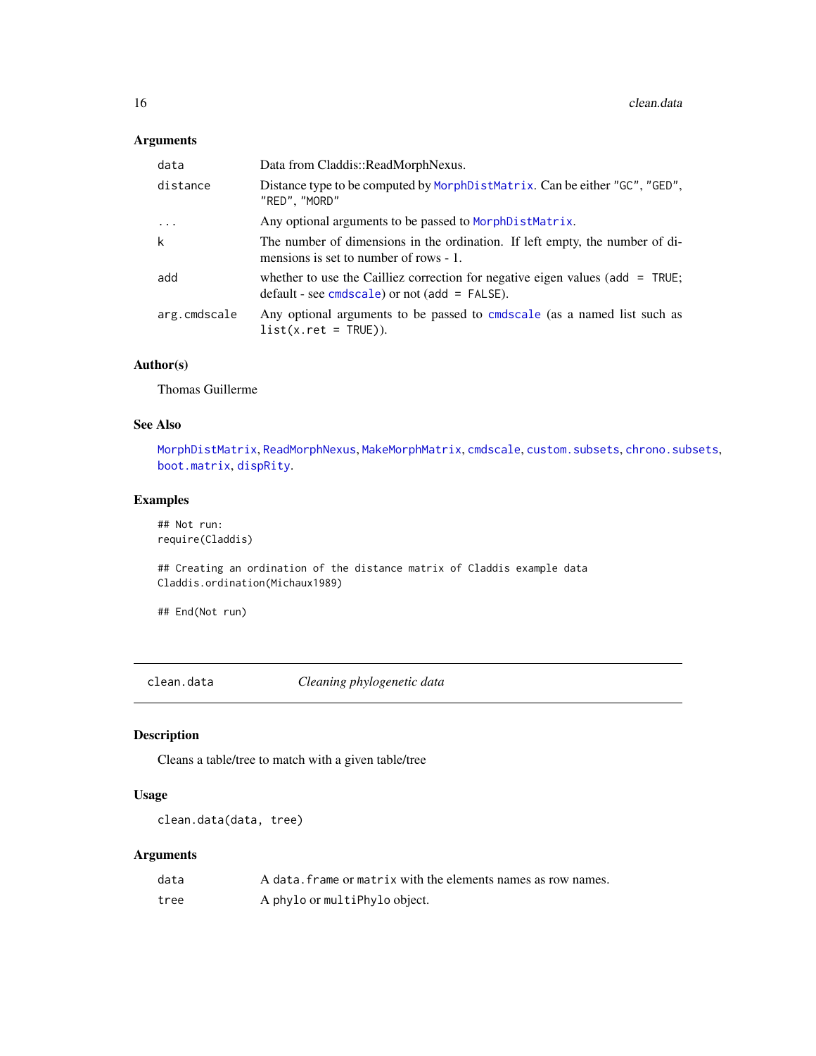### Arguments

| | |
|---|---|
| data | Data from Claddis::ReadMorphNexus. |
| distance | Distance type to be computed by MorphDistMatrix. Can be either "GC", "GED", "RED", "MORD" |
| ... | Any optional arguments to be passed to MorphDistMatrix. |
| k | The number of dimensions in the ordination. If left empty, the number of dimensions is set to number of rows - 1. |
| add | whether to use the Cailliez correction for negative eigen values (add = TRUE; default - see cmdscale) or not (add = FALSE). |
| arg.cmdscale | Any optional arguments to be passed to cmdscale (as a named list such as list(x.ret = TRUE)). |

### Author(s)

Thomas Guillerme

### See Also

MorphDistMatrix, ReadMorphNexus, MakeMorphMatrix, cmdscale, custom.subsets, chrono.subsets, boot.matrix, dispRity.

### Examples

```
## Not run:
require(Claddis)

## Creating an ordination of the distance matrix of Claddis example data
Claddis.ordination(Michaux1989)

## End(Not run)
```

---

## clean.data *Cleaning phylogenetic data*

### Description

Cleans a table/tree to match with a given table/tree

### Usage

```
clean.data(data, tree)
```

### Arguments

| | |
|---|---|
| data | A data.frame or matrix with the elements names as row names. |
| tree | A phylo or multiPhylo object. |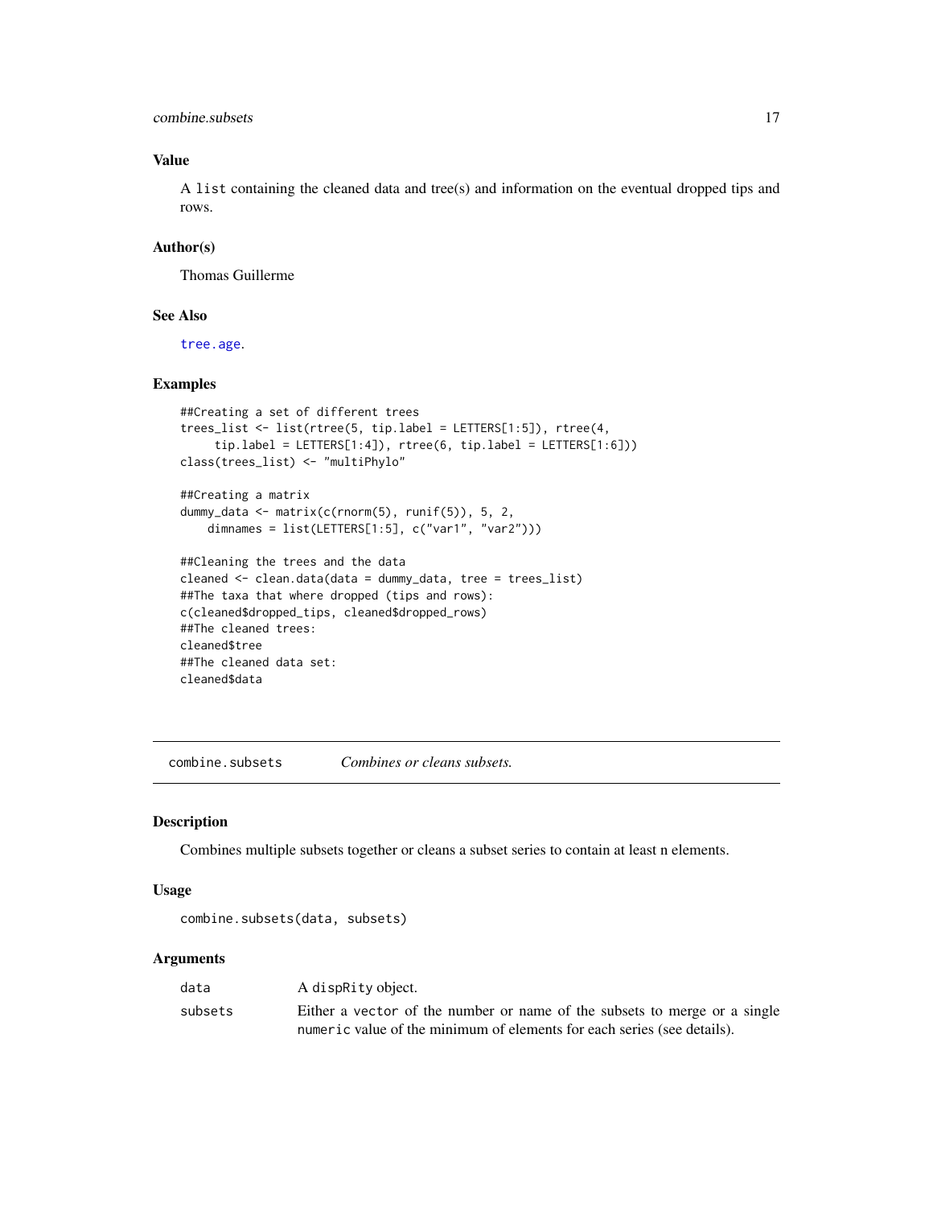### Value

A `list` containing the cleaned data and tree(s) and information on the eventual dropped tips and rows.

### Author(s)

Thomas Guillerme

### See Also

`tree.age`.

### Examples

```
##Creating a set of different trees
trees_list <- list(rtree(5, tip.label = LETTERS[1:5]), rtree(4,
     tip.label = LETTERS[1:4]), rtree(6, tip.label = LETTERS[1:6]))
class(trees_list) <- "multiPhylo"

##Creating a matrix
dummy_data <- matrix(c(rnorm(5), runif(5)), 5, 2,
    dimnames = list(LETTERS[1:5], c("var1", "var2")))

##Cleaning the trees and the data
cleaned <- clean.data(data = dummy_data, tree = trees_list)
##The taxa that where dropped (tips and rows):
c(cleaned$dropped_tips, cleaned$dropped_rows)
##The cleaned trees:
cleaned$tree
##The cleaned data set:
cleaned$data
```

---

## combine.subsets — *Combines or cleans subsets.*

### Description

Combines multiple subsets together or cleans a subset series to contain at least n elements.

### Usage

```
combine.subsets(data, subsets)
```

### Arguments

| | |
|---|---|
| `data` | A `dispRity` object. |
| `subsets` | Either a `vector` of the number or name of the subsets to merge or a single `numeric` value of the minimum of elements for each series (see details). |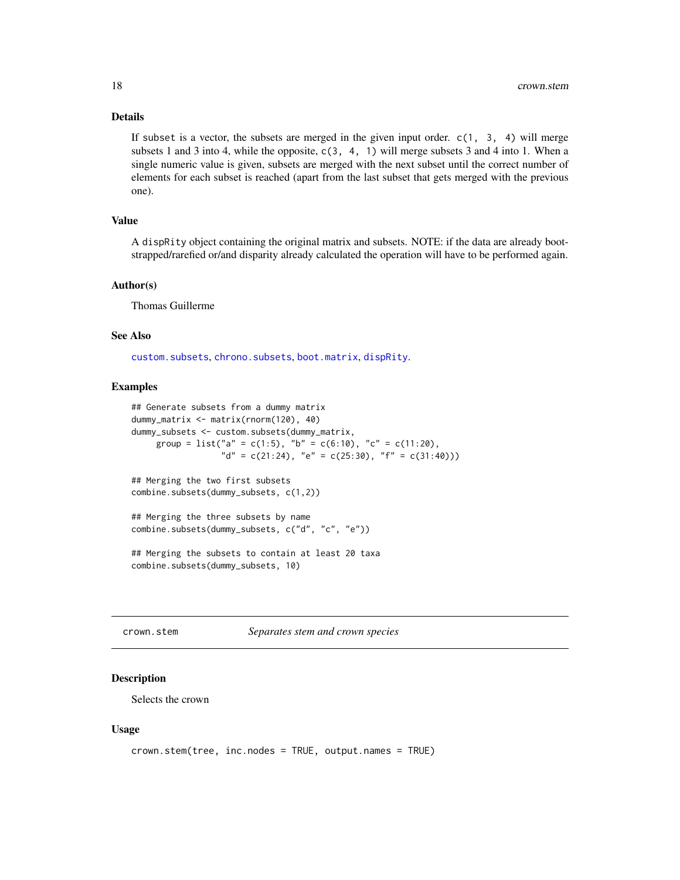### Details

If `subset` is a vector, the subsets are merged in the given input order. `c(1, 3, 4)` will merge subsets 1 and 3 into 4, while the opposite, `c(3, 4, 1)` will merge subsets 3 and 4 into 1. When a single numeric value is given, subsets are merged with the next subset until the correct number of elements for each subset is reached (apart from the last subset that gets merged with the previous one).

### Value

A `dispRity` object containing the original matrix and subsets. NOTE: if the data are already bootstrapped/rarefied or/and disparity already calculated the operation will have to be performed again.

### Author(s)

Thomas Guillerme

### See Also

`custom.subsets`, `chrono.subsets`, `boot.matrix`, `dispRity`.

### Examples

```
## Generate subsets from a dummy matrix
dummy_matrix <- matrix(rnorm(120), 40)
dummy_subsets <- custom.subsets(dummy_matrix,
     group = list("a" = c(1:5), "b" = c(6:10), "c" = c(11:20),
                  "d" = c(21:24), "e" = c(25:30), "f" = c(31:40)))

## Merging the two first subsets
combine.subsets(dummy_subsets, c(1,2))

## Merging the three subsets by name
combine.subsets(dummy_subsets, c("d", "c", "e"))

## Merging the subsets to contain at least 20 taxa
combine.subsets(dummy_subsets, 10)
```

---

## crown.stem — *Separates stem and crown species*

### Description

Selects the crown

### Usage

```
crown.stem(tree, inc.nodes = TRUE, output.names = TRUE)
```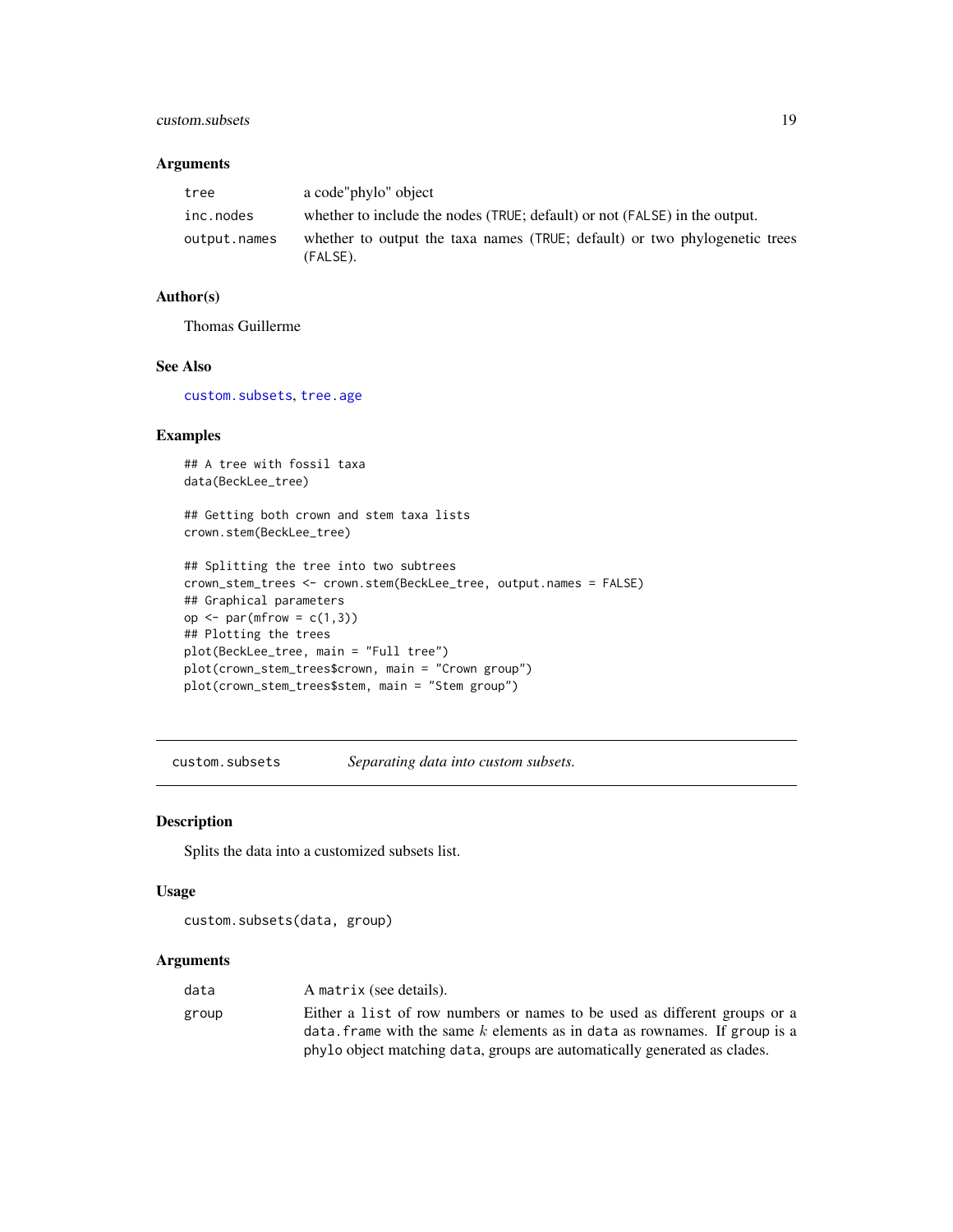### Arguments

| | |
|---|---|
| tree | a code"phylo" object |
| inc.nodes | whether to include the nodes (TRUE; default) or not (FALSE) in the output. |
| output.names | whether to output the taxa names (TRUE; default) or two phylogenetic trees (FALSE). |

### Author(s)

Thomas Guillerme

### See Also

custom.subsets, tree.age

### Examples

```
## A tree with fossil taxa
data(BeckLee_tree)

## Getting both crown and stem taxa lists
crown.stem(BeckLee_tree)

## Splitting the tree into two subtrees
crown_stem_trees <- crown.stem(BeckLee_tree, output.names = FALSE)
## Graphical parameters
op <- par(mfrow = c(1,3))
## Plotting the trees
plot(BeckLee_tree, main = "Full tree")
plot(crown_stem_trees$crown, main = "Crown group")
plot(crown_stem_trees$stem, main = "Stem group")
```

---

## custom.subsets *Separating data into custom subsets.*

### Description

Splits the data into a customized subsets list.

### Usage

```
custom.subsets(data, group)
```

### Arguments

| | |
|---|---|
| data | A matrix (see details). |
| group | Either a list of row numbers or names to be used as different groups or a data.frame with the same $k$ elements as in data as rownames. If group is a phylo object matching data, groups are automatically generated as clades. |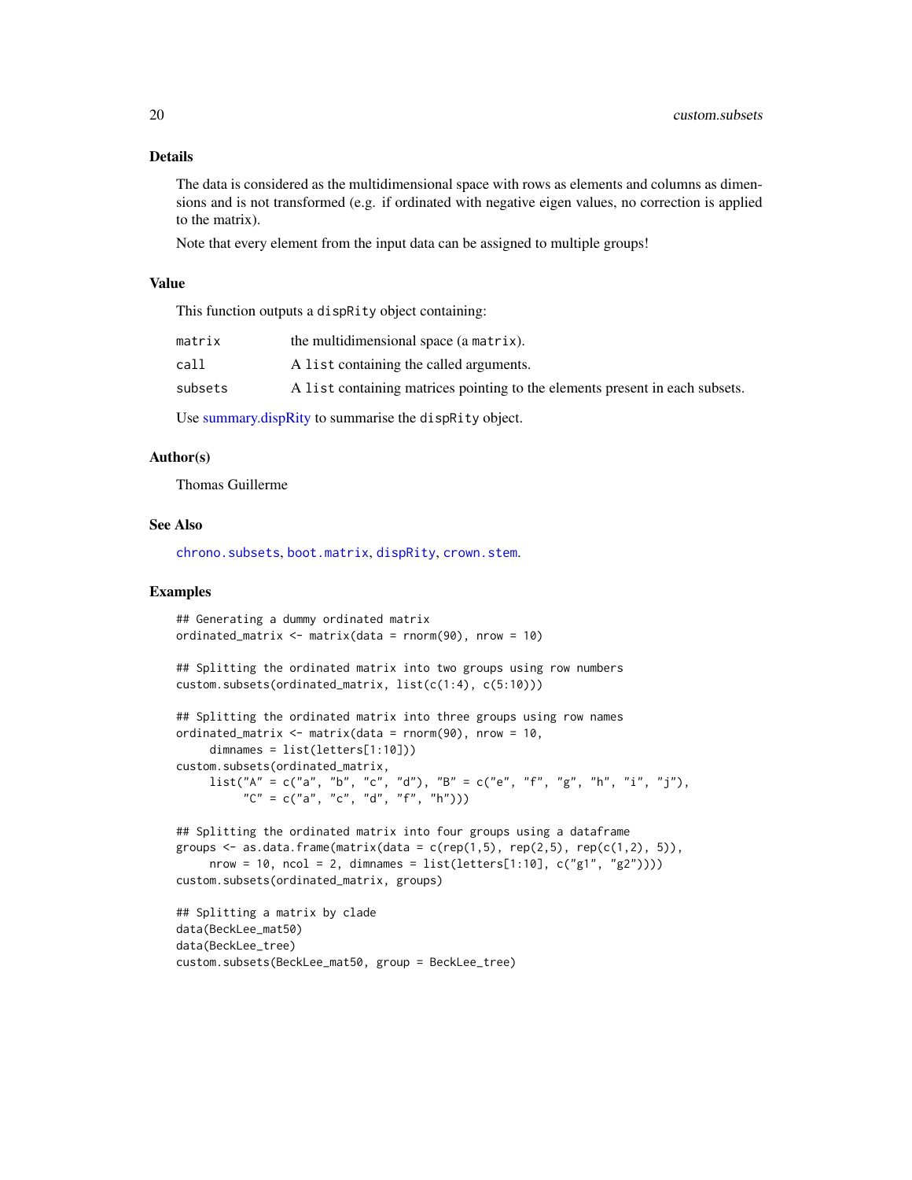## Details

The data is considered as the multidimensional space with rows as elements and columns as dimensions and is not transformed (e.g. if ordinated with negative eigen values, no correction is applied to the matrix).

Note that every element from the input data can be assigned to multiple groups!

## Value

This function outputs a `dispRity` object containing:

| | |
|---|---|
| `matrix` | the multidimensional space (a `matrix`). |
| `call` | A `list` containing the called arguments. |
| `subsets` | A `list` containing matrices pointing to the elements present in each subsets. |

Use summary.dispRity to summarise the `dispRity` object.

## Author(s)

Thomas Guillerme

## See Also

`chrono.subsets`, `boot.matrix`, `dispRity`, `crown.stem`.

## Examples

```
## Generating a dummy ordinated matrix
ordinated_matrix <- matrix(data = rnorm(90), nrow = 10)

## Splitting the ordinated matrix into two groups using row numbers
custom.subsets(ordinated_matrix, list(c(1:4), c(5:10)))

## Splitting the ordinated matrix into three groups using row names
ordinated_matrix <- matrix(data = rnorm(90), nrow = 10,
     dimnames = list(letters[1:10]))
custom.subsets(ordinated_matrix,
     list("A" = c("a", "b", "c", "d"), "B" = c("e", "f", "g", "h", "i", "j"),
          "C" = c("a", "c", "d", "f", "h")))

## Splitting the ordinated matrix into four groups using a dataframe
groups <- as.data.frame(matrix(data = c(rep(1,5), rep(2,5), rep(c(1,2), 5)),
     nrow = 10, ncol = 2, dimnames = list(letters[1:10], c("g1", "g2"))))
custom.subsets(ordinated_matrix, groups)

## Splitting a matrix by clade
data(BeckLee_mat50)
data(BeckLee_tree)
custom.subsets(BeckLee_mat50, group = BeckLee_tree)
```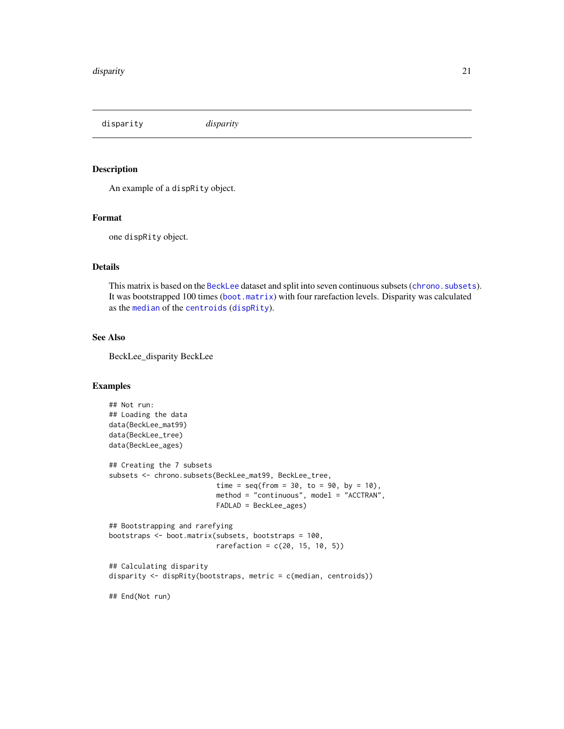`disparity` *disparity*

## Description

An example of a `dispRity` object.

## Format

one `dispRity` object.

## Details

This matrix is based on the `BeckLee` dataset and split into seven continuous subsets (`chrono.subsets`). It was bootstrapped 100 times (`boot.matrix`) with four rarefaction levels. Disparity was calculated as the `median` of the `centroids` (`dispRity`).

## See Also

BeckLee_disparity BeckLee

## Examples

```
## Not run:
## Loading the data
data(BeckLee_mat99)
data(BeckLee_tree)
data(BeckLee_ages)

## Creating the 7 subsets
subsets <- chrono.subsets(BeckLee_mat99, BeckLee_tree,
                          time = seq(from = 30, to = 90, by = 10),
                          method = "continuous", model = "ACCTRAN",
                          FADLAD = BeckLee_ages)

## Bootstrapping and rarefying
bootstraps <- boot.matrix(subsets, bootstraps = 100,
                          rarefaction = c(20, 15, 10, 5))

## Calculating disparity
disparity <- dispRity(bootstraps, metric = c(median, centroids))

## End(Not run)
```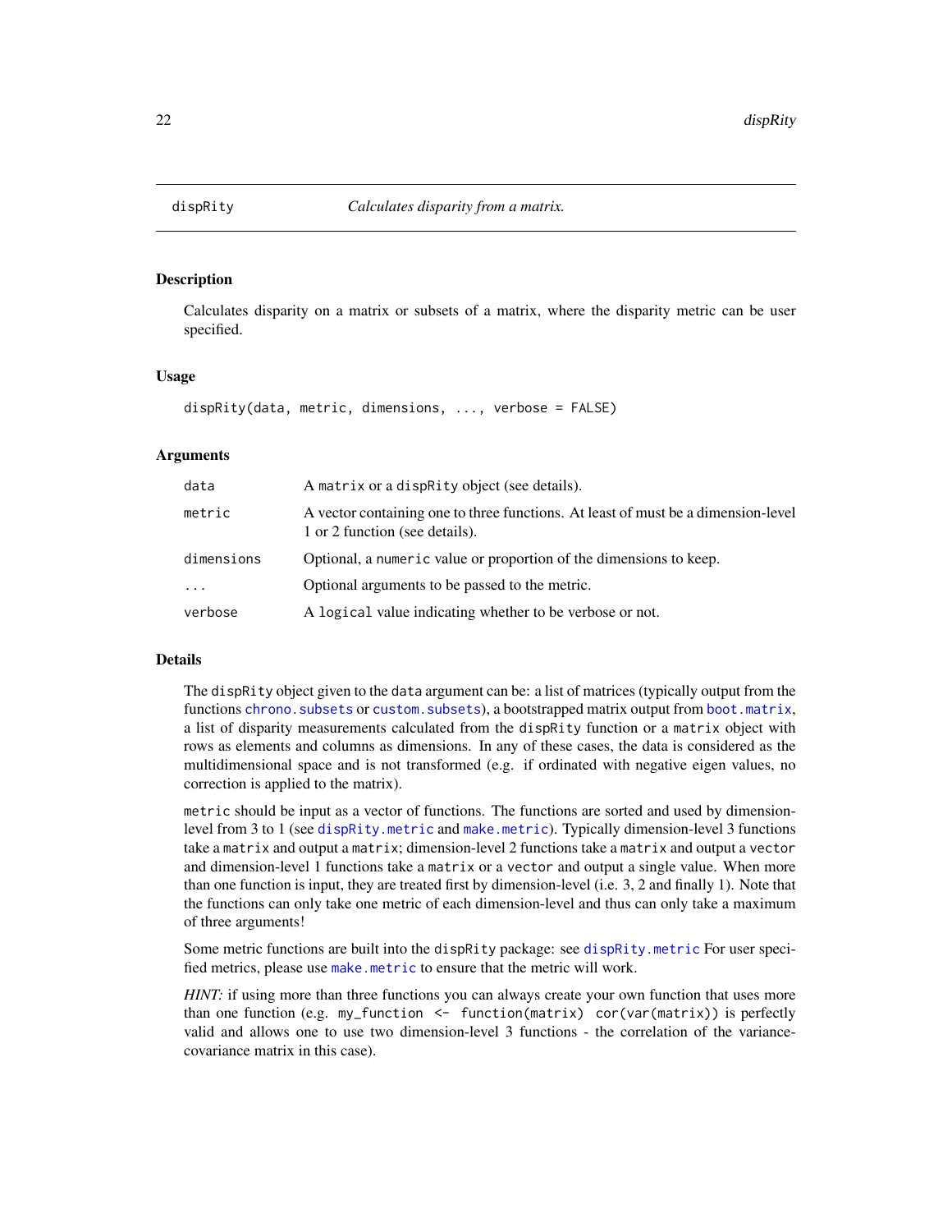dispRity *Calculates disparity from a matrix.*

## Description

Calculates disparity on a matrix or subsets of a matrix, where the disparity metric can be user specified.

## Usage

```
dispRity(data, metric, dimensions, ..., verbose = FALSE)
```

## Arguments

| | |
|---|---|
| data | A `matrix` or a `dispRity` object (see details). |
| metric | A vector containing one to three functions. At least of must be a dimension-level 1 or 2 function (see details). |
| dimensions | Optional, a `numeric` value or proportion of the dimensions to keep. |
| ... | Optional arguments to be passed to the metric. |
| verbose | A `logical` value indicating whether to be verbose or not. |

## Details

The `dispRity` object given to the `data` argument can be: a list of matrices (typically output from the functions `chrono.subsets` or `custom.subsets`), a bootstrapped matrix output from `boot.matrix`, a list of disparity measurements calculated from the `dispRity` function or a `matrix` object with rows as elements and columns as dimensions. In any of these cases, the data is considered as the multidimensional space and is not transformed (e.g. if ordinated with negative eigen values, no correction is applied to the matrix).

`metric` should be input as a vector of functions. The functions are sorted and used by dimension-level from 3 to 1 (see `dispRity.metric` and `make.metric`). Typically dimension-level 3 functions take a `matrix` and output a `matrix`; dimension-level 2 functions take a `matrix` and output a `vector` and dimension-level 1 functions take a `matrix` or a `vector` and output a single value. When more than one function is input, they are treated first by dimension-level (i.e. 3, 2 and finally 1). Note that the functions can only take one metric of each dimension-level and thus can only take a maximum of three arguments!

Some metric functions are built into the `dispRity` package: see `dispRity.metric` For user specified metrics, please use `make.metric` to ensure that the metric will work.

*HINT:* if using more than three functions you can always create your own function that uses more than one function (e.g. `my_function <- function(matrix) cor(var(matrix))` is perfectly valid and allows one to use two dimension-level 3 functions - the correlation of the variance-covariance matrix in this case).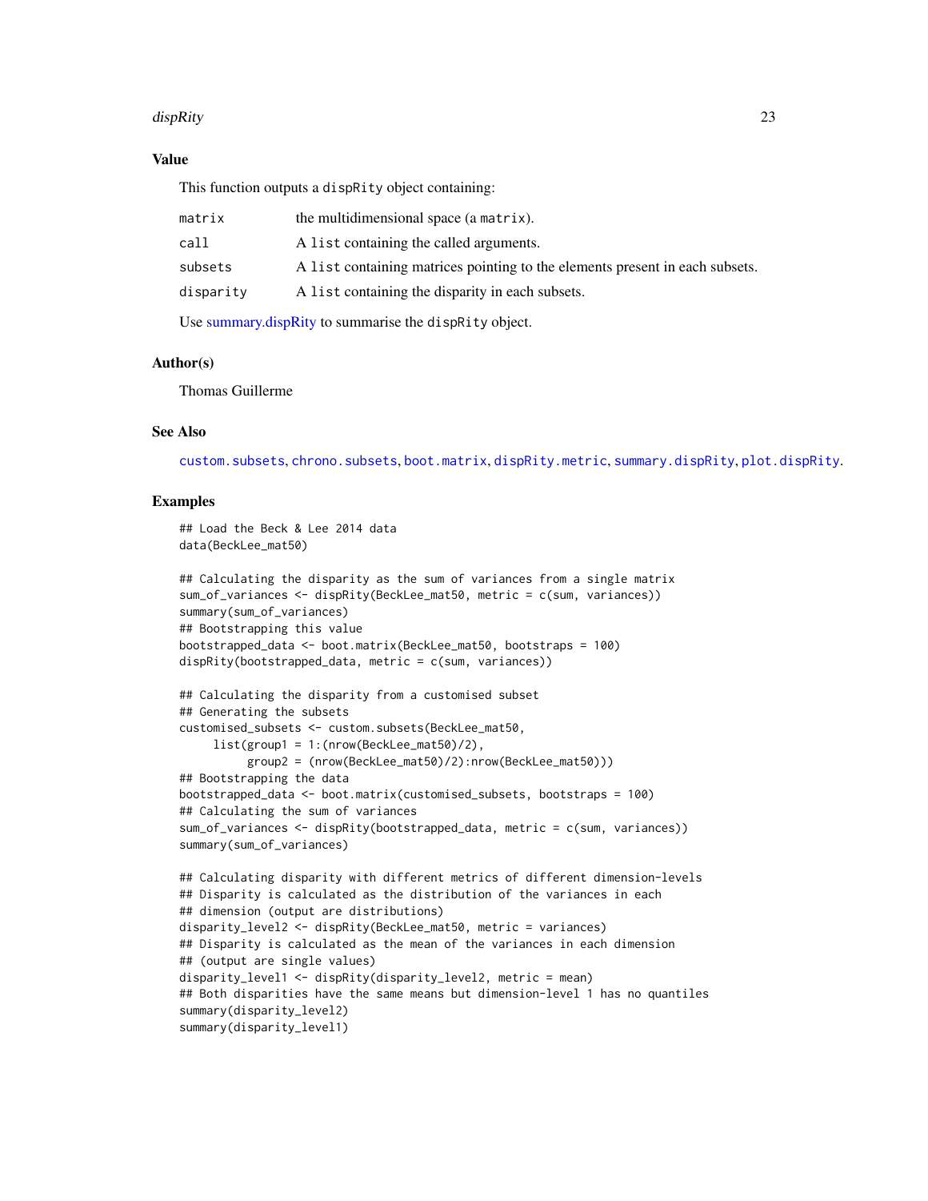### Value

This function outputs a `dispRity` object containing:

| | |
|---|---|
| `matrix` | the multidimensional space (a `matrix`). |
| `call` | A `list` containing the called arguments. |
| `subsets` | A `list` containing matrices pointing to the elements present in each subsets. |
| `disparity` | A `list` containing the disparity in each subsets. |

Use summary.dispRity to summarise the `dispRity` object.

### Author(s)

Thomas Guillerme

### See Also

`custom.subsets`, `chrono.subsets`, `boot.matrix`, `dispRity.metric`, `summary.dispRity`, `plot.dispRity`.

### Examples

```
## Load the Beck & Lee 2014 data
data(BeckLee_mat50)

## Calculating the disparity as the sum of variances from a single matrix
sum_of_variances <- dispRity(BeckLee_mat50, metric = c(sum, variances))
summary(sum_of_variances)
## Bootstrapping this value
bootstrapped_data <- boot.matrix(BeckLee_mat50, bootstraps = 100)
dispRity(bootstrapped_data, metric = c(sum, variances))

## Calculating the disparity from a customised subset
## Generating the subsets
customised_subsets <- custom.subsets(BeckLee_mat50,
     list(group1 = 1:(nrow(BeckLee_mat50)/2),
          group2 = (nrow(BeckLee_mat50)/2):nrow(BeckLee_mat50)))
## Bootstrapping the data
bootstrapped_data <- boot.matrix(customised_subsets, bootstraps = 100)
## Calculating the sum of variances
sum_of_variances <- dispRity(bootstrapped_data, metric = c(sum, variances))
summary(sum_of_variances)

## Calculating disparity with different metrics of different dimension-levels
## Disparity is calculated as the distribution of the variances in each
## dimension (output are distributions)
disparity_level2 <- dispRity(BeckLee_mat50, metric = variances)
## Disparity is calculated as the mean of the variances in each dimension
## (output are single values)
disparity_level1 <- dispRity(disparity_level2, metric = mean)
## Both disparities have the same means but dimension-level 1 has no quantiles
summary(disparity_level2)
summary(disparity_level1)
```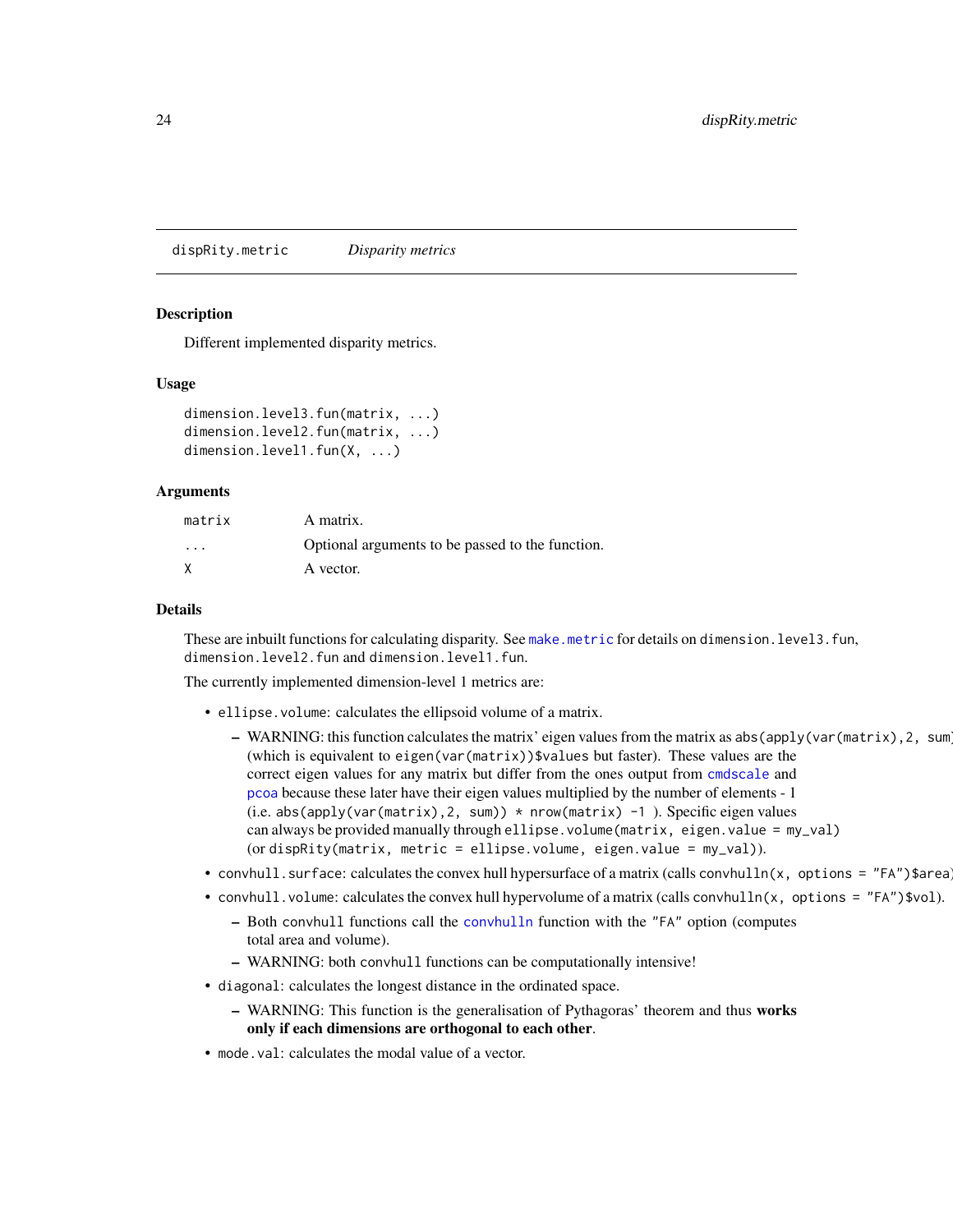`dispRity.metric` *Disparity metrics*

### Description

Different implemented disparity metrics.

### Usage

```
dimension.level3.fun(matrix, ...)
dimension.level2.fun(matrix, ...)
dimension.level1.fun(X, ...)
```

### Arguments

| | |
|---|---|
| `matrix` | A matrix. |
| `...` | Optional arguments to be passed to the function. |
| `X` | A vector. |

### Details

These are inbuilt functions for calculating disparity. See `make.metric` for details on `dimension.level3.fun`, `dimension.level2.fun` and `dimension.level1.fun`.

The currently implemented dimension-level 1 metrics are:

- `ellipse.volume`: calculates the ellipsoid volume of a matrix.
  - WARNING: this function calculates the matrix' eigen values from the matrix as `abs(apply(var(matrix),2, sum))` (which is equivalent to `eigen(var(matrix))$values` but faster). These values are the correct eigen values for any matrix but differ from the ones output from `cmdscale` and `pcoa` because these later have their eigen values multiplied by the number of elements - 1 (i.e. `abs(apply(var(matrix),2, sum)) * nrow(matrix) -1` ). Specific eigen values can always be provided manually through `ellipse.volume(matrix, eigen.value = my_val)` (or `dispRity(matrix, metric = ellipse.volume, eigen.value = my_val)`).
- `convhull.surface`: calculates the convex hull hypersurface of a matrix (calls `convhulln(x, options = "FA")$area`).
- `convhull.volume`: calculates the convex hull hypervolume of a matrix (calls `convhulln(x, options = "FA")$vol`).
  - Both `convhull` functions call the `convhulln` function with the `"FA"` option (computes total area and volume).
  - WARNING: both `convhull` functions can be computationally intensive!
- `diagonal`: calculates the longest distance in the ordinated space.
  - WARNING: This function is the generalisation of Pythagoras' theorem and thus **works only if each dimensions are orthogonal to each other**.
- `mode.val`: calculates the modal value of a vector.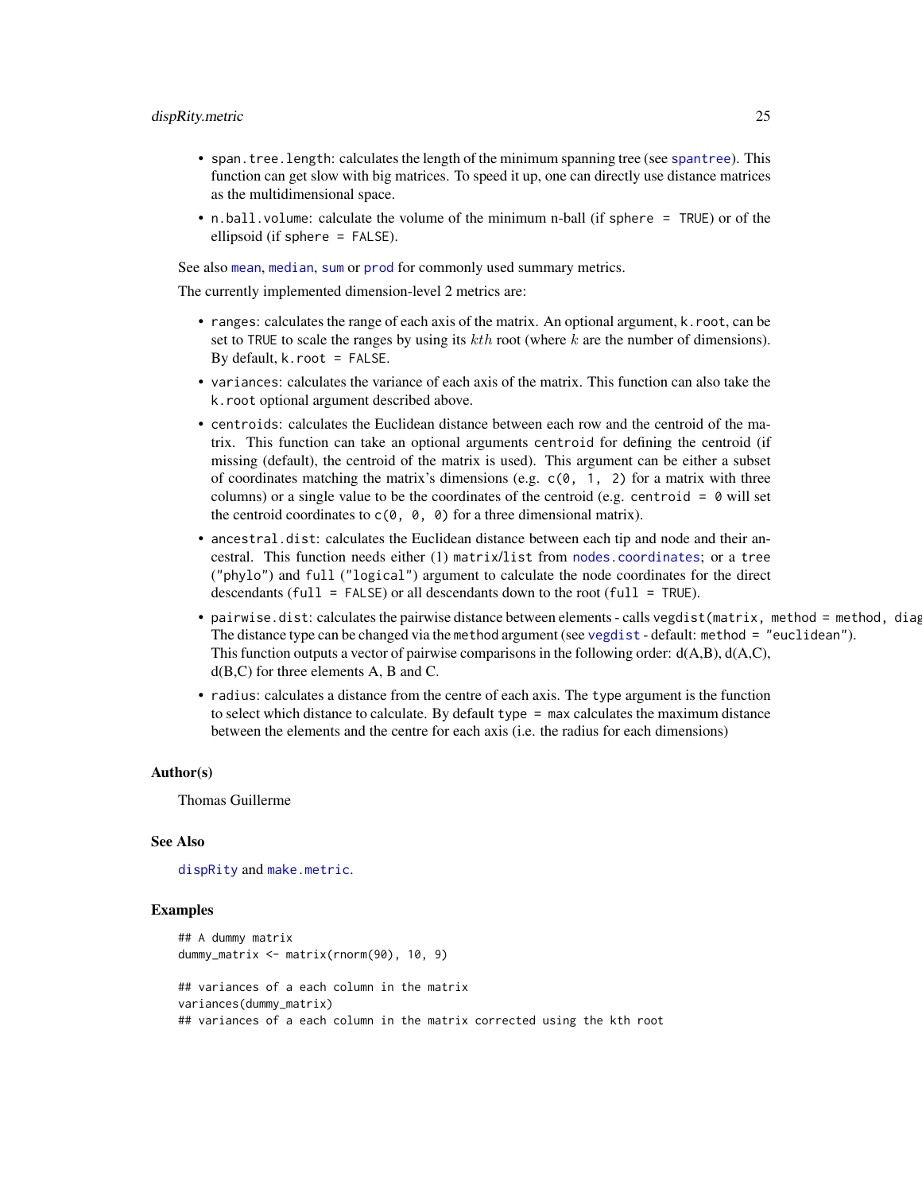- `span.tree.length`: calculates the length of the minimum spanning tree (see `spantree`). This function can get slow with big matrices. To speed it up, one can directly use distance matrices as the multidimensional space.
- `n.ball.volume`: calculate the volume of the minimum n-ball (if `sphere = TRUE`) or of the ellipsoid (if `sphere = FALSE`).

See also `mean`, `median`, `sum` or `prod` for commonly used summary metrics.

The currently implemented dimension-level 2 metrics are:

- `ranges`: calculates the range of each axis of the matrix. An optional argument, `k.root`, can be set to `TRUE` to scale the ranges by using its $kth$ root (where $k$ are the number of dimensions). By default, `k.root = FALSE`.
- `variances`: calculates the variance of each axis of the matrix. This function can also take the `k.root` optional argument described above.
- `centroids`: calculates the Euclidean distance between each row and the centroid of the matrix. This function can take an optional arguments `centroid` for defining the centroid (if missing (default), the centroid of the matrix is used). This argument can be either a subset of coordinates matching the matrix's dimensions (e.g. `c(0, 1, 2)` for a matrix with three columns) or a single value to be the coordinates of the centroid (e.g. `centroid = 0` will set the centroid coordinates to `c(0, 0, 0)` for a three dimensional matrix).
- `ancestral.dist`: calculates the Euclidean distance between each tip and node and their ancestral. This function needs either (1) `matrix/list` from `nodes.coordinates`; or a `tree` (`"phylo"`) and `full` (`"logical"`) argument to calculate the node coordinates for the direct descendants (`full = FALSE`) or all descendants down to the root (`full = TRUE`).
- `pairwise.dist`: calculates the pairwise distance between elements - calls `vegdist(matrix, method = method, diag` The distance type can be changed via the `method` argument (see `vegdist` - default: `method = "euclidean"`). This function outputs a vector of pairwise comparisons in the following order: d(A,B), d(A,C), d(B,C) for three elements A, B and C.
- `radius`: calculates a distance from the centre of each axis. The `type` argument is the function to select which distance to calculate. By default `type = max` calculates the maximum distance between the elements and the centre for each axis (i.e. the radius for each dimensions)

### Author(s)

Thomas Guillerme

### See Also

`dispRity` and `make.metric`.

### Examples

```
## A dummy matrix
dummy_matrix <- matrix(rnorm(90), 10, 9)

## variances of a each column in the matrix
variances(dummy_matrix)
## variances of a each column in the matrix corrected using the kth root
```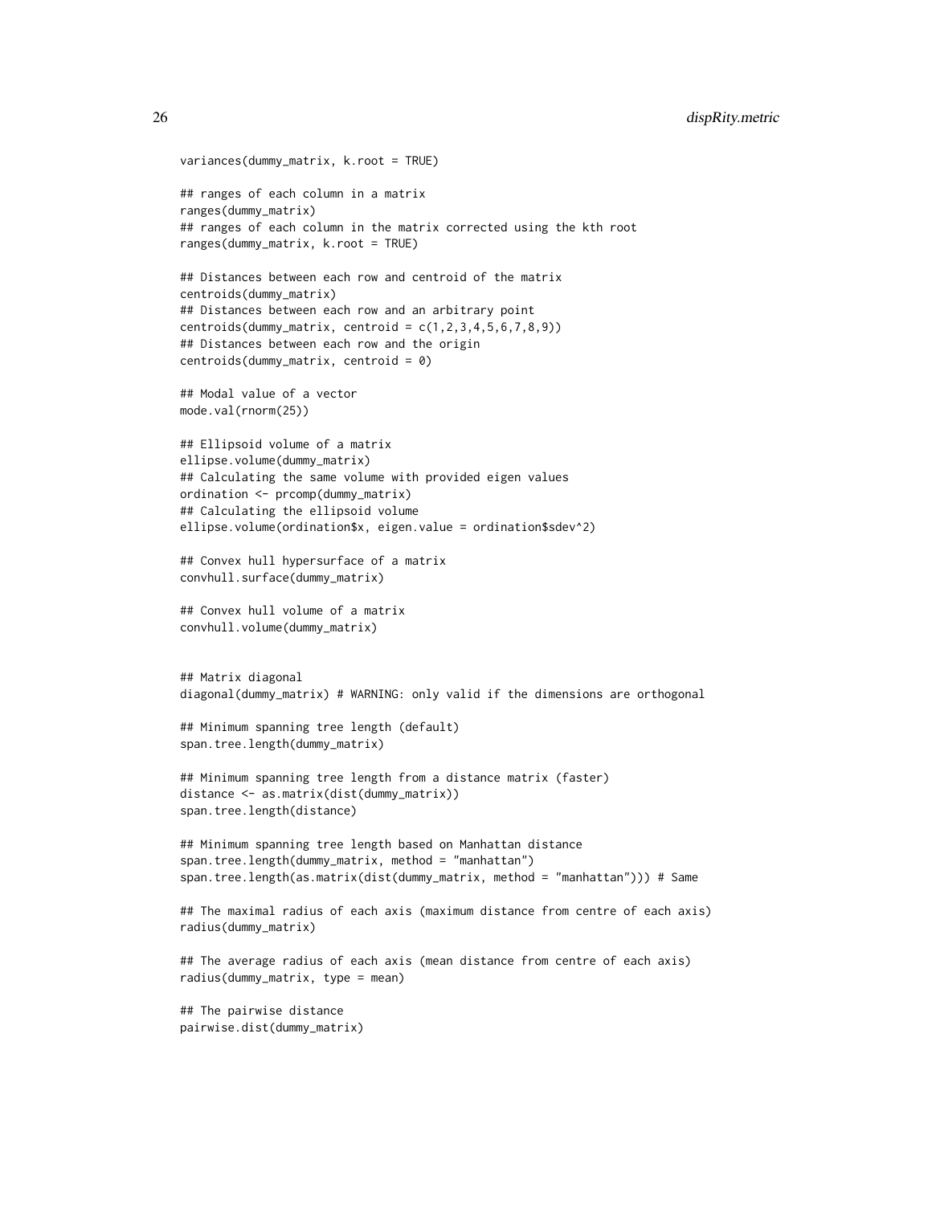```
variances(dummy_matrix, k.root = TRUE)

## ranges of each column in a matrix
ranges(dummy_matrix)
## ranges of each column in the matrix corrected using the kth root
ranges(dummy_matrix, k.root = TRUE)

## Distances between each row and centroid of the matrix
centroids(dummy_matrix)
## Distances between each row and an arbitrary point
centroids(dummy_matrix, centroid = c(1,2,3,4,5,6,7,8,9))
## Distances between each row and the origin
centroids(dummy_matrix, centroid = 0)

## Modal value of a vector
mode.val(rnorm(25))

## Ellipsoid volume of a matrix
ellipse.volume(dummy_matrix)
## Calculating the same volume with provided eigen values
ordination <- prcomp(dummy_matrix)
## Calculating the ellipsoid volume
ellipse.volume(ordination$x, eigen.value = ordination$sdev^2)

## Convex hull hypersurface of a matrix
convhull.surface(dummy_matrix)

## Convex hull volume of a matrix
convhull.volume(dummy_matrix)


## Matrix diagonal
diagonal(dummy_matrix) # WARNING: only valid if the dimensions are orthogonal

## Minimum spanning tree length (default)
span.tree.length(dummy_matrix)

## Minimum spanning tree length from a distance matrix (faster)
distance <- as.matrix(dist(dummy_matrix))
span.tree.length(distance)

## Minimum spanning tree length based on Manhattan distance
span.tree.length(dummy_matrix, method = "manhattan")
span.tree.length(as.matrix(dist(dummy_matrix, method = "manhattan"))) # Same

## The maximal radius of each axis (maximum distance from centre of each axis)
radius(dummy_matrix)

## The average radius of each axis (mean distance from centre of each axis)
radius(dummy_matrix, type = mean)

## The pairwise distance
pairwise.dist(dummy_matrix)
```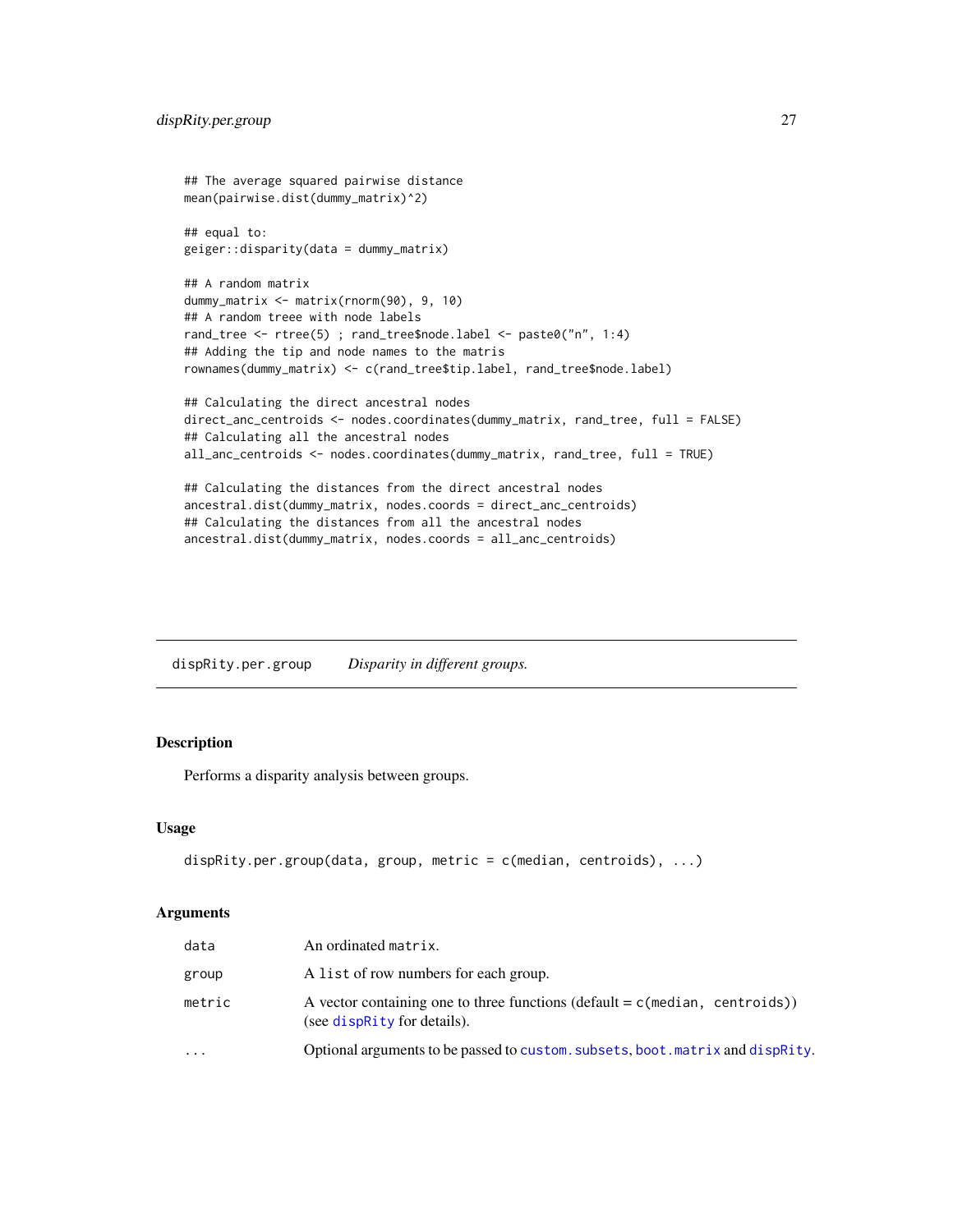```
## The average squared pairwise distance
mean(pairwise.dist(dummy_matrix)^2)

## equal to:
geiger::disparity(data = dummy_matrix)

## A random matrix
dummy_matrix <- matrix(rnorm(90), 9, 10)
## A random treee with node labels
rand_tree <- rtree(5) ; rand_tree$node.label <- paste0("n", 1:4)
## Adding the tip and node names to the matris
rownames(dummy_matrix) <- c(rand_tree$tip.label, rand_tree$node.label)

## Calculating the direct ancestral nodes
direct_anc_centroids <- nodes.coordinates(dummy_matrix, rand_tree, full = FALSE)
## Calculating all the ancestral nodes
all_anc_centroids <- nodes.coordinates(dummy_matrix, rand_tree, full = TRUE)

## Calculating the distances from the direct ancestral nodes
ancestral.dist(dummy_matrix, nodes.coords = direct_anc_centroids)
## Calculating the distances from all the ancestral nodes
ancestral.dist(dummy_matrix, nodes.coords = all_anc_centroids)
```

---

## dispRity.per.group — *Disparity in different groups.*

---

### Description

Performs a disparity analysis between groups.

### Usage

```
dispRity.per.group(data, group, metric = c(median, centroids), ...)
```

### Arguments

| | |
|---|---|
| `data` | An ordinated `matrix`. |
| `group` | A `list` of row numbers for each group. |
| `metric` | A vector containing one to three functions (default = `c(median, centroids)`) (see `dispRity` for details). |
| `...` | Optional arguments to be passed to `custom.subsets`, `boot.matrix` and `dispRity`. |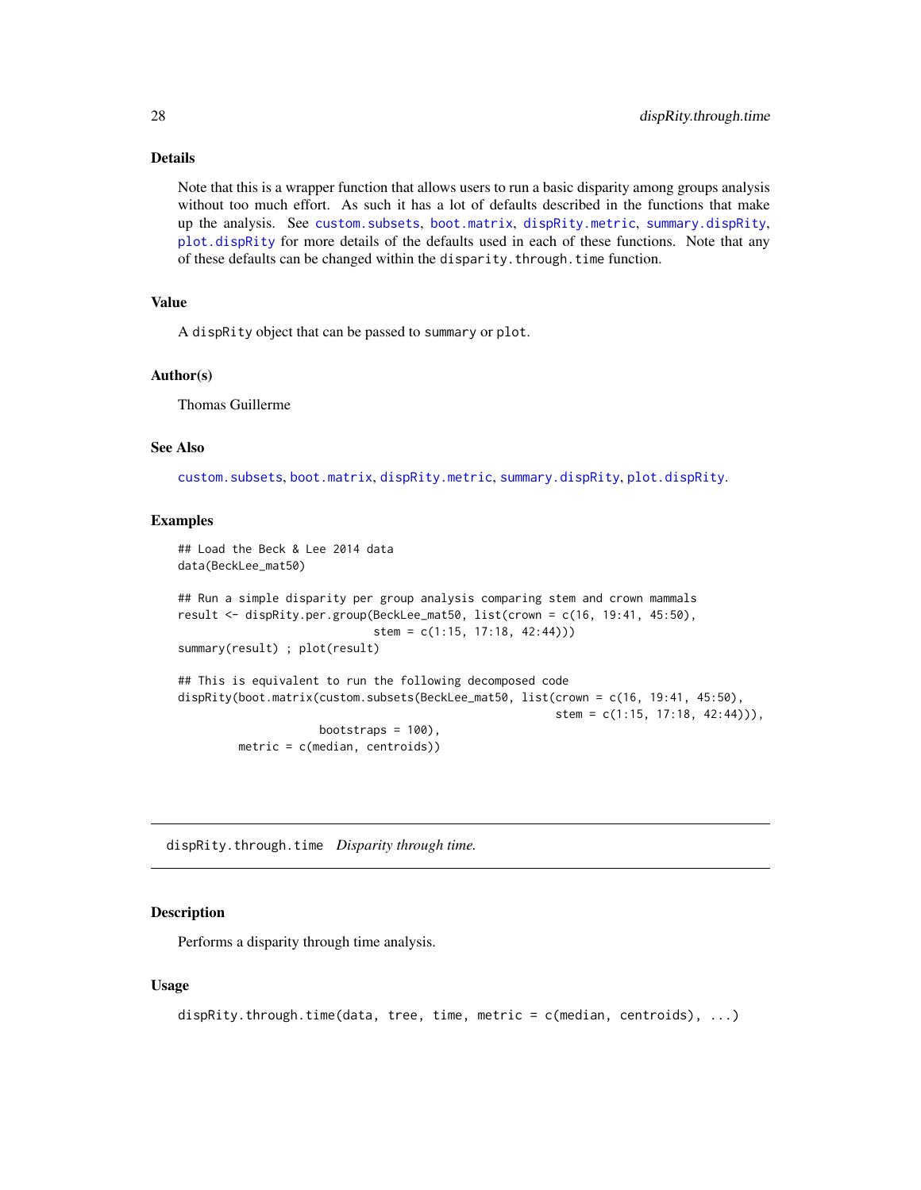### Details

Note that this is a wrapper function that allows users to run a basic disparity among groups analysis without too much effort. As such it has a lot of defaults described in the functions that make up the analysis. See custom.subsets, boot.matrix, dispRity.metric, summary.dispRity, plot.dispRity for more details of the defaults used in each of these functions. Note that any of these defaults can be changed within the disparity.through.time function.

### Value

A dispRity object that can be passed to summary or plot.

### Author(s)

Thomas Guillerme

### See Also

custom.subsets, boot.matrix, dispRity.metric, summary.dispRity, plot.dispRity.

### Examples

```
## Load the Beck & Lee 2014 data
data(BeckLee_mat50)

## Run a simple disparity per group analysis comparing stem and crown mammals
result <- dispRity.per.group(BeckLee_mat50, list(crown = c(16, 19:41, 45:50),
                             stem = c(1:15, 17:18, 42:44)))
summary(result) ; plot(result)

## This is equivalent to run the following decomposed code
dispRity(boot.matrix(custom.subsets(BeckLee_mat50, list(crown = c(16, 19:41, 45:50),
                                                        stem = c(1:15, 17:18, 42:44))),
                     bootstraps = 100),
         metric = c(median, centroids))
```

---

## dispRity.through.time    *Disparity through time.*

### Description

Performs a disparity through time analysis.

### Usage

```
dispRity.through.time(data, tree, time, metric = c(median, centroids), ...)
```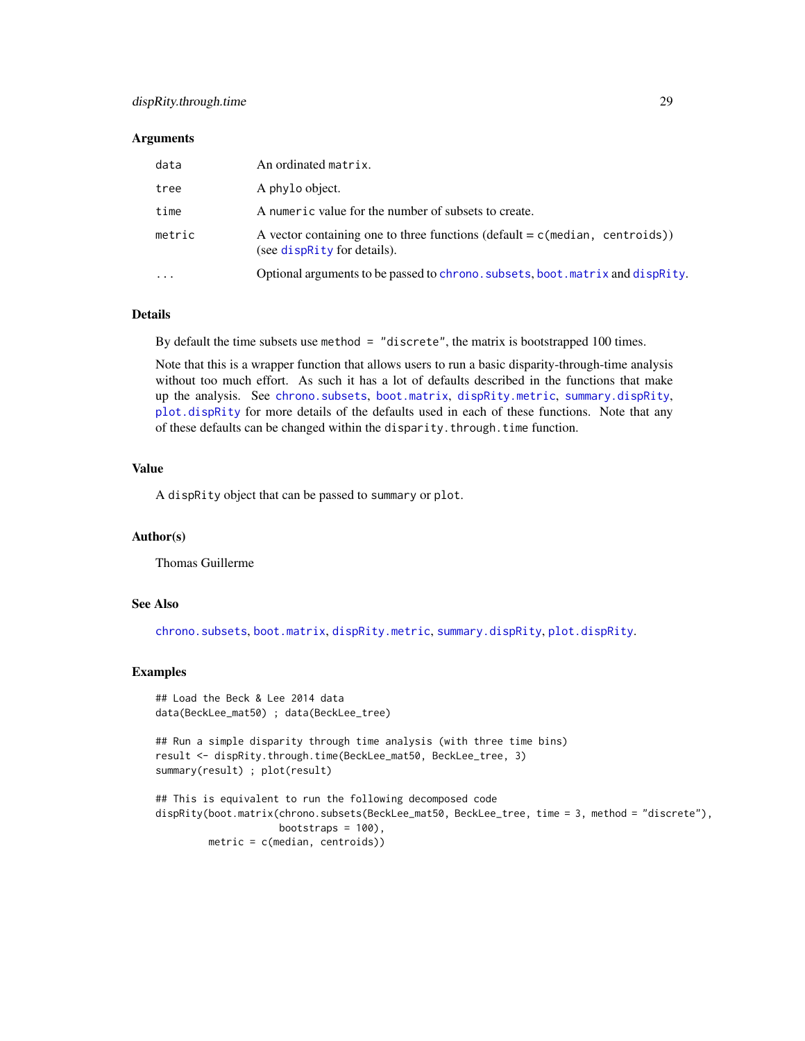### Arguments

| | |
|---|---|
| `data` | An ordinated `matrix`. |
| `tree` | A `phylo` object. |
| `time` | A `numeric` value for the number of subsets to create. |
| `metric` | A vector containing one to three functions (default = `c(median, centroids)`) (see `dispRity` for details). |
| `...` | Optional arguments to be passed to `chrono.subsets`, `boot.matrix` and `dispRity`. |

### Details

By default the time subsets use `method = "discrete"`, the matrix is bootstrapped 100 times.

Note that this is a wrapper function that allows users to run a basic disparity-through-time analysis without too much effort. As such it has a lot of defaults described in the functions that make up the analysis. See `chrono.subsets`, `boot.matrix`, `dispRity.metric`, `summary.dispRity`, `plot.dispRity` for more details of the defaults used in each of these functions. Note that any of these defaults can be changed within the `disparity.through.time` function.

### Value

A `dispRity` object that can be passed to `summary` or `plot`.

### Author(s)

Thomas Guillerme

### See Also

`chrono.subsets`, `boot.matrix`, `dispRity.metric`, `summary.dispRity`, `plot.dispRity`.

### Examples

```
## Load the Beck & Lee 2014 data
data(BeckLee_mat50) ; data(BeckLee_tree)

## Run a simple disparity through time analysis (with three time bins)
result <- dispRity.through.time(BeckLee_mat50, BeckLee_tree, 3)
summary(result) ; plot(result)

## This is equivalent to run the following decomposed code
dispRity(boot.matrix(chrono.subsets(BeckLee_mat50, BeckLee_tree, time = 3, method = "discrete"),
                     bootstraps = 100),
         metric = c(median, centroids))
```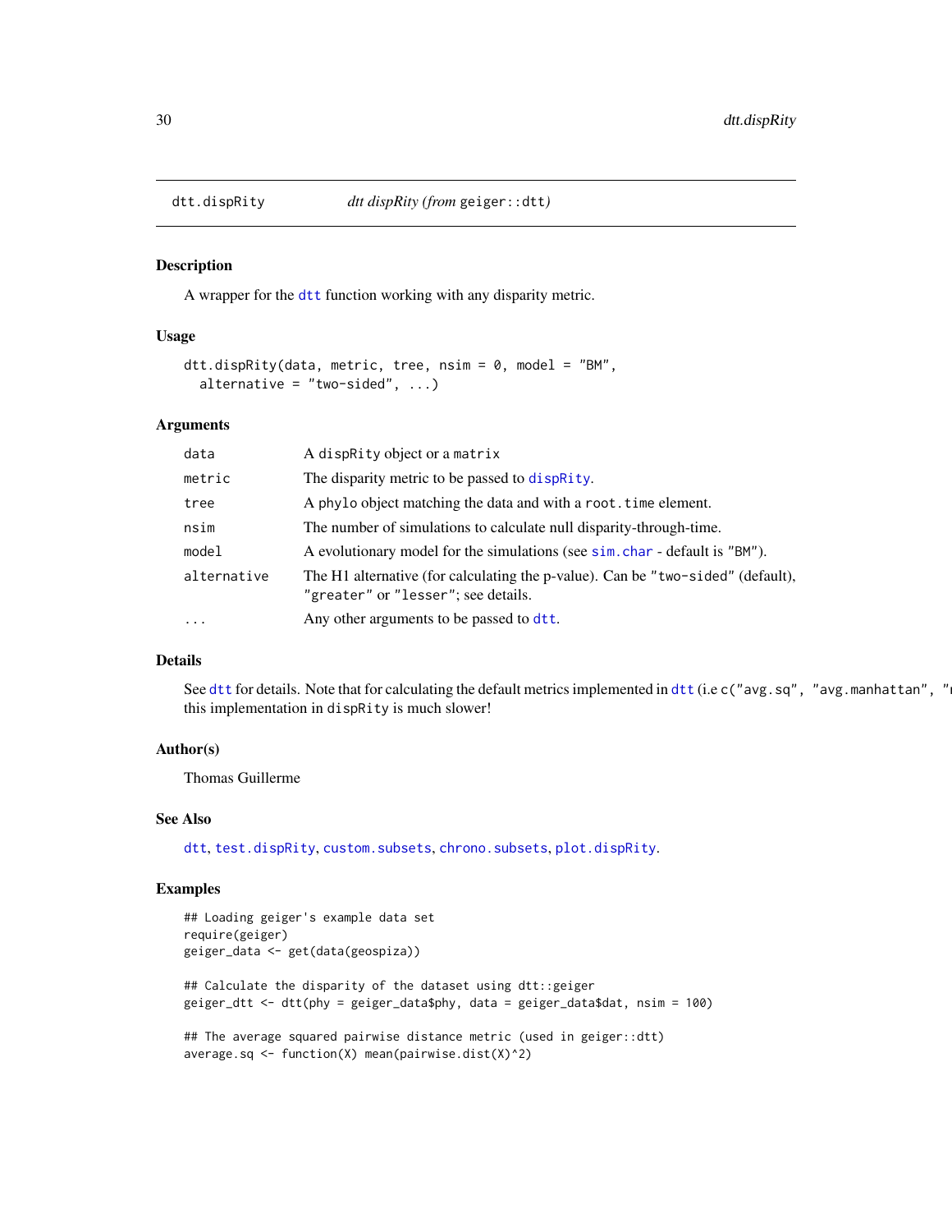dtt.dispRity — *dtt dispRity (from `geiger::dtt`)*

## Description

A wrapper for the `dtt` function working with any disparity metric.

## Usage

```
dtt.dispRity(data, metric, tree, nsim = 0, model = "BM",
  alternative = "two-sided", ...)
```

## Arguments

| Argument | Description |
|---|---|
| `data` | A `dispRity` object or a `matrix` |
| `metric` | The disparity metric to be passed to `dispRity`. |
| `tree` | A `phylo` object matching the data and with a `root.time` element. |
| `nsim` | The number of simulations to calculate null disparity-through-time. |
| `model` | A evolutionary model for the simulations (see `sim.char` - default is `"BM"`). |
| `alternative` | The H1 alternative (for calculating the p-value). Can be `"two-sided"` (default), `"greater"` or `"lesser"`; see details. |
| `...` | Any other arguments to be passed to `dtt`. |

## Details

See `dtt` for details. Note that for calculating the default metrics implemented in `dtt` (i.e `c("avg.sq", "avg.manhattan", "r`
this implementation in `dispRity` is much slower!

## Author(s)

Thomas Guillerme

## See Also

`dtt`, `test.dispRity`, `custom.subsets`, `chrono.subsets`, `plot.dispRity`.

## Examples

```
## Loading geiger's example data set
require(geiger)
geiger_data <- get(data(geospiza))

## Calculate the disparity of the dataset using dtt::geiger
geiger_dtt <- dtt(phy = geiger_data$phy, data = geiger_data$dat, nsim = 100)

## The average squared pairwise distance metric (used in geiger::dtt)
average.sq <- function(X) mean(pairwise.dist(X)^2)
```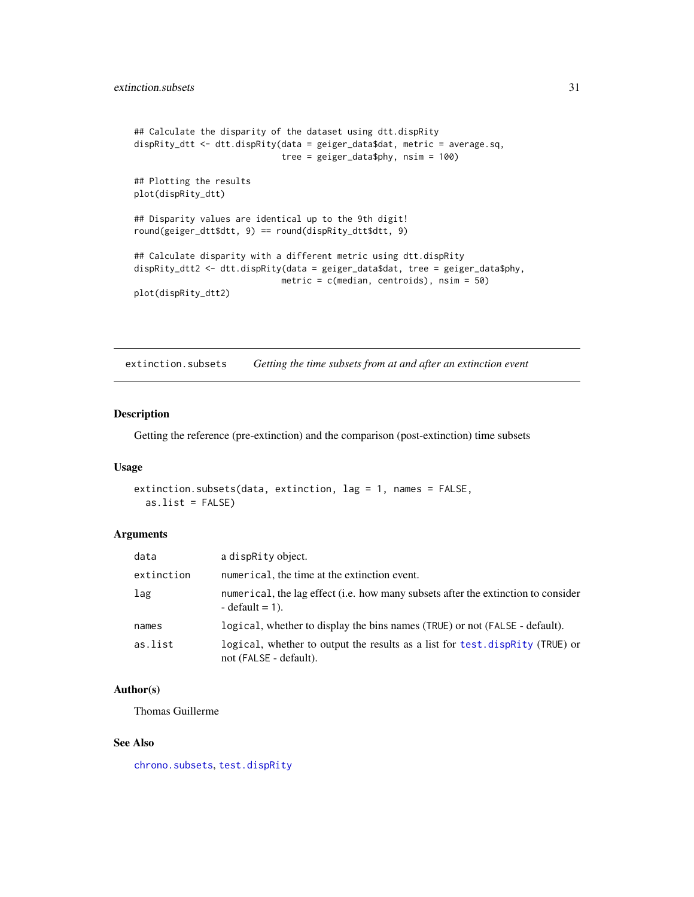```
## Calculate the disparity of the dataset using dtt.dispRity
dispRity_dtt <- dtt.dispRity(data = geiger_data$dat, metric = average.sq,
                             tree = geiger_data$phy, nsim = 100)

## Plotting the results
plot(dispRity_dtt)

## Disparity values are identical up to the 9th digit!
round(geiger_dtt$dtt, 9) == round(dispRity_dtt$dtt, 9)

## Calculate disparity with a different metric using dtt.dispRity
dispRity_dtt2 <- dtt.dispRity(data = geiger_data$dat, tree = geiger_data$phy,
                              metric = c(median, centroids), nsim = 50)
plot(dispRity_dtt2)
```

---

## extinction.subsets — *Getting the time subsets from at and after an extinction event*

---

### Description

Getting the reference (pre-extinction) and the comparison (post-extinction) time subsets

### Usage

```
extinction.subsets(data, extinction, lag = 1, names = FALSE,
  as.list = FALSE)
```

### Arguments

| | |
|---|---|
| `data` | a `dispRity` object. |
| `extinction` | `numerical`, the time at the extinction event. |
| `lag` | `numerical`, the lag effect (i.e. how many subsets after the extinction to consider - default = `1`). |
| `names` | `logical`, whether to display the bins names (`TRUE`) or not (`FALSE` - default). |
| `as.list` | `logical`, whether to output the results as a list for `test.dispRity` (`TRUE`) or not (`FALSE` - default). |

### Author(s)

Thomas Guillerme

### See Also

`chrono.subsets`, `test.dispRity`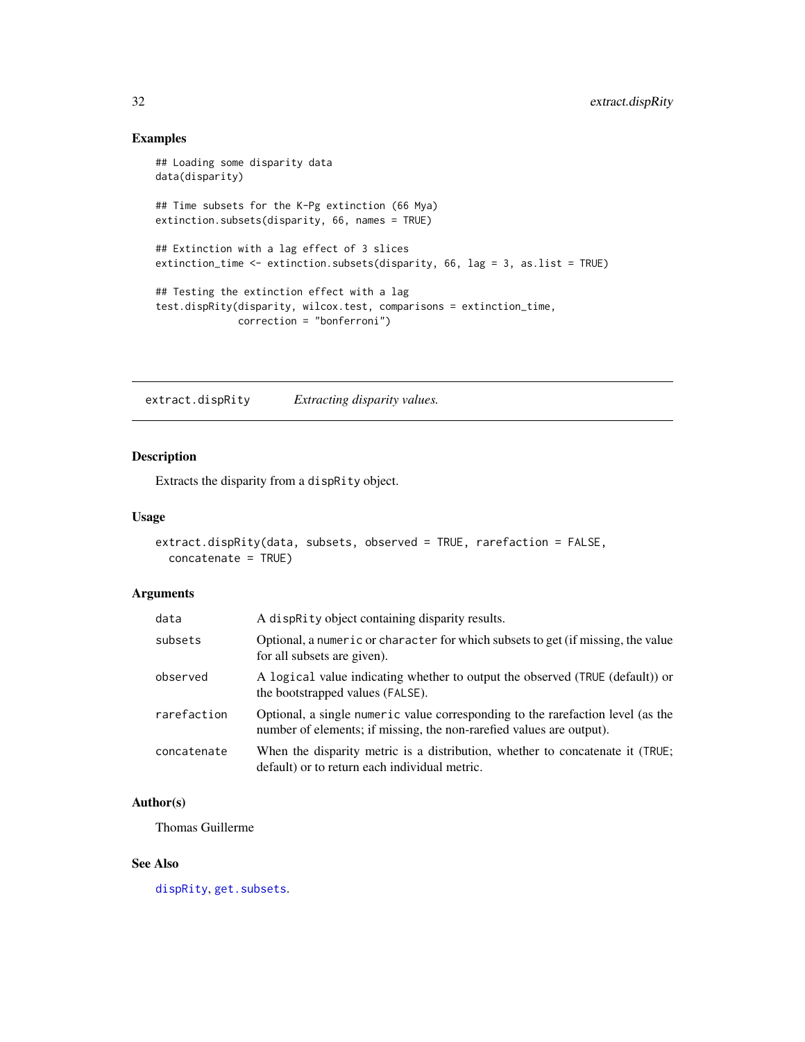## Examples

```
## Loading some disparity data
data(disparity)

## Time subsets for the K-Pg extinction (66 Mya)
extinction.subsets(disparity, 66, names = TRUE)

## Extinction with a lag effect of 3 slices
extinction_time <- extinction.subsets(disparity, 66, lag = 3, as.list = TRUE)

## Testing the extinction effect with a lag
test.dispRity(disparity, wilcox.test, comparisons = extinction_time,
              correction = "bonferroni")
```

---

# extract.dispRity *Extracting disparity values.*

---

## Description

Extracts the disparity from a `dispRity` object.

## Usage

```
extract.dispRity(data, subsets, observed = TRUE, rarefaction = FALSE,
  concatenate = TRUE)
```

## Arguments

| | |
|---|---|
| `data` | A `dispRity` object containing disparity results. |
| `subsets` | Optional, a `numeric` or `character` for which subsets to get (if missing, the value for all subsets are given). |
| `observed` | A `logical` value indicating whether to output the observed (`TRUE` (default)) or the bootstrapped values (`FALSE`). |
| `rarefaction` | Optional, a single `numeric` value corresponding to the rarefaction level (as the number of elements; if missing, the non-rarefied values are output). |
| `concatenate` | When the disparity metric is a distribution, whether to concatenate it (`TRUE`; default) or to return each individual metric. |

## Author(s)

Thomas Guillerme

## See Also

`dispRity`, `get.subsets`.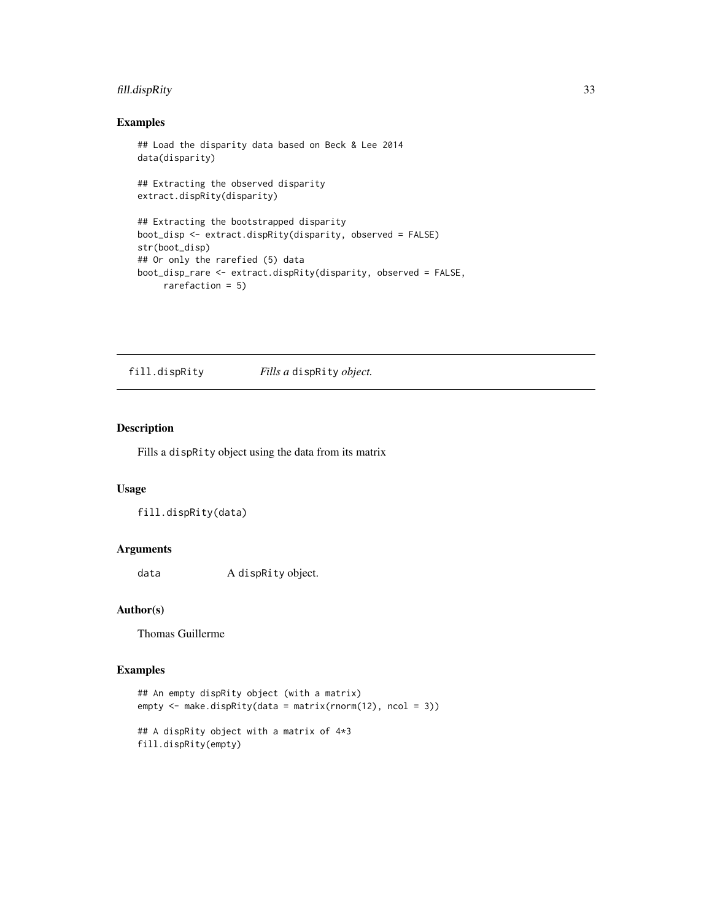## Examples

```
## Load the disparity data based on Beck & Lee 2014
data(disparity)

## Extracting the observed disparity
extract.dispRity(disparity)

## Extracting the bootstrapped disparity
boot_disp <- extract.dispRity(disparity, observed = FALSE)
str(boot_disp)
## Or only the rarefied (5) data
boot_disp_rare <- extract.dispRity(disparity, observed = FALSE,
     rarefaction = 5)
```

---

# fill.dispRity    *Fills a* dispRity *object.*

---

## Description

Fills a dispRity object using the data from its matrix

## Usage

```
fill.dispRity(data)
```

## Arguments

data    A dispRity object.

## Author(s)

Thomas Guillerme

## Examples

```
## An empty dispRity object (with a matrix)
empty <- make.dispRity(data = matrix(rnorm(12), ncol = 3))

## A dispRity object with a matrix of 4*3
fill.dispRity(empty)
```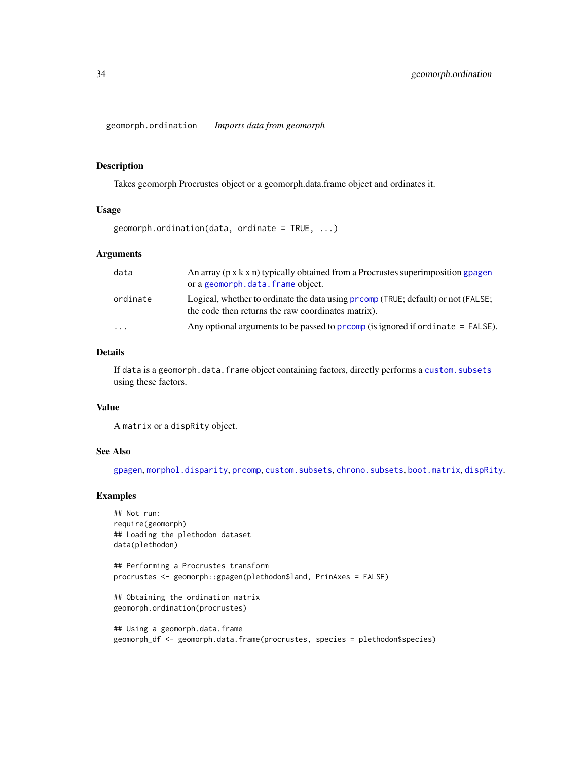## geomorph.ordination *Imports data from geomorph*

### Description

Takes geomorph Procrustes object or a geomorph.data.frame object and ordinates it.

### Usage

```
geomorph.ordination(data, ordinate = TRUE, ...)
```

### Arguments

| | |
|---|---|
| `data` | An array (p x k x n) typically obtained from a Procrustes superimposition `gpagen` or a `geomorph.data.frame` object. |
| `ordinate` | Logical, whether to ordinate the data using `prcomp` (`TRUE`; default) or not (`FALSE`; the code then returns the raw coordinates matrix). |
| `...` | Any optional arguments to be passed to `prcomp` (is ignored if `ordinate = FALSE`). |

### Details

If `data` is a `geomorph.data.frame` object containing factors, directly performs a `custom.subsets` using these factors.

### Value

A `matrix` or a `dispRity` object.

### See Also

`gpagen`, `morphol.disparity`, `prcomp`, `custom.subsets`, `chrono.subsets`, `boot.matrix`, `dispRity`.

### Examples

```
## Not run:
require(geomorph)
## Loading the plethodon dataset
data(plethodon)

## Performing a Procrustes transform
procrustes <- geomorph::gpagen(plethodon$land, PrinAxes = FALSE)

## Obtaining the ordination matrix
geomorph.ordination(procrustes)

## Using a geomorph.data.frame
geomorph_df <- geomorph.data.frame(procrustes, species = plethodon$species)
```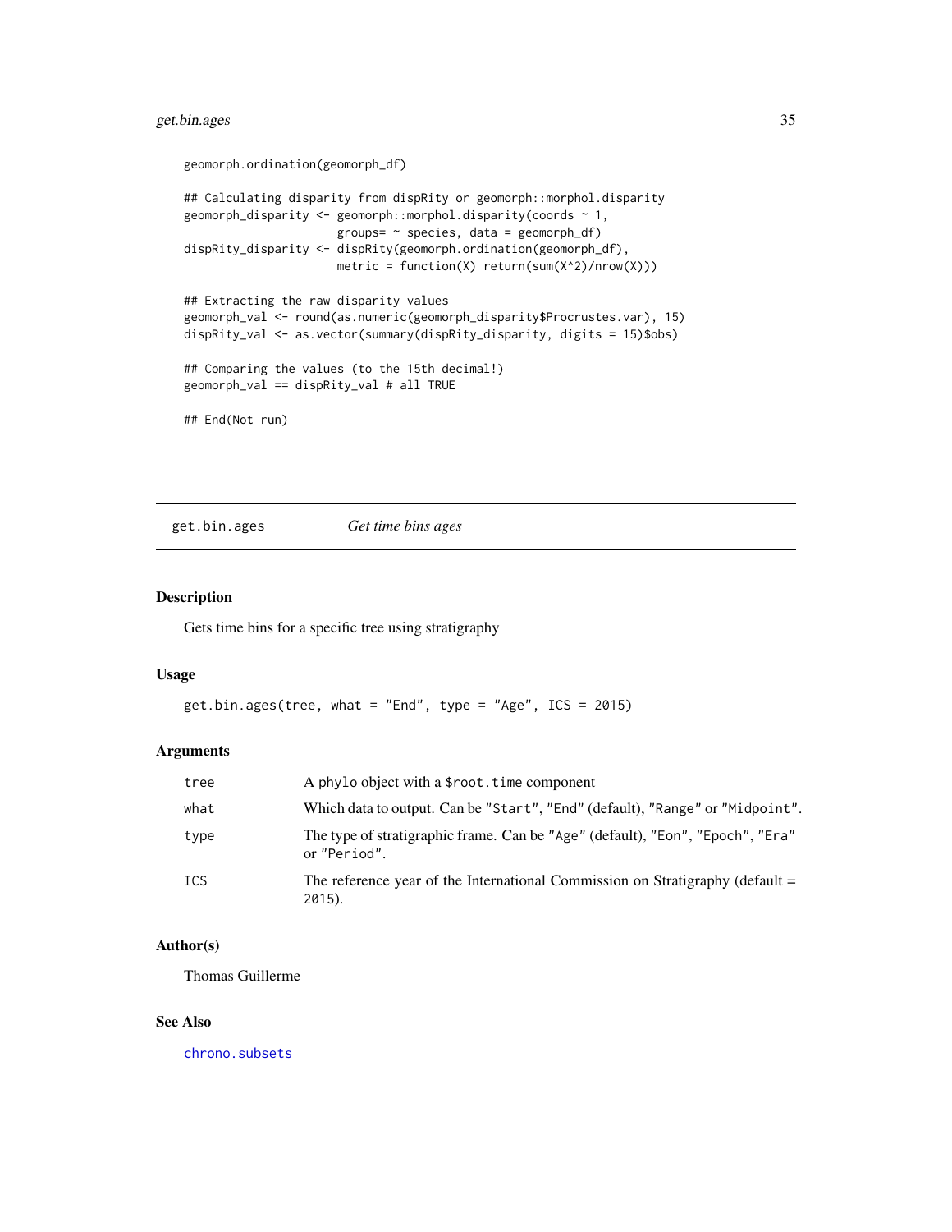```
geomorph.ordination(geomorph_df)

## Calculating disparity from dispRity or geomorph::morphol.disparity
geomorph_disparity <- geomorph::morphol.disparity(coords ~ 1,
                      groups= ~ species, data = geomorph_df)
dispRity_disparity <- dispRity(geomorph.ordination(geomorph_df),
                      metric = function(X) return(sum(X^2)/nrow(X)))

## Extracting the raw disparity values
geomorph_val <- round(as.numeric(geomorph_disparity$Procrustes.var), 15)
dispRity_val <- as.vector(summary(dispRity_disparity, digits = 15)$obs)

## Comparing the values (to the 15th decimal!)
geomorph_val == dispRity_val # all TRUE

## End(Not run)
```

---

## get.bin.ages — *Get time bins ages*

### Description

Gets time bins for a specific tree using stratigraphy

### Usage

```
get.bin.ages(tree, what = "End", type = "Age", ICS = 2015)
```

### Arguments

| | |
|---|---|
| `tree` | A `phylo` object with a `$root.time` component |
| `what` | Which data to output. Can be `"Start"`, `"End"` (default), `"Range"` or `"Midpoint"`. |
| `type` | The type of stratigraphic frame. Can be `"Age"` (default), `"Eon"`, `"Epoch"`, `"Era"` or `"Period"`. |
| `ICS` | The reference year of the International Commission on Stratigraphy (default = `2015`). |

### Author(s)

Thomas Guillerme

### See Also

`chrono.subsets`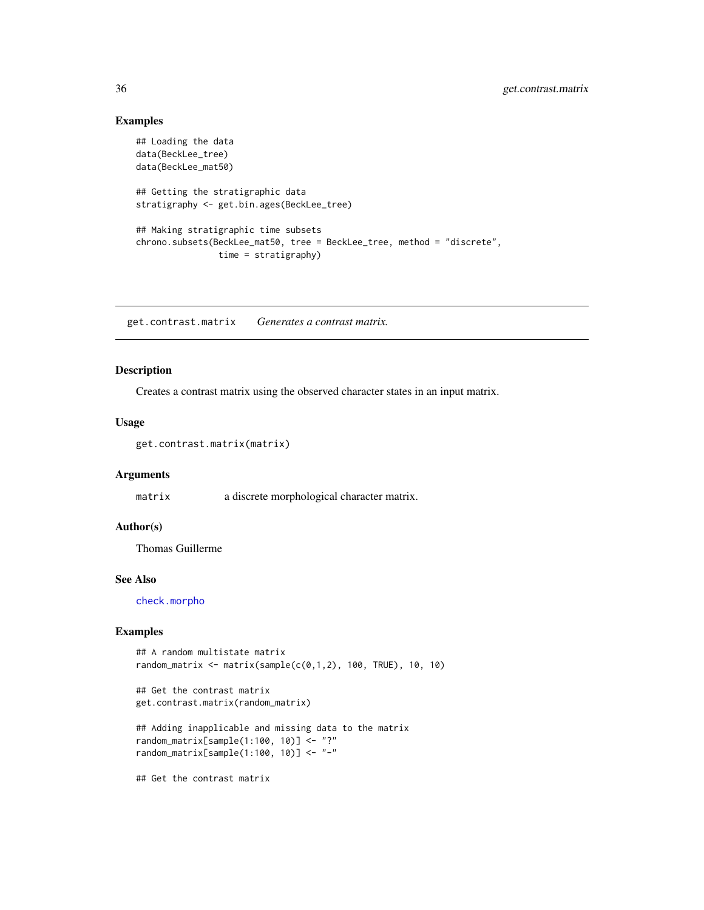### Examples

```
## Loading the data
data(BeckLee_tree)
data(BeckLee_mat50)

## Getting the stratigraphic data
stratigraphy <- get.bin.ages(BeckLee_tree)

## Making stratigraphic time subsets
chrono.subsets(BeckLee_mat50, tree = BeckLee_tree, method = "discrete",
               time = stratigraphy)
```

---

## get.contrast.matrix    *Generates a contrast matrix.*

---

### Description

Creates a contrast matrix using the observed character states in an input matrix.

### Usage

```
get.contrast.matrix(matrix)
```

### Arguments

| | |
|---|---|
| `matrix` | a discrete morphological character matrix. |

### Author(s)

Thomas Guillerme

### See Also

`check.morpho`

### Examples

```
## A random multistate matrix
random_matrix <- matrix(sample(c(0,1,2), 100, TRUE), 10, 10)

## Get the contrast matrix
get.contrast.matrix(random_matrix)

## Adding inapplicable and missing data to the matrix
random_matrix[sample(1:100, 10)] <- "?"
random_matrix[sample(1:100, 10)] <- "-"

## Get the contrast matrix
```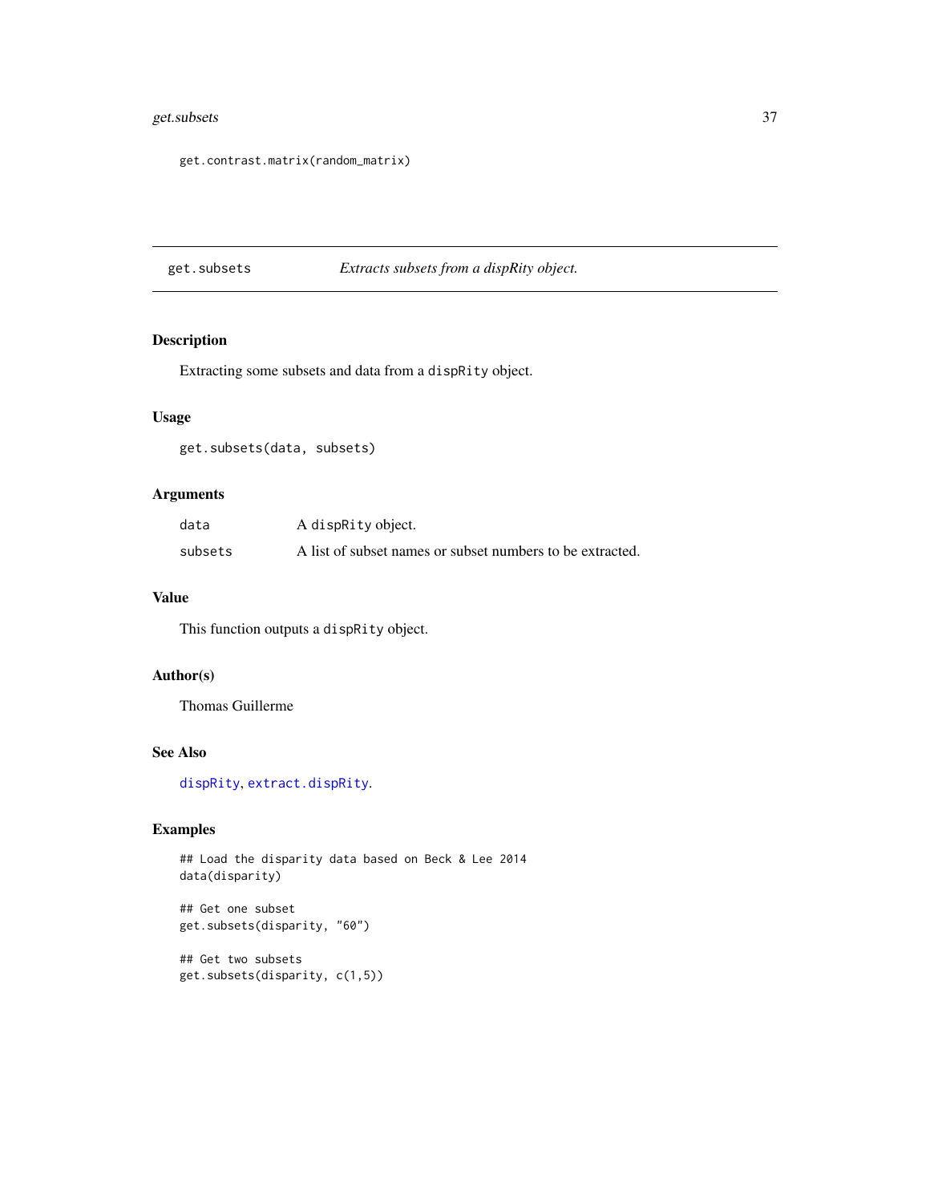```
get.contrast.matrix(random_matrix)
```

---

`get.subsets` *Extracts subsets from a dispRity object.*

---

## Description

Extracting some subsets and data from a `dispRity` object.

## Usage

```
get.subsets(data, subsets)
```

## Arguments

| | |
|---|---|
| `data` | A `dispRity` object. |
| `subsets` | A list of subset names or subset numbers to be extracted. |

## Value

This function outputs a `dispRity` object.

## Author(s)

Thomas Guillerme

## See Also

`dispRity`, `extract.dispRity`.

## Examples

```
## Load the disparity data based on Beck & Lee 2014
data(disparity)

## Get one subset
get.subsets(disparity, "60")

## Get two subsets
get.subsets(disparity, c(1,5))
```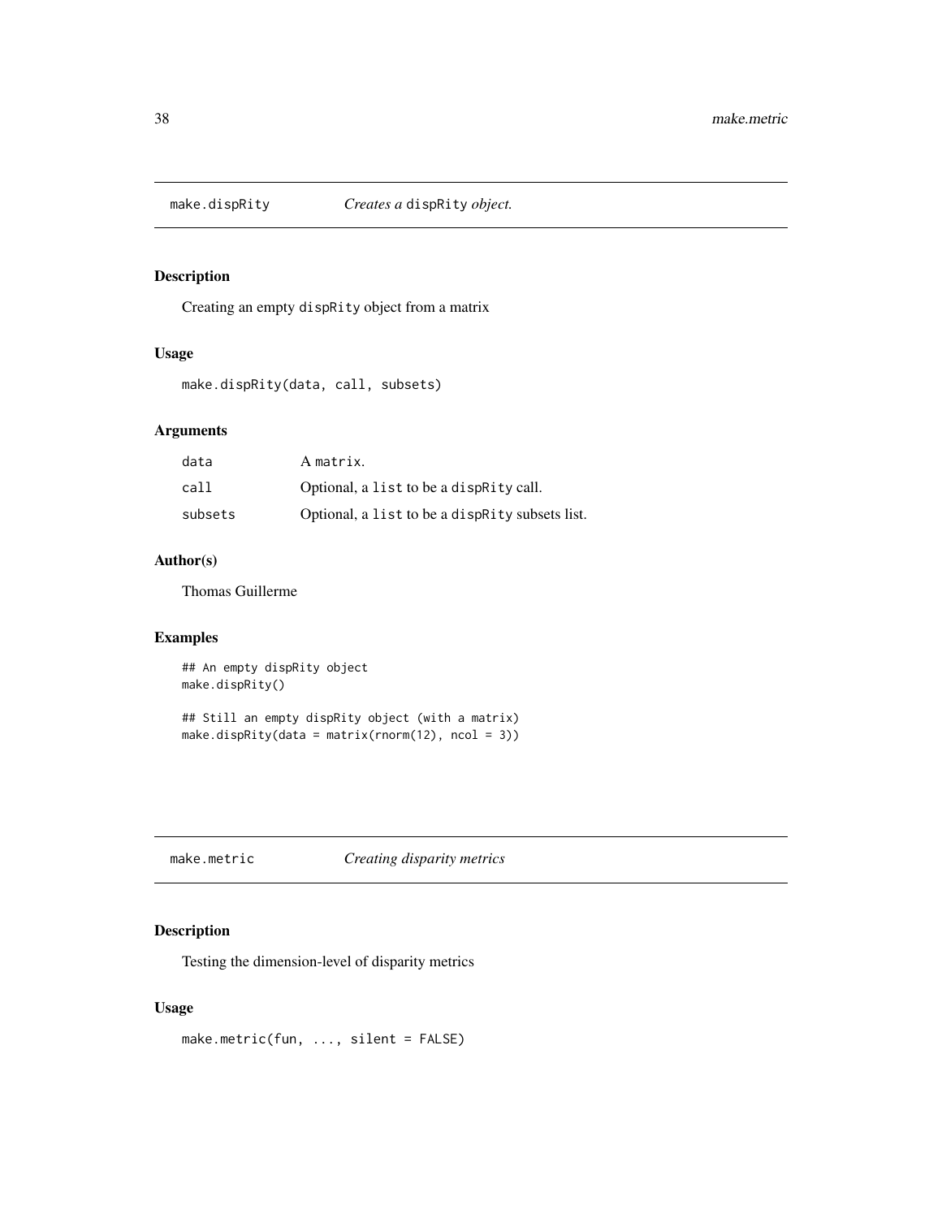## make.dispRity *Creates a* dispRity *object.*

### Description

Creating an empty dispRity object from a matrix

### Usage

```
make.dispRity(data, call, subsets)
```

### Arguments

| | |
|---|---|
| data | A matrix. |
| call | Optional, a list to be a dispRity call. |
| subsets | Optional, a list to be a dispRity subsets list. |

### Author(s)

Thomas Guillerme

### Examples

```
## An empty dispRity object
make.dispRity()

## Still an empty dispRity object (with a matrix)
make.dispRity(data = matrix(rnorm(12), ncol = 3))
```

## make.metric *Creating disparity metrics*

### Description

Testing the dimension-level of disparity metrics

### Usage

```
make.metric(fun, ..., silent = FALSE)
```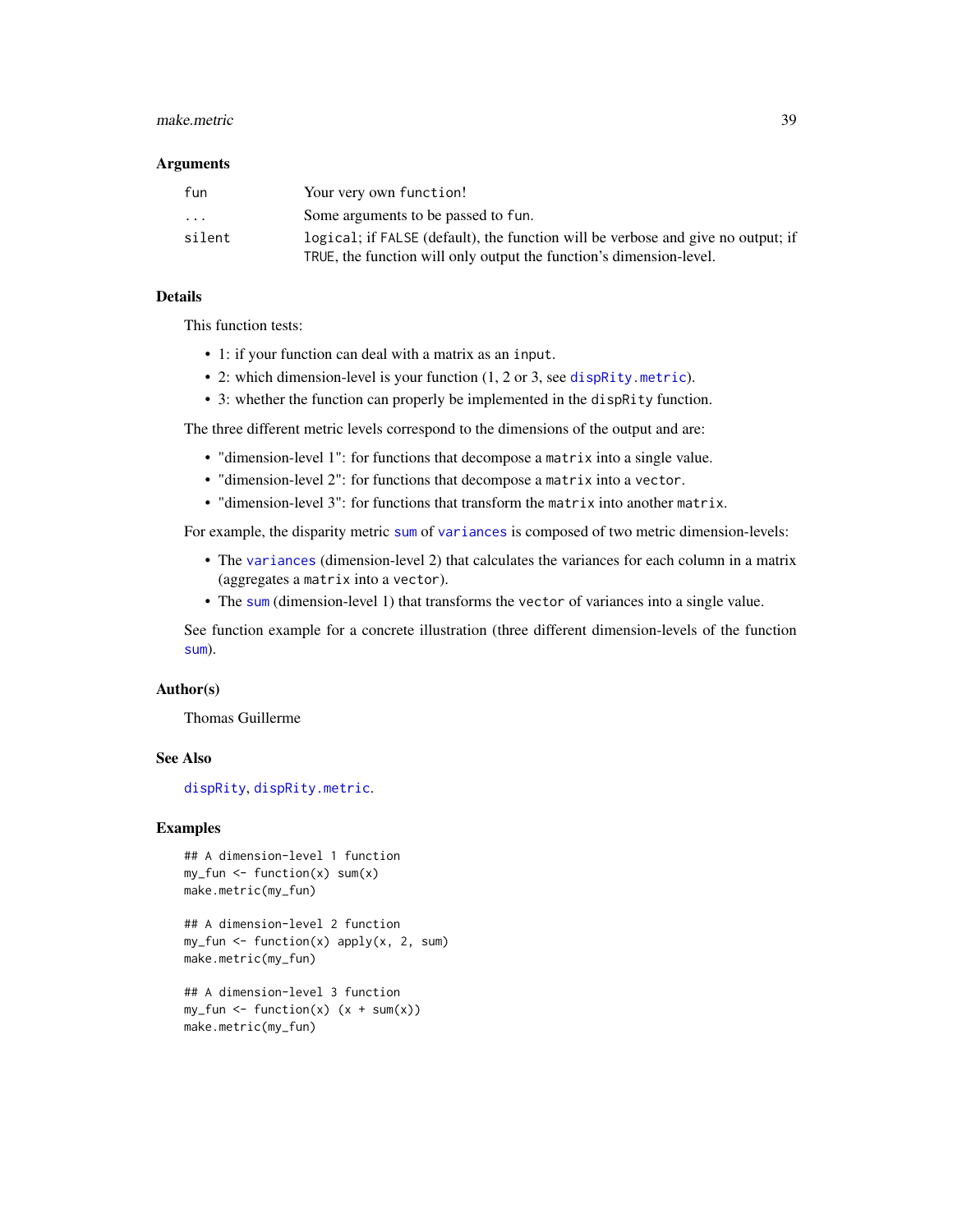### Arguments

| | |
|---|---|
| `fun` | Your very own `function`! |
| `...` | Some arguments to be passed to `fun`. |
| `silent` | `logical`; if `FALSE` (default), the function will be verbose and give no output; if `TRUE`, the function will only output the function's dimension-level. |

### Details

This function tests:

- 1: if your function can deal with a matrix as an `input`.
- 2: which dimension-level is your function (1, 2 or 3, see `dispRity.metric`).
- 3: whether the function can properly be implemented in the `dispRity` function.

The three different metric levels correspond to the dimensions of the output and are:

- "dimension-level 1": for functions that decompose a `matrix` into a single value.
- "dimension-level 2": for functions that decompose a `matrix` into a `vector`.
- "dimension-level 3": for functions that transform the `matrix` into another `matrix`.

For example, the disparity metric `sum` of `variances` is composed of two metric dimension-levels:

- The `variances` (dimension-level 2) that calculates the variances for each column in a matrix (aggregates a `matrix` into a `vector`).
- The `sum` (dimension-level 1) that transforms the `vector` of variances into a single value.

See function example for a concrete illustration (three different dimension-levels of the function `sum`).

### Author(s)

Thomas Guillerme

### See Also

`dispRity`, `dispRity.metric`.

### Examples

```
## A dimension-level 1 function
my_fun <- function(x) sum(x)
make.metric(my_fun)

## A dimension-level 2 function
my_fun <- function(x) apply(x, 2, sum)
make.metric(my_fun)

## A dimension-level 3 function
my_fun <- function(x) (x + sum(x))
make.metric(my_fun)
```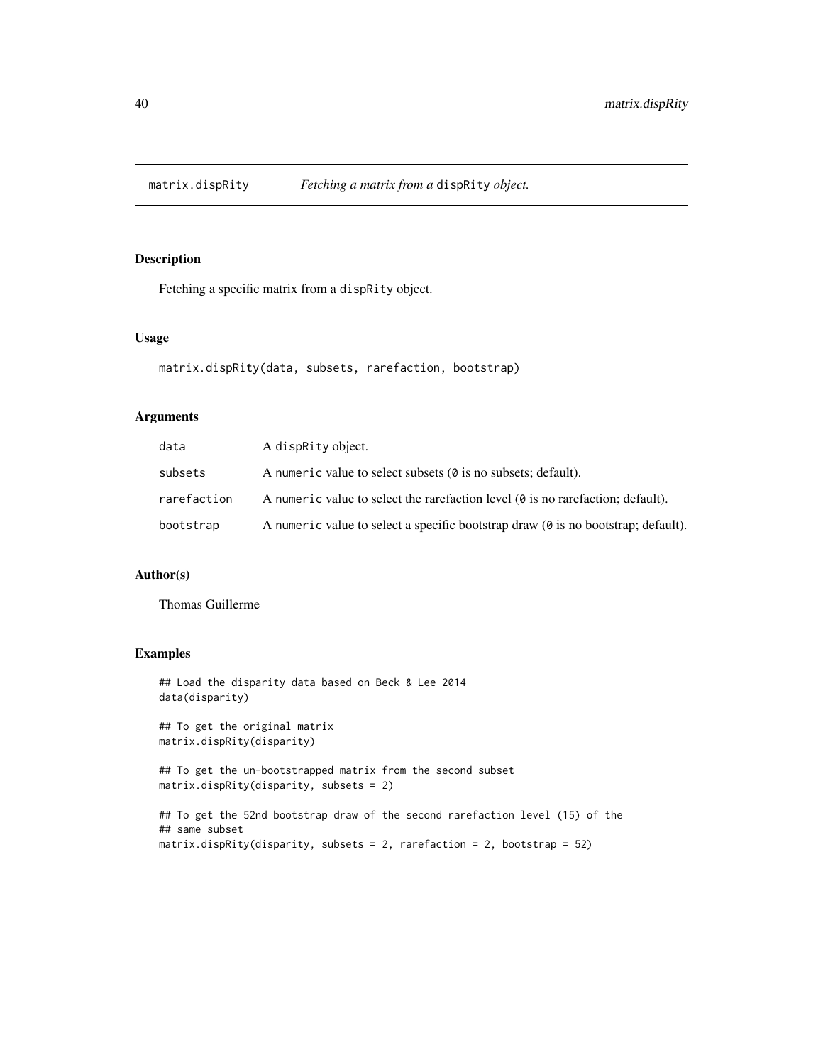## matrix.dispRity — *Fetching a matrix from a* `dispRity` *object.*

### Description

Fetching a specific matrix from a `dispRity` object.

### Usage

```
matrix.dispRity(data, subsets, rarefaction, bootstrap)
```

### Arguments

| | |
|---|---|
| `data` | A `dispRity` object. |
| `subsets` | A `numeric` value to select subsets (`0` is no subsets; default). |
| `rarefaction` | A `numeric` value to select the rarefaction level (`0` is no rarefaction; default). |
| `bootstrap` | A `numeric` value to select a specific bootstrap draw (`0` is no bootstrap; default). |

### Author(s)

Thomas Guillerme

### Examples

```
## Load the disparity data based on Beck & Lee 2014
data(disparity)

## To get the original matrix
matrix.dispRity(disparity)

## To get the un-bootstrapped matrix from the second subset
matrix.dispRity(disparity, subsets = 2)

## To get the 52nd bootstrap draw of the second rarefaction level (15) of the
## same subset
matrix.dispRity(disparity, subsets = 2, rarefaction = 2, bootstrap = 52)
```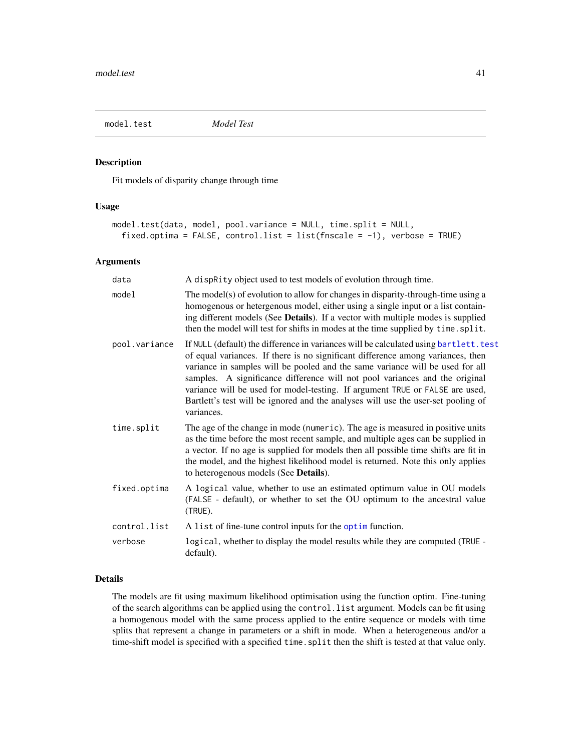## model.test *Model Test*

### Description

Fit models of disparity change through time

### Usage

```
model.test(data, model, pool.variance = NULL, time.split = NULL,
  fixed.optima = FALSE, control.list = list(fnscale = -1), verbose = TRUE)
```

### Arguments

| | |
|---|---|
| `data` | A `dispRity` object used to test models of evolution through time. |
| `model` | The model(s) of evolution to allow for changes in disparity-through-time using a homogenous or hetergenous model, either using a single input or a list containing different models (See **Details**). If a vector with multiple modes is supplied then the model will test for shifts in modes at the time supplied by `time.split`. |
| `pool.variance` | If `NULL` (default) the difference in variances will be calculated using `bartlett.test` of equal variances. If there is no significant difference among variances, then variance in samples will be pooled and the same variance will be used for all samples. A significance difference will not pool variances and the original variance will be used for model-testing. If argument `TRUE` or `FALSE` are used, Bartlett's test will be ignored and the analyses will use the user-set pooling of variances. |
| `time.split` | The age of the change in mode (`numeric`). The age is measured in positive units as the time before the most recent sample, and multiple ages can be supplied in a vector. If no age is supplied for models then all possible time shifts are fit in the model, and the highest likelihood model is returned. Note this only applies to heterogenous models (See **Details**). |
| `fixed.optima` | A `logical` value, whether to use an estimated optimum value in OU models (`FALSE` - default), or whether to set the OU optimum to the ancestral value (`TRUE`). |
| `control.list` | A `list` of fine-tune control inputs for the `optim` function. |
| `verbose` | `logical`, whether to display the model results while they are computed (`TRUE` - default). |

### Details

The models are fit using maximum likelihood optimisation using the function optim. Fine-tuning of the search algorithms can be applied using the `control.list` argument. Models can be fit using a homogenous model with the same process applied to the entire sequence or models with time splits that represent a change in parameters or a shift in mode. When a heterogeneous and/or a time-shift model is specified with a specified `time.split` then the shift is tested at that value only.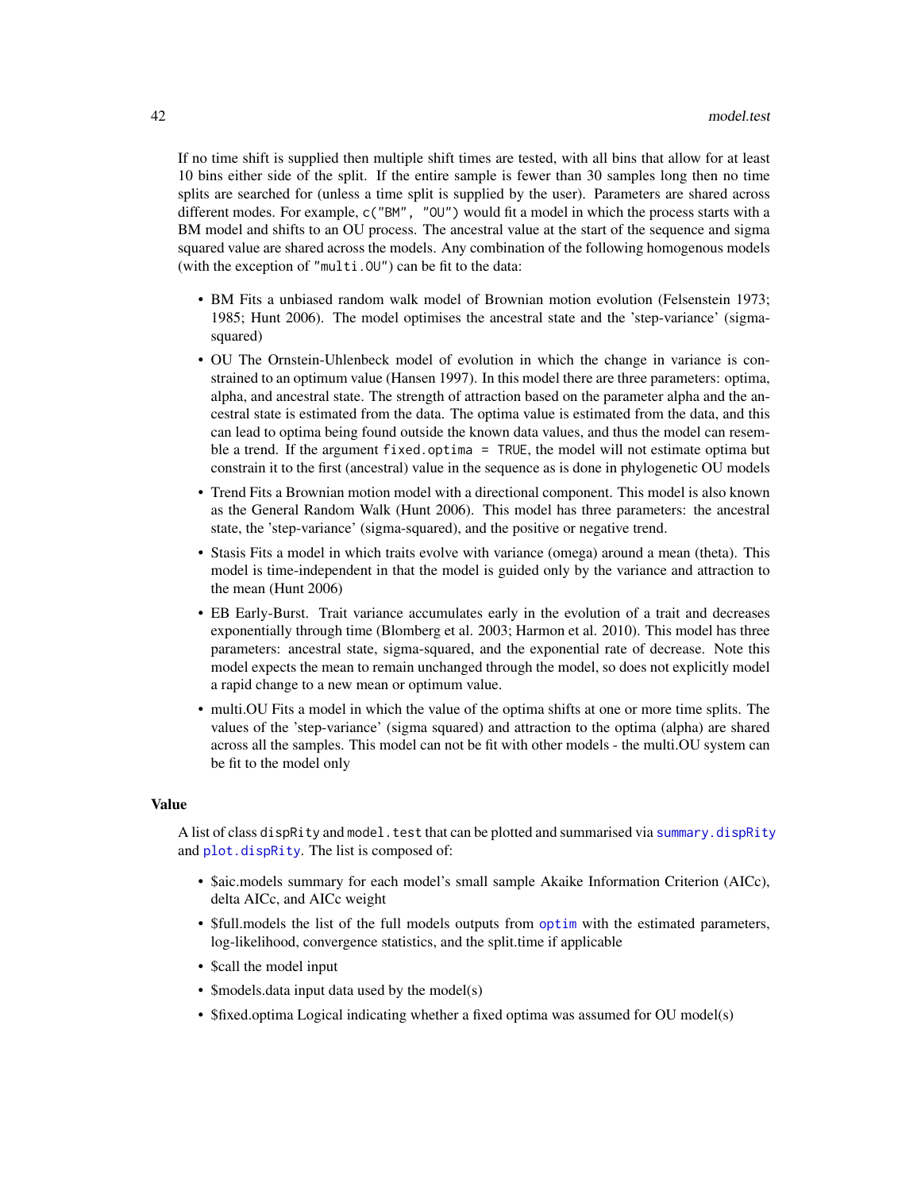If no time shift is supplied then multiple shift times are tested, with all bins that allow for at least 10 bins either side of the split. If the entire sample is fewer than 30 samples long then no time splits are searched for (unless a time split is supplied by the user). Parameters are shared across different modes. For example, `c("BM", "OU")` would fit a model in which the process starts with a BM model and shifts to an OU process. The ancestral value at the start of the sequence and sigma squared value are shared across the models. Any combination of the following homogenous models (with the exception of `"multi.OU"`) can be fit to the data:

- BM Fits a unbiased random walk model of Brownian motion evolution (Felsenstein 1973; 1985; Hunt 2006). The model optimises the ancestral state and the 'step-variance' (sigma-squared)
- OU The Ornstein-Uhlenbeck model of evolution in which the change in variance is constrained to an optimum value (Hansen 1997). In this model there are three parameters: optima, alpha, and ancestral state. The strength of attraction based on the parameter alpha and the ancestral state is estimated from the data. The optima value is estimated from the data, and this can lead to optima being found outside the known data values, and thus the model can resemble a trend. If the argument `fixed.optima = TRUE`, the model will not estimate optima but constrain it to the first (ancestral) value in the sequence as is done in phylogenetic OU models
- Trend Fits a Brownian motion model with a directional component. This model is also known as the General Random Walk (Hunt 2006). This model has three parameters: the ancestral state, the 'step-variance' (sigma-squared), and the positive or negative trend.
- Stasis Fits a model in which traits evolve with variance (omega) around a mean (theta). This model is time-independent in that the model is guided only by the variance and attraction to the mean (Hunt 2006)
- EB Early-Burst. Trait variance accumulates early in the evolution of a trait and decreases exponentially through time (Blomberg et al. 2003; Harmon et al. 2010). This model has three parameters: ancestral state, sigma-squared, and the exponential rate of decrease. Note this model expects the mean to remain unchanged through the model, so does not explicitly model a rapid change to a new mean or optimum value.
- multi.OU Fits a model in which the value of the optima shifts at one or more time splits. The values of the 'step-variance' (sigma squared) and attraction to the optima (alpha) are shared across all the samples. This model can not be fit with other models - the multi.OU system can be fit to the model only

## Value

A list of class `dispRity` and `model.test` that can be plotted and summarised via `summary.dispRity` and `plot.dispRity`. The list is composed of:

- $aic.models summary for each model's small sample Akaike Information Criterion (AICc), delta AICc, and AICc weight
- $full.models the list of the full models outputs from `optim` with the estimated parameters, log-likelihood, convergence statistics, and the split.time if applicable
- $call the model input
- $models.data input data used by the model(s)
- $fixed.optima Logical indicating whether a fixed optima was assumed for OU model(s)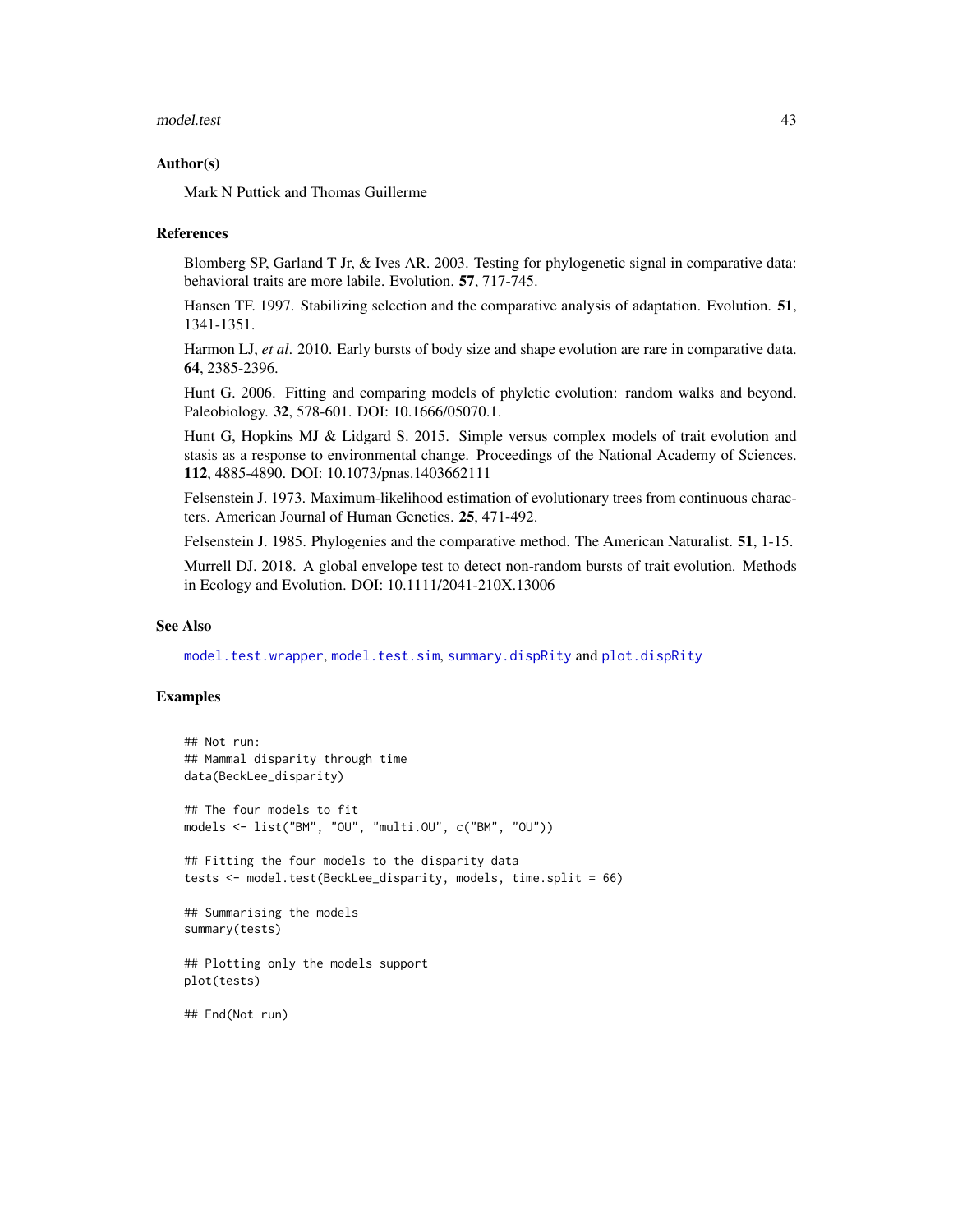## Author(s)

Mark N Puttick and Thomas Guillerme

## References

Blomberg SP, Garland T Jr, & Ives AR. 2003. Testing for phylogenetic signal in comparative data: behavioral traits are more labile. Evolution. **57**, 717-745.

Hansen TF. 1997. Stabilizing selection and the comparative analysis of adaptation. Evolution. **51**, 1341-1351.

Harmon LJ, *et al*. 2010. Early bursts of body size and shape evolution are rare in comparative data. **64**, 2385-2396.

Hunt G. 2006. Fitting and comparing models of phyletic evolution: random walks and beyond. Paleobiology. **32**, 578-601. DOI: 10.1666/05070.1.

Hunt G, Hopkins MJ & Lidgard S. 2015. Simple versus complex models of trait evolution and stasis as a response to environmental change. Proceedings of the National Academy of Sciences. **112**, 4885-4890. DOI: 10.1073/pnas.1403662111

Felsenstein J. 1973. Maximum-likelihood estimation of evolutionary trees from continuous characters. American Journal of Human Genetics. **25**, 471-492.

Felsenstein J. 1985. Phylogenies and the comparative method. The American Naturalist. **51**, 1-15.

Murrell DJ. 2018. A global envelope test to detect non-random bursts of trait evolution. Methods in Ecology and Evolution. DOI: 10.1111/2041-210X.13006

## See Also

`model.test.wrapper`, `model.test.sim`, `summary.dispRity` and `plot.dispRity`

## Examples

```
## Not run:
## Mammal disparity through time
data(BeckLee_disparity)

## The four models to fit
models <- list("BM", "OU", "multi.OU", c("BM", "OU"))

## Fitting the four models to the disparity data
tests <- model.test(BeckLee_disparity, models, time.split = 66)

## Summarising the models
summary(tests)

## Plotting only the models support
plot(tests)

## End(Not run)
```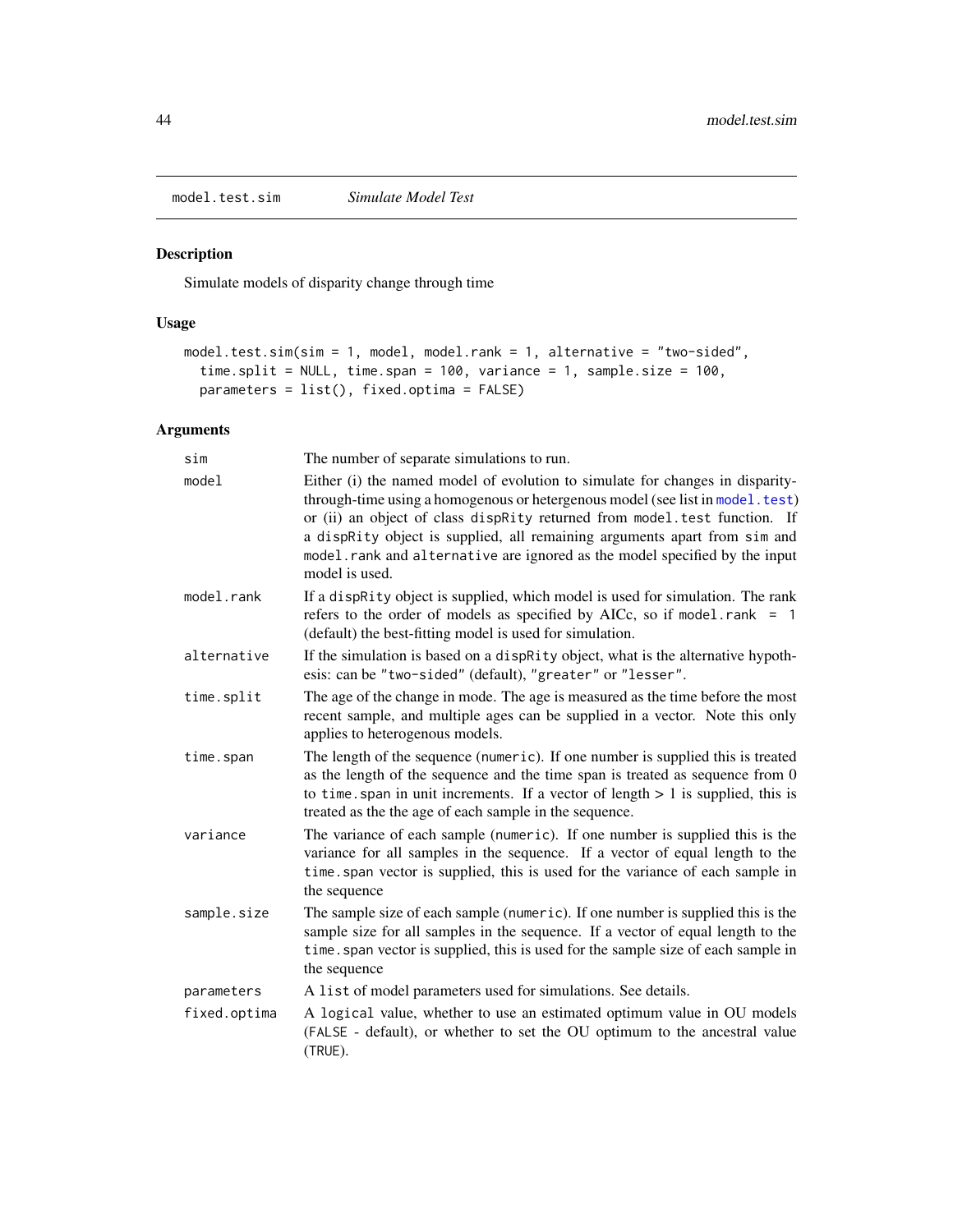## model.test.sim *Simulate Model Test*

### Description

Simulate models of disparity change through time

### Usage

```
model.test.sim(sim = 1, model, model.rank = 1, alternative = "two-sided",
  time.split = NULL, time.span = 100, variance = 1, sample.size = 100,
  parameters = list(), fixed.optima = FALSE)
```

### Arguments

| Argument | Description |
|---|---|
| `sim` | The number of separate simulations to run. |
| `model` | Either (i) the named model of evolution to simulate for changes in disparity-through-time using a homogenous or hetergenous model (see list in `model.test`) or (ii) an object of class `dispRity` returned from `model.test` function. If a `dispRity` object is supplied, all remaining arguments apart from `sim` and `model.rank` and `alternative` are ignored as the model specified by the input model is used. |
| `model.rank` | If a `dispRity` object is supplied, which model is used for simulation. The rank refers to the order of models as specified by AICc, so if `model.rank = 1` (default) the best-fitting model is used for simulation. |
| `alternative` | If the simulation is based on a `dispRity` object, what is the alternative hypothesis: can be `"two-sided"` (default), `"greater"` or `"lesser"`. |
| `time.split` | The age of the change in mode. The age is measured as the time before the most recent sample, and multiple ages can be supplied in a vector. Note this only applies to heterogenous models. |
| `time.span` | The length of the sequence (`numeric`). If one number is supplied this is treated as the length of the sequence and the time span is treated as sequence from 0 to `time.span` in unit increments. If a vector of length > 1 is supplied, this is treated as the the age of each sample in the sequence. |
| `variance` | The variance of each sample (`numeric`). If one number is supplied this is the variance for all samples in the sequence. If a vector of equal length to the `time.span` vector is supplied, this is used for the variance of each sample in the sequence |
| `sample.size` | The sample size of each sample (`numeric`). If one number is supplied this is the sample size for all samples in the sequence. If a vector of equal length to the `time.span` vector is supplied, this is used for the sample size of each sample in the sequence |
| `parameters` | A `list` of model parameters used for simulations. See details. |
| `fixed.optima` | A `logical` value, whether to use an estimated optimum value in OU models (`FALSE` - default), or whether to set the OU optimum to the ancestral value (`TRUE`). |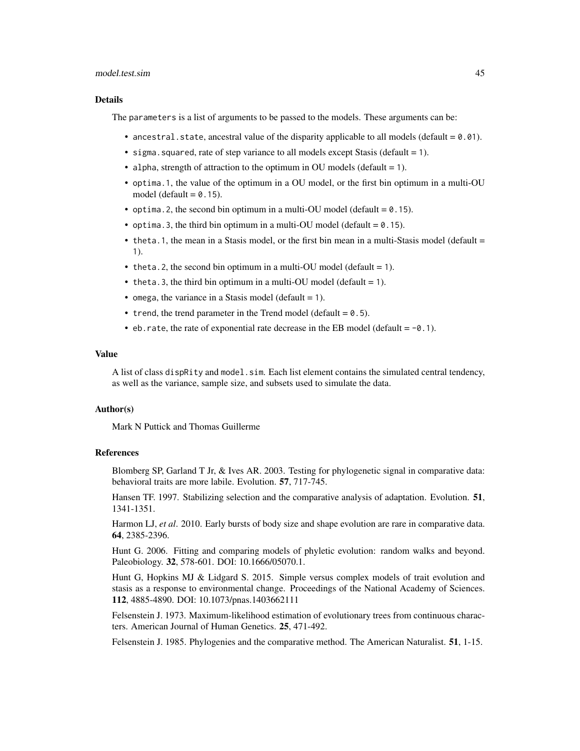### Details

The `parameters` is a list of arguments to be passed to the models. These arguments can be:

- `ancestral.state`, ancestral value of the disparity applicable to all models (default = `0.01`).
- `sigma.squared`, rate of step variance to all models except Stasis (default = `1`).
- `alpha`, strength of attraction to the optimum in OU models (default = `1`).
- `optima.1`, the value of the optimum in a OU model, or the first bin optimum in a multi-OU model (default = `0.15`).
- `optima.2`, the second bin optimum in a multi-OU model (default = `0.15`).
- `optima.3`, the third bin optimum in a multi-OU model (default = `0.15`).
- `theta.1`, the mean in a Stasis model, or the first bin mean in a multi-Stasis model (default = `1`).
- `theta.2`, the second bin optimum in a multi-OU model (default = `1`).
- `theta.3`, the third bin optimum in a multi-OU model (default = `1`).
- `omega`, the variance in a Stasis model (default = `1`).
- `trend`, the trend parameter in the Trend model (default = `0.5`).
- `eb.rate`, the rate of exponential rate decrease in the EB model (default = `-0.1`).

### Value

A list of class `dispRity` and `model.sim`. Each list element contains the simulated central tendency, as well as the variance, sample size, and subsets used to simulate the data.

### Author(s)

Mark N Puttick and Thomas Guillerme

### References

Blomberg SP, Garland T Jr, & Ives AR. 2003. Testing for phylogenetic signal in comparative data: behavioral traits are more labile. Evolution. **57**, 717-745.

Hansen TF. 1997. Stabilizing selection and the comparative analysis of adaptation. Evolution. **51**, 1341-1351.

Harmon LJ, *et al*. 2010. Early bursts of body size and shape evolution are rare in comparative data. **64**, 2385-2396.

Hunt G. 2006. Fitting and comparing models of phyletic evolution: random walks and beyond. Paleobiology. **32**, 578-601. DOI: 10.1666/05070.1.

Hunt G, Hopkins MJ & Lidgard S. 2015. Simple versus complex models of trait evolution and stasis as a response to environmental change. Proceedings of the National Academy of Sciences. **112**, 4885-4890. DOI: 10.1073/pnas.1403662111

Felsenstein J. 1973. Maximum-likelihood estimation of evolutionary trees from continuous characters. American Journal of Human Genetics. **25**, 471-492.

Felsenstein J. 1985. Phylogenies and the comparative method. The American Naturalist. **51**, 1-15.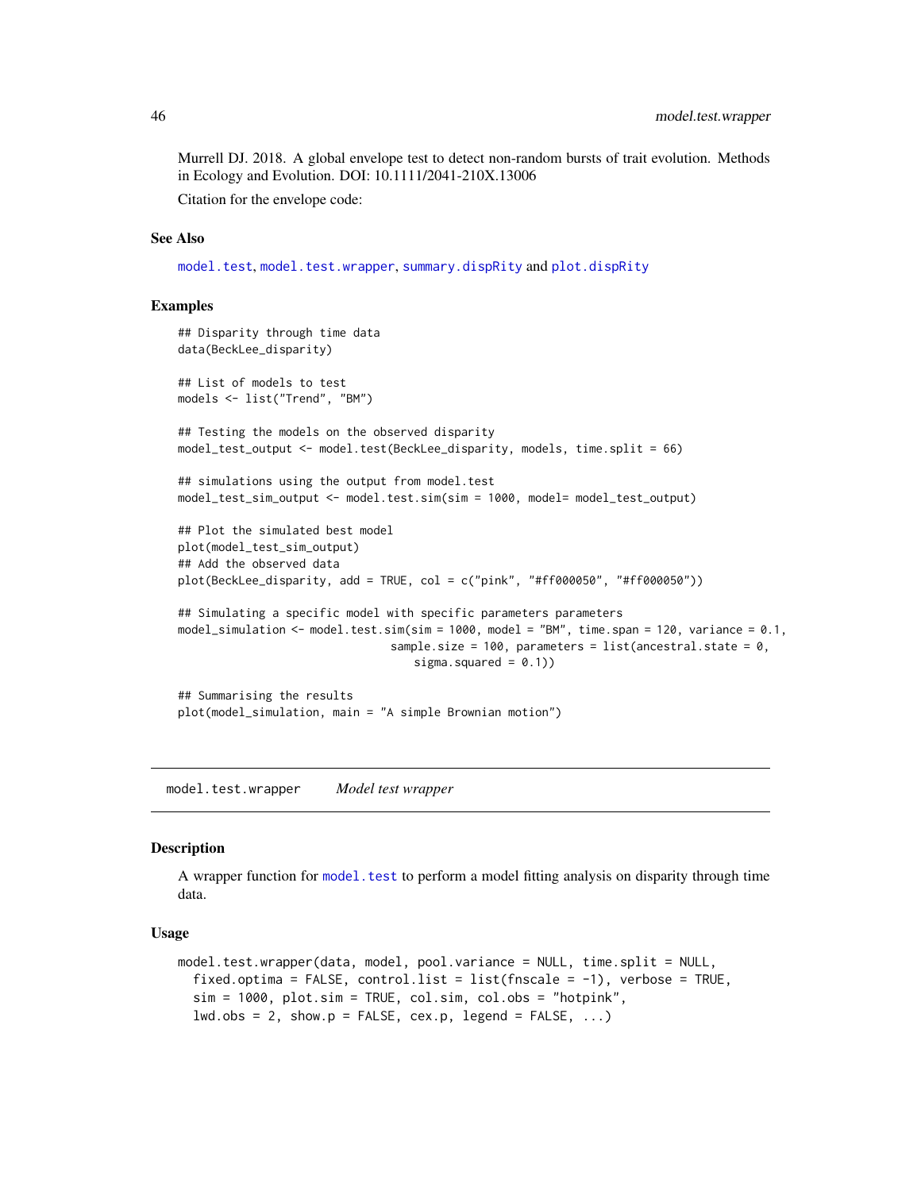Murrell DJ. 2018. A global envelope test to detect non-random bursts of trait evolution. Methods in Ecology and Evolution. DOI: 10.1111/2041-210X.13006

Citation for the envelope code:

### See Also

model.test, model.test.wrapper, summary.dispRity and plot.dispRity

### Examples

```
## Disparity through time data
data(BeckLee_disparity)

## List of models to test
models <- list("Trend", "BM")

## Testing the models on the observed disparity
model_test_output <- model.test(BeckLee_disparity, models, time.split = 66)

## simulations using the output from model.test
model_test_sim_output <- model.test.sim(sim = 1000, model= model_test_output)

## Plot the simulated best model
plot(model_test_sim_output)
## Add the observed data
plot(BeckLee_disparity, add = TRUE, col = c("pink", "#ff000050", "#ff000050"))

## Simulating a specific model with specific parameters parameters
model_simulation <- model.test.sim(sim = 1000, model = "BM", time.span = 120, variance = 0.1,
                                   sample.size = 100, parameters = list(ancestral.state = 0,
                                       sigma.squared = 0.1))

## Summarising the results
plot(model_simulation, main = "A simple Brownian motion")
```

---

## model.test.wrapper    *Model test wrapper*

### Description

A wrapper function for model.test to perform a model fitting analysis on disparity through time data.

### Usage

```
model.test.wrapper(data, model, pool.variance = NULL, time.split = NULL,
  fixed.optima = FALSE, control.list = list(fnscale = -1), verbose = TRUE,
  sim = 1000, plot.sim = TRUE, col.sim, col.obs = "hotpink",
  lwd.obs = 2, show.p = FALSE, cex.p, legend = FALSE, ...)
```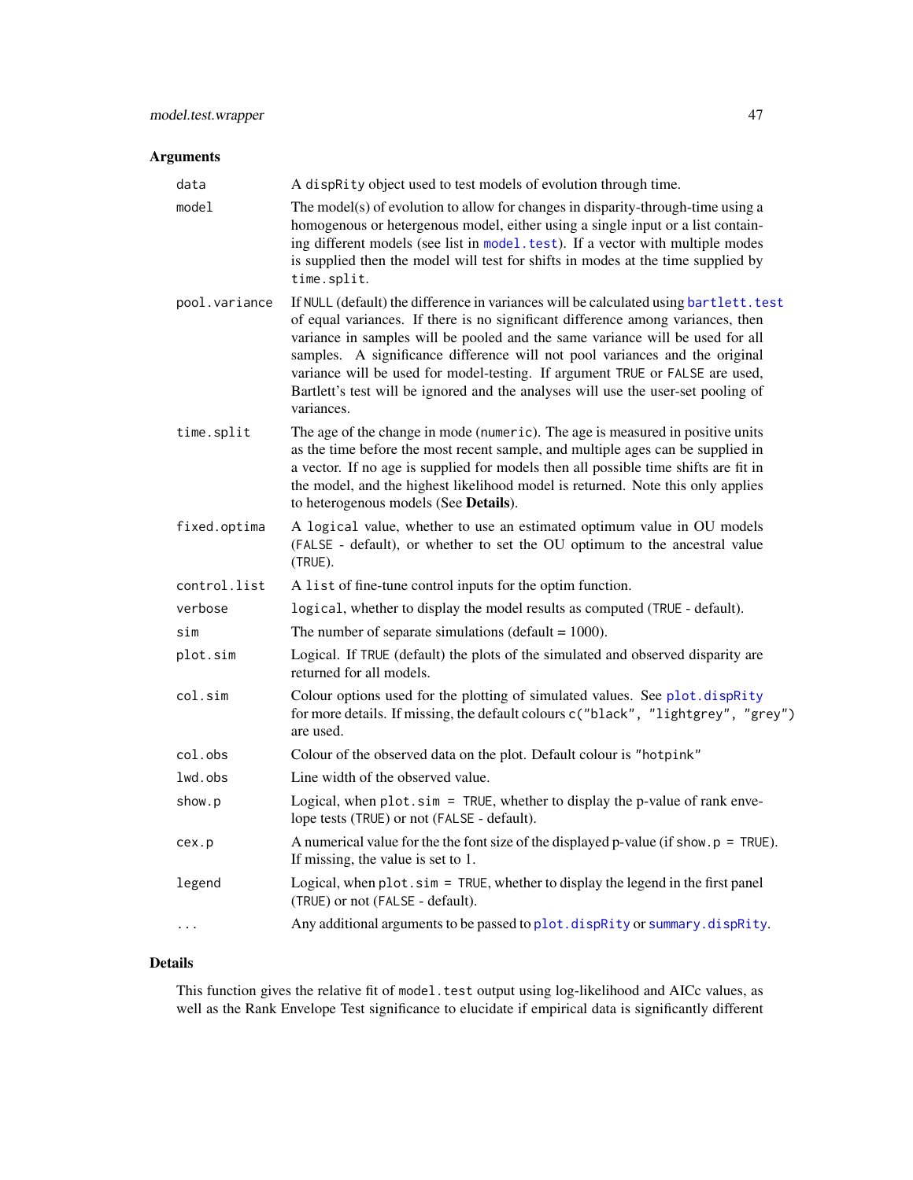## Arguments

| | |
|---|---|
| `data` | A `dispRity` object used to test models of evolution through time. |
| `model` | The model(s) of evolution to allow for changes in disparity-through-time using a homogenous or hetergenous model, either using a single input or a list containing different models (see list in `model.test`). If a vector with multiple modes is supplied then the model will test for shifts in modes at the time supplied by `time.split`. |
| `pool.variance` | If `NULL` (default) the difference in variances will be calculated using `bartlett.test` of equal variances. If there is no significant difference among variances, then variance in samples will be pooled and the same variance will be used for all samples. A significance difference will not pool variances and the original variance will be used for model-testing. If argument `TRUE` or `FALSE` are used, Bartlett's test will be ignored and the analyses will use the user-set pooling of variances. |
| `time.split` | The age of the change in mode (`numeric`). The age is measured in positive units as the time before the most recent sample, and multiple ages can be supplied in a vector. If no age is supplied for models then all possible time shifts are fit in the model, and the highest likelihood model is returned. Note this only applies to heterogenous models (See **Details**). |
| `fixed.optima` | A `logical` value, whether to use an estimated optimum value in OU models (`FALSE` - default), or whether to set the OU optimum to the ancestral value (`TRUE`). |
| `control.list` | A `list` of fine-tune control inputs for the optim function. |
| `verbose` | `logical`, whether to display the model results as computed (`TRUE` - default). |
| `sim` | The number of separate simulations (default = 1000). |
| `plot.sim` | Logical. If `TRUE` (default) the plots of the simulated and observed disparity are returned for all models. |
| `col.sim` | Colour options used for the plotting of simulated values. See `plot.dispRity` for more details. If missing, the default colours `c("black", "lightgrey", "grey")` are used. |
| `col.obs` | Colour of the observed data on the plot. Default colour is `"hotpink"` |
| `lwd.obs` | Line width of the observed value. |
| `show.p` | Logical, when `plot.sim = TRUE`, whether to display the p-value of rank envelope tests (`TRUE`) or not (`FALSE` - default). |
| `cex.p` | A numerical value for the the font size of the displayed p-value (if `show.p = TRUE`). If missing, the value is set to 1. |
| `legend` | Logical, when `plot.sim = TRUE`, whether to display the legend in the first panel (`TRUE`) or not (`FALSE` - default). |
| `...` | Any additional arguments to be passed to `plot.dispRity` or `summary.dispRity`. |

## Details

This function gives the relative fit of `model.test` output using log-likelihood and AICc values, as well as the Rank Envelope Test significance to elucidate if empirical data is significantly different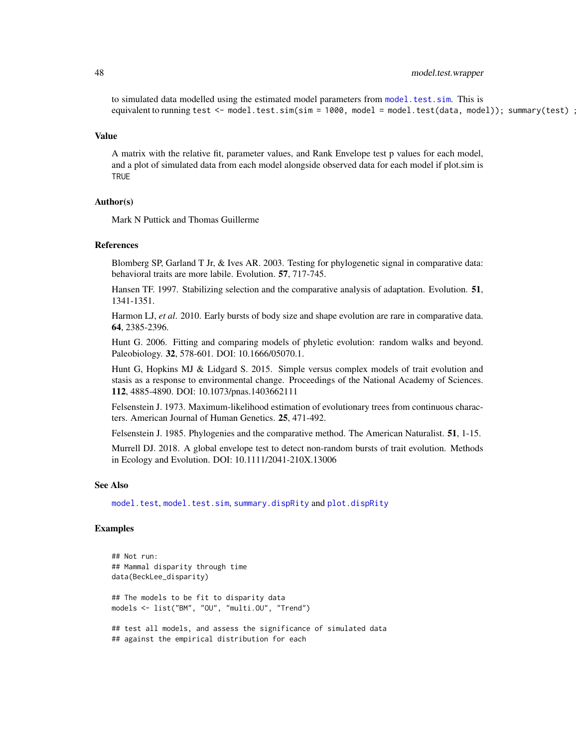to simulated data modelled using the estimated model parameters from `model.test.sim`. This is equivalent to running `test <- model.test.sim(sim = 1000, model = model.test(data, model)); summary(test) ;`

## Value

A matrix with the relative fit, parameter values, and Rank Envelope test p values for each model, and a plot of simulated data from each model alongside observed data for each model if plot.sim is `TRUE`

## Author(s)

Mark N Puttick and Thomas Guillerme

## References

Blomberg SP, Garland T Jr, & Ives AR. 2003. Testing for phylogenetic signal in comparative data: behavioral traits are more labile. Evolution. **57**, 717-745.

Hansen TF. 1997. Stabilizing selection and the comparative analysis of adaptation. Evolution. **51**, 1341-1351.

Harmon LJ, *et al*. 2010. Early bursts of body size and shape evolution are rare in comparative data. **64**, 2385-2396.

Hunt G. 2006. Fitting and comparing models of phyletic evolution: random walks and beyond. Paleobiology. **32**, 578-601. DOI: 10.1666/05070.1.

Hunt G, Hopkins MJ & Lidgard S. 2015. Simple versus complex models of trait evolution and stasis as a response to environmental change. Proceedings of the National Academy of Sciences. **112**, 4885-4890. DOI: 10.1073/pnas.1403662111

Felsenstein J. 1973. Maximum-likelihood estimation of evolutionary trees from continuous characters. American Journal of Human Genetics. **25**, 471-492.

Felsenstein J. 1985. Phylogenies and the comparative method. The American Naturalist. **51**, 1-15.

Murrell DJ. 2018. A global envelope test to detect non-random bursts of trait evolution. Methods in Ecology and Evolution. DOI: 10.1111/2041-210X.13006

## See Also

`model.test`, `model.test.sim`, `summary.dispRity` and `plot.dispRity`

## Examples

```
## Not run:
## Mammal disparity through time
data(BeckLee_disparity)

## The models to be fit to disparity data
models <- list("BM", "OU", "multi.OU", "Trend")

## test all models, and assess the significance of simulated data
## against the empirical distribution for each
```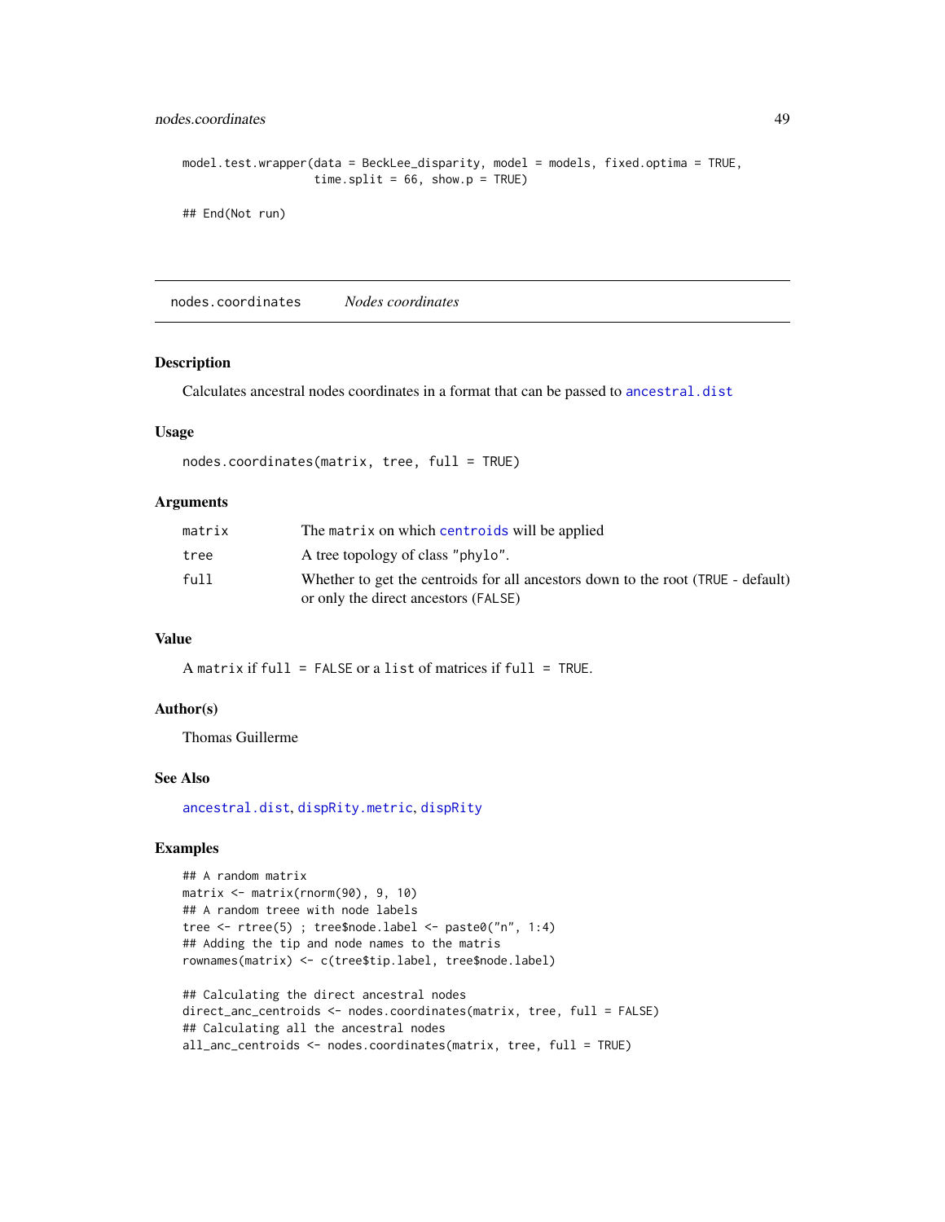```
model.test.wrapper(data = BeckLee_disparity, model = models, fixed.optima = TRUE,
                   time.split = 66, show.p = TRUE)

## End(Not run)
```

---

`nodes.coordinates` *Nodes coordinates*

---

## Description

Calculates ancestral nodes coordinates in a format that can be passed to `ancestral.dist`

## Usage

```
nodes.coordinates(matrix, tree, full = TRUE)
```

## Arguments

| | |
|---|---|
| `matrix` | The `matrix` on which `centroids` will be applied |
| `tree` | A tree topology of class `"phylo"`. |
| `full` | Whether to get the centroids for all ancestors down to the root (`TRUE` - default) or only the direct ancestors (`FALSE`) |

## Value

A `matrix` if `full = FALSE` or a `list` of matrices if `full = TRUE`.

## Author(s)

Thomas Guillerme

## See Also

`ancestral.dist`, `dispRity.metric`, `dispRity`

## Examples

```
## A random matrix
matrix <- matrix(rnorm(90), 9, 10)
## A random treee with node labels
tree <- rtree(5) ; tree$node.label <- paste0("n", 1:4)
## Adding the tip and node names to the matris
rownames(matrix) <- c(tree$tip.label, tree$node.label)

## Calculating the direct ancestral nodes
direct_anc_centroids <- nodes.coordinates(matrix, tree, full = FALSE)
## Calculating all the ancestral nodes
all_anc_centroids <- nodes.coordinates(matrix, tree, full = TRUE)
```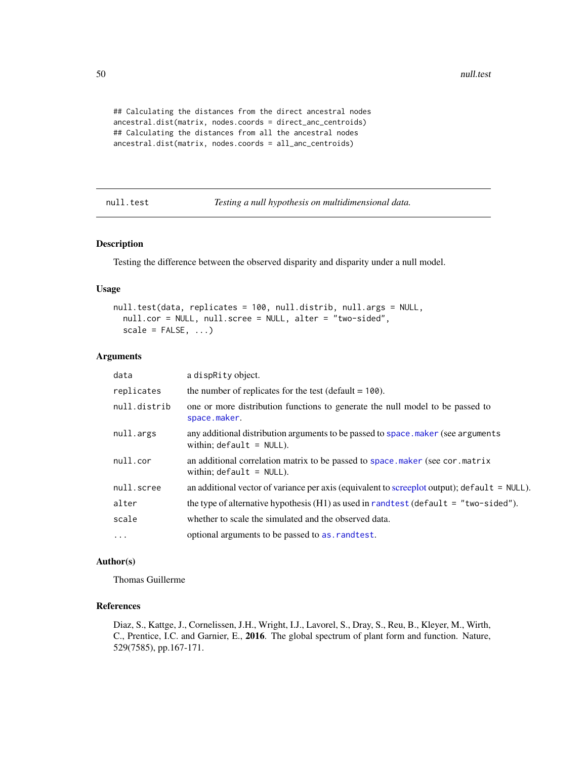```
## Calculating the distances from the direct ancestral nodes
ancestral.dist(matrix, nodes.coords = direct_anc_centroids)
## Calculating the distances from all the ancestral nodes
ancestral.dist(matrix, nodes.coords = all_anc_centroids)
```

---

## null.test — *Testing a null hypothesis on multidimensional data.*

---

### Description

Testing the difference between the observed disparity and disparity under a null model.

### Usage

```
null.test(data, replicates = 100, null.distrib, null.args = NULL,
  null.cor = NULL, null.scree = NULL, alter = "two-sided",
  scale = FALSE, ...)
```

### Arguments

| | |
|---|---|
| `data` | a `dispRity` object. |
| `replicates` | the number of replicates for the test (default = `100`). |
| `null.distrib` | one or more distribution functions to generate the null model to be passed to `space.maker`. |
| `null.args` | any additional distribution arguments to be passed to `space.maker` (see `arguments` within; `default = NULL`). |
| `null.cor` | an additional correlation matrix to be passed to `space.maker` (see `cor.matrix` within; `default = NULL`). |
| `null.scree` | an additional vector of variance per axis (equivalent to screeplot output); `default = NULL`). |
| `alter` | the type of alternative hypothesis (H1) as used in `randtest` (`default = "two-sided"`). |
| `scale` | whether to scale the simulated and the observed data. |
| `...` | optional arguments to be passed to `as.randtest`. |

### Author(s)

Thomas Guillerme

### References

Diaz, S., Kattge, J., Cornelissen, J.H., Wright, I.J., Lavorel, S., Dray, S., Reu, B., Kleyer, M., Wirth, C., Prentice, I.C. and Garnier, E., **2016**. The global spectrum of plant form and function. Nature, 529(7585), pp.167-171.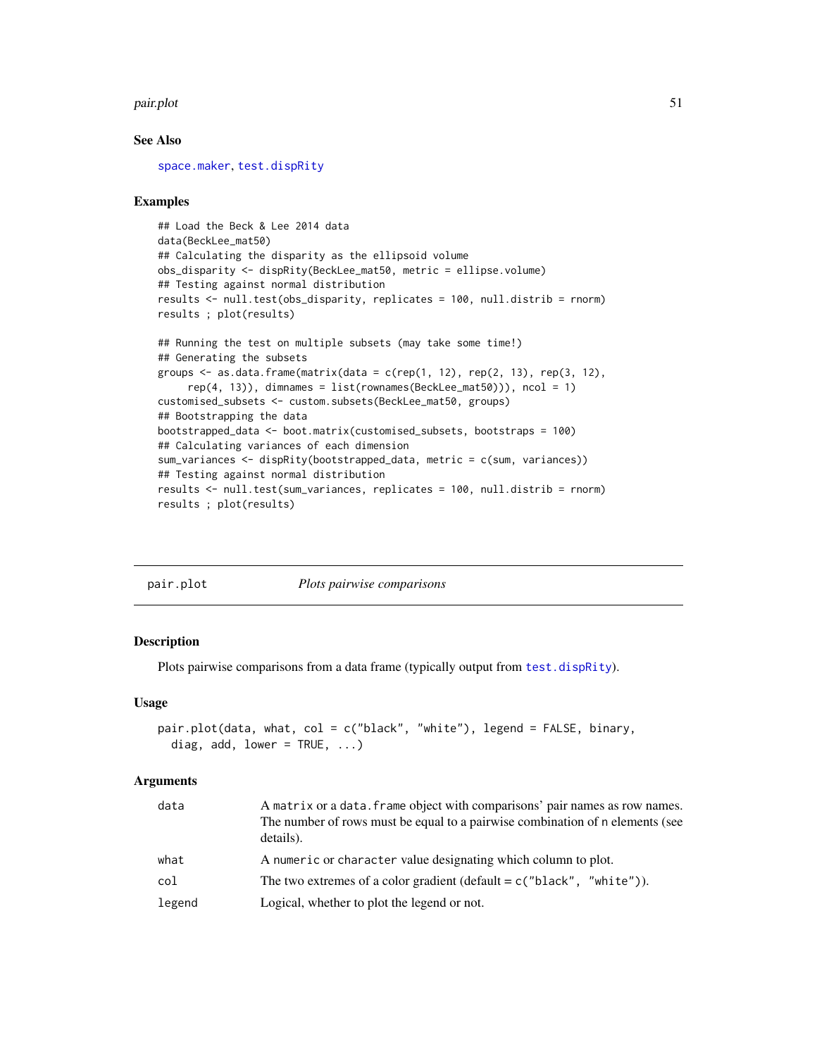### See Also

`space.maker`, `test.dispRity`

### Examples

```
## Load the Beck & Lee 2014 data
data(BeckLee_mat50)
## Calculating the disparity as the ellipsoid volume
obs_disparity <- dispRity(BeckLee_mat50, metric = ellipse.volume)
## Testing against normal distribution
results <- null.test(obs_disparity, replicates = 100, null.distrib = rnorm)
results ; plot(results)

## Running the test on multiple subsets (may take some time!)
## Generating the subsets
groups <- as.data.frame(matrix(data = c(rep(1, 12), rep(2, 13), rep(3, 12),
     rep(4, 13)), dimnames = list(rownames(BeckLee_mat50))), ncol = 1)
customised_subsets <- custom.subsets(BeckLee_mat50, groups)
## Bootstrapping the data
bootstrapped_data <- boot.matrix(customised_subsets, bootstraps = 100)
## Calculating variances of each dimension
sum_variances <- dispRity(bootstrapped_data, metric = c(sum, variances))
## Testing against normal distribution
results <- null.test(sum_variances, replicates = 100, null.distrib = rnorm)
results ; plot(results)
```

---

## pair.plot *Plots pairwise comparisons*

### Description

Plots pairwise comparisons from a data frame (typically output from `test.dispRity`).

### Usage

```
pair.plot(data, what, col = c("black", "white"), legend = FALSE, binary,
  diag, add, lower = TRUE, ...)
```

### Arguments

| | |
|---|---|
| `data` | A `matrix` or a `data.frame` object with comparisons' pair names as row names. The number of rows must be equal to a pairwise combination of `n` elements (see details). |
| `what` | A `numeric` or `character` value designating which column to plot. |
| `col` | The two extremes of a color gradient (default = `c("black", "white")`). |
| `legend` | Logical, whether to plot the legend or not. |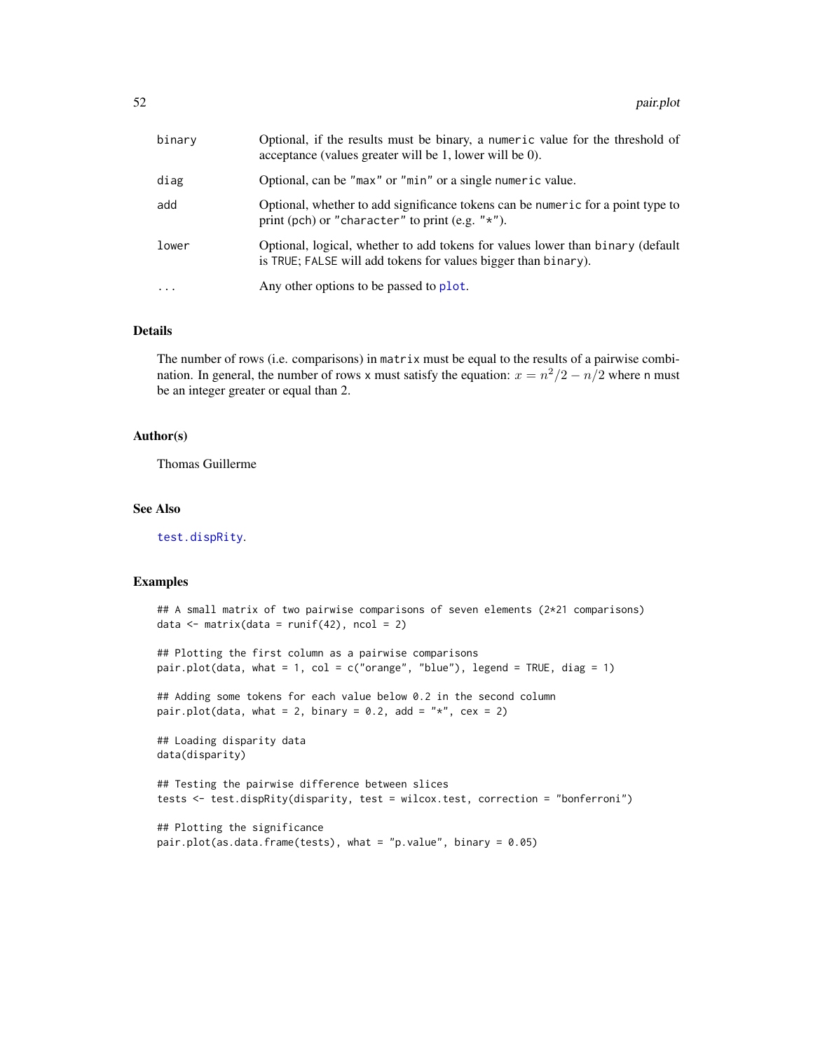| | |
|---|---|
| binary | Optional, if the results must be binary, a numeric value for the threshold of acceptance (values greater will be 1, lower will be 0). |
| diag | Optional, can be "max" or "min" or a single numeric value. |
| add | Optional, whether to add significance tokens can be numeric for a point type to print (pch) or "character" to print (e.g. "*"). |
| lower | Optional, logical, whether to add tokens for values lower than binary (default is TRUE; FALSE will add tokens for values bigger than binary). |
| ... | Any other options to be passed to plot. |

### Details

The number of rows (i.e. comparisons) in matrix must be equal to the results of a pairwise combination. In general, the number of rows x must satisfy the equation: $x = n^2/2 - n/2$ where n must be an integer greater or equal than 2.

### Author(s)

Thomas Guillerme

### See Also

test.dispRity.

### Examples

```
## A small matrix of two pairwise comparisons of seven elements (2*21 comparisons)
data <- matrix(data = runif(42), ncol = 2)

## Plotting the first column as a pairwise comparisons
pair.plot(data, what = 1, col = c("orange", "blue"), legend = TRUE, diag = 1)

## Adding some tokens for each value below 0.2 in the second column
pair.plot(data, what = 2, binary = 0.2, add = "*", cex = 2)

## Loading disparity data
data(disparity)

## Testing the pairwise difference between slices
tests <- test.dispRity(disparity, test = wilcox.test, correction = "bonferroni")

## Plotting the significance
pair.plot(as.data.frame(tests), what = "p.value", binary = 0.05)
```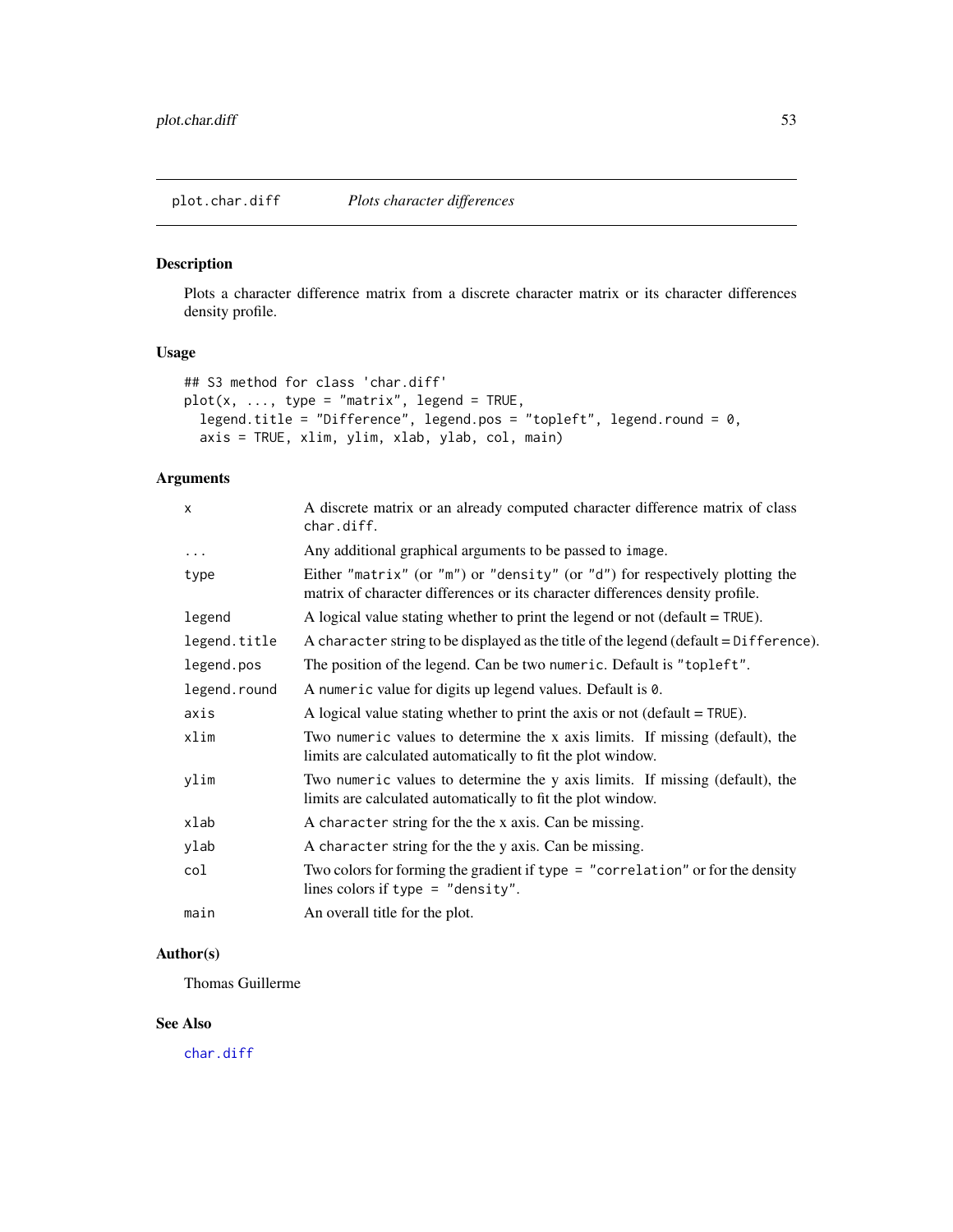plot.char.diff — *Plots character differences*

## Description

Plots a character difference matrix from a discrete character matrix or its character differences density profile.

## Usage

```
## S3 method for class 'char.diff'
plot(x, ..., type = "matrix", legend = TRUE,
  legend.title = "Difference", legend.pos = "topleft", legend.round = 0,
  axis = TRUE, xlim, ylim, xlab, ylab, col, main)
```

## Arguments

| | |
|---|---|
| x | A discrete matrix or an already computed character difference matrix of class `char.diff`. |
| ... | Any additional graphical arguments to be passed to `image`. |
| type | Either `"matrix"` (or `"m"`) or `"density"` (or `"d"`) for respectively plotting the matrix of character differences or its character differences density profile. |
| legend | A logical value stating whether to print the legend or not (default = `TRUE`). |
| legend.title | A `character` string to be displayed as the title of the legend (default = `Difference`). |
| legend.pos | The position of the legend. Can be two `numeric`. Default is `"topleft"`. |
| legend.round | A `numeric` value for digits up legend values. Default is `0`. |
| axis | A logical value stating whether to print the axis or not (default = `TRUE`). |
| xlim | Two `numeric` values to determine the x axis limits. If missing (default), the limits are calculated automatically to fit the plot window. |
| ylim | Two `numeric` values to determine the y axis limits. If missing (default), the limits are calculated automatically to fit the plot window. |
| xlab | A `character` string for the the x axis. Can be missing. |
| ylab | A `character` string for the the y axis. Can be missing. |
| col | Two colors for forming the gradient if `type = "correlation"` or for the density lines colors if `type = "density"`. |
| main | An overall title for the plot. |

## Author(s)

Thomas Guillerme

## See Also

char.diff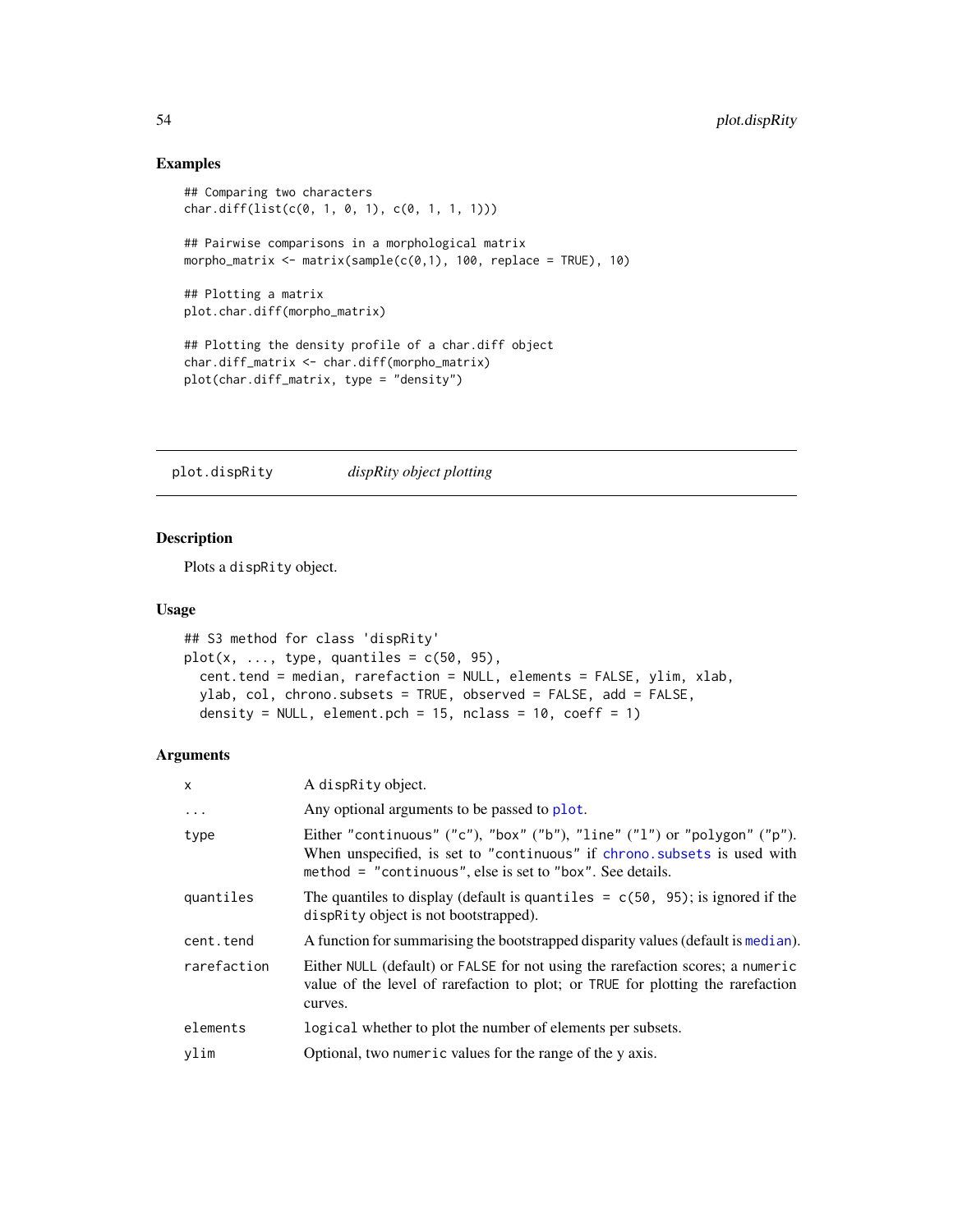## Examples

```
## Comparing two characters
char.diff(list(c(0, 1, 0, 1), c(0, 1, 1, 1)))

## Pairwise comparisons in a morphological matrix
morpho_matrix <- matrix(sample(c(0,1), 100, replace = TRUE), 10)

## Plotting a matrix
plot.char.diff(morpho_matrix)

## Plotting the density profile of a char.diff object
char.diff_matrix <- char.diff(morpho_matrix)
plot(char.diff_matrix, type = "density")
```

---

# plot.dispRity — *dispRity object plotting*

---

## Description

Plots a `dispRity` object.

## Usage

```
## S3 method for class 'dispRity'
plot(x, ..., type, quantiles = c(50, 95),
  cent.tend = median, rarefaction = NULL, elements = FALSE, ylim, xlab,
  ylab, col, chrono.subsets = TRUE, observed = FALSE, add = FALSE,
  density = NULL, element.pch = 15, nclass = 10, coeff = 1)
```

## Arguments

| | |
|---|---|
| `x` | A `dispRity` object. |
| `...` | Any optional arguments to be passed to `plot`. |
| `type` | Either `"continuous"` (`"c"`), `"box"` (`"b"`), `"line"` (`"l"`) or `"polygon"` (`"p"`). When unspecified, is set to `"continuous"` if `chrono.subsets` is used with `method = "continuous"`, else is set to `"box"`. See details. |
| `quantiles` | The quantiles to display (default is `quantiles = c(50, 95)`; is ignored if the `dispRity` object is not bootstrapped). |
| `cent.tend` | A function for summarising the bootstrapped disparity values (default is `median`). |
| `rarefaction` | Either `NULL` (default) or `FALSE` for not using the rarefaction scores; a `numeric` value of the level of rarefaction to plot; or `TRUE` for plotting the rarefaction curves. |
| `elements` | `logical` whether to plot the number of elements per subsets. |
| `ylim` | Optional, two `numeric` values for the range of the y axis. |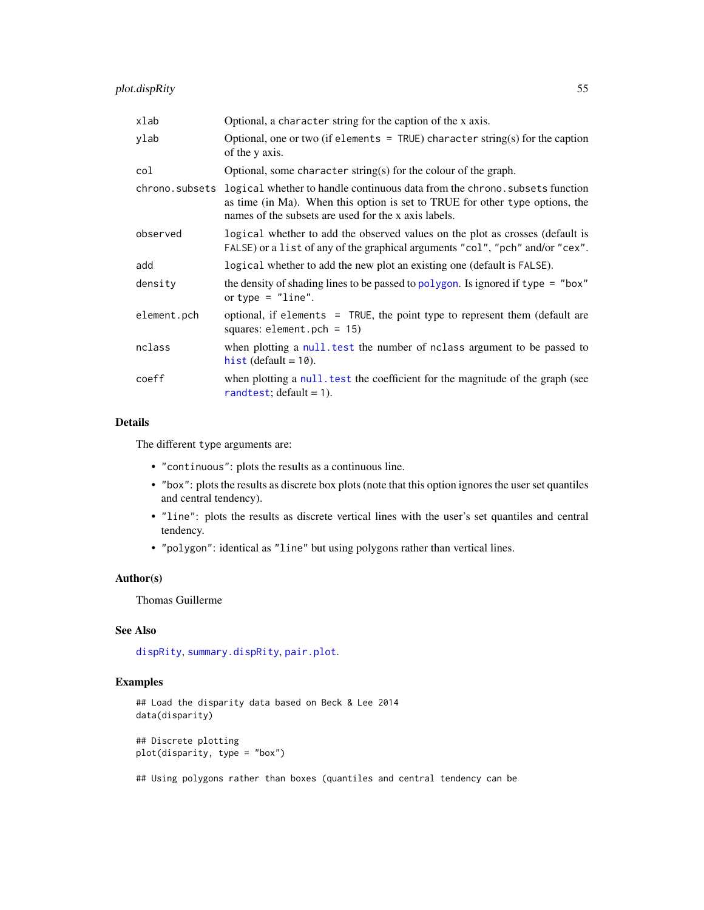| | |
|---|---|
| xlab | Optional, a character string for the caption of the x axis. |
| ylab | Optional, one or two (if elements = TRUE) character string(s) for the caption of the y axis. |
| col | Optional, some character string(s) for the colour of the graph. |
| chrono.subsets | logical whether to handle continuous data from the chrono.subsets function as time (in Ma). When this option is set to TRUE for other type options, the names of the subsets are used for the x axis labels. |
| observed | logical whether to add the observed values on the plot as crosses (default is FALSE) or a list of any of the graphical arguments "col", "pch" and/or "cex". |
| add | logical whether to add the new plot an existing one (default is FALSE). |
| density | the density of shading lines to be passed to polygon. Is ignored if type = "box" or type = "line". |
| element.pch | optional, if elements = TRUE, the point type to represent them (default are squares: element.pch = 15) |
| nclass | when plotting a null.test the number of nclass argument to be passed to hist (default = 10). |
| coeff | when plotting a null.test the coefficient for the magnitude of the graph (see randtest; default = 1). |

## Details

The different type arguments are:

- "continuous": plots the results as a continuous line.
- "box": plots the results as discrete box plots (note that this option ignores the user set quantiles and central tendency).
- "line": plots the results as discrete vertical lines with the user's set quantiles and central tendency.
- "polygon": identical as "line" but using polygons rather than vertical lines.

## Author(s)

Thomas Guillerme

## See Also

dispRity, summary.dispRity, pair.plot.

## Examples

```
## Load the disparity data based on Beck & Lee 2014
data(disparity)

## Discrete plotting
plot(disparity, type = "box")

## Using polygons rather than boxes (quantiles and central tendency can be
```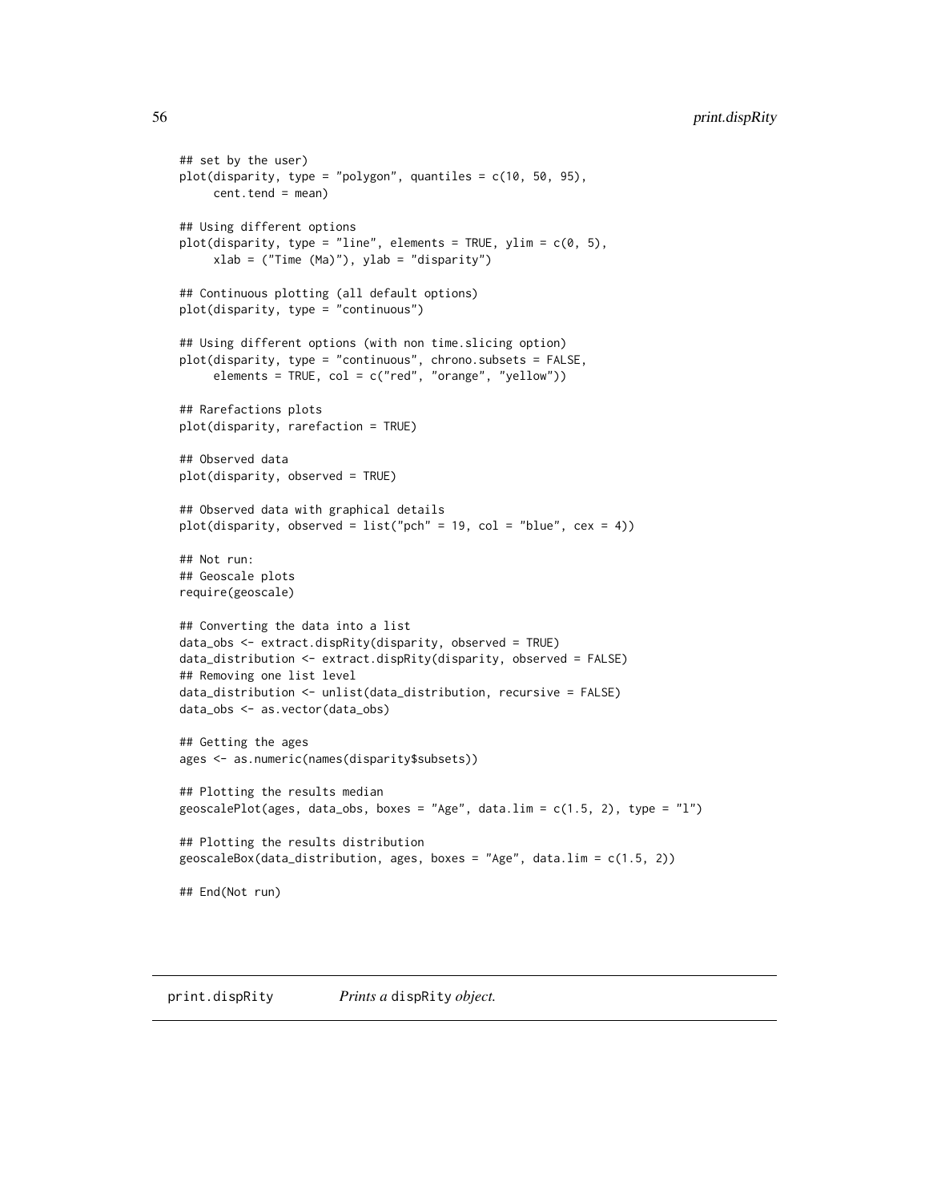```
## set by the user)
plot(disparity, type = "polygon", quantiles = c(10, 50, 95),
     cent.tend = mean)

## Using different options
plot(disparity, type = "line", elements = TRUE, ylim = c(0, 5),
     xlab = ("Time (Ma)"), ylab = "disparity")

## Continuous plotting (all default options)
plot(disparity, type = "continuous")

## Using different options (with non time.slicing option)
plot(disparity, type = "continuous", chrono.subsets = FALSE,
     elements = TRUE, col = c("red", "orange", "yellow"))

## Rarefactions plots
plot(disparity, rarefaction = TRUE)

## Observed data
plot(disparity, observed = TRUE)

## Observed data with graphical details
plot(disparity, observed = list("pch" = 19, col = "blue", cex = 4))

## Not run:
## Geoscale plots
require(geoscale)

## Converting the data into a list
data_obs <- extract.dispRity(disparity, observed = TRUE)
data_distribution <- extract.dispRity(disparity, observed = FALSE)
## Removing one list level
data_distribution <- unlist(data_distribution, recursive = FALSE)
data_obs <- as.vector(data_obs)

## Getting the ages
ages <- as.numeric(names(disparity$subsets))

## Plotting the results median
geoscalePlot(ages, data_obs, boxes = "Age", data.lim = c(1.5, 2), type = "l")

## Plotting the results distribution
geoscaleBox(data_distribution, ages, boxes = "Age", data.lim = c(1.5, 2))

## End(Not run)
```

## print.dispRity *Prints a* dispRity *object.*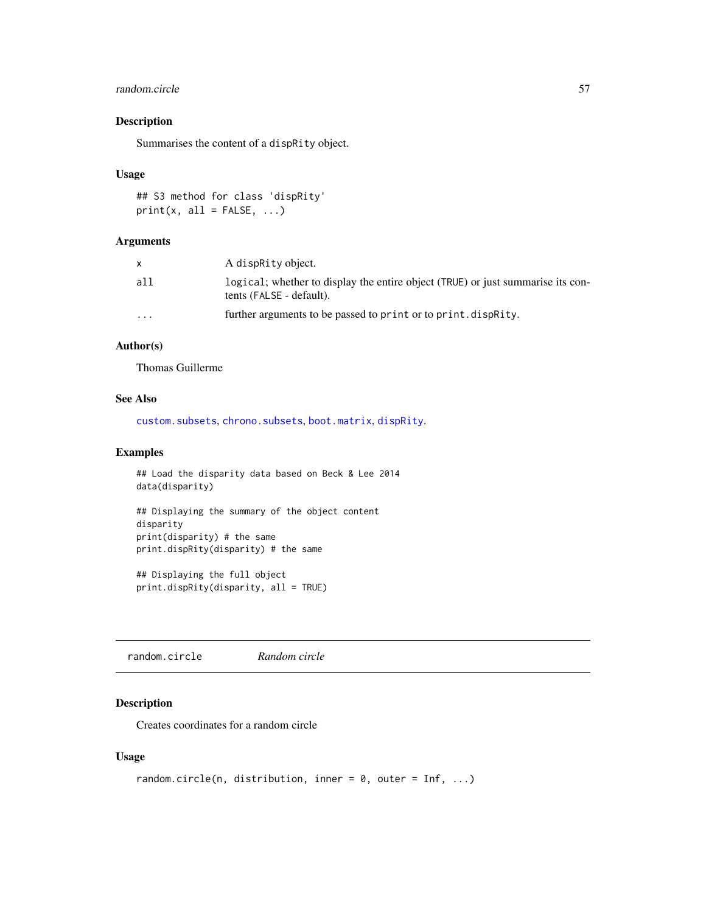### Description

Summarises the content of a dispRity object.

### Usage

```
## S3 method for class 'dispRity'
print(x, all = FALSE, ...)
```

### Arguments

| | |
|---|---|
| x | A dispRity object. |
| all | logical; whether to display the entire object (TRUE) or just summarise its contents (FALSE - default). |
| ... | further arguments to be passed to print or to print.dispRity. |

### Author(s)

Thomas Guillerme

### See Also

custom.subsets, chrono.subsets, boot.matrix, dispRity.

### Examples

```
## Load the disparity data based on Beck & Lee 2014
data(disparity)

## Displaying the summary of the object content
disparity
print(disparity) # the same
print.dispRity(disparity) # the same

## Displaying the full object
print.dispRity(disparity, all = TRUE)
```

---

## random.circle *Random circle*

---

### Description

Creates coordinates for a random circle

### Usage

```
random.circle(n, distribution, inner = 0, outer = Inf, ...)
```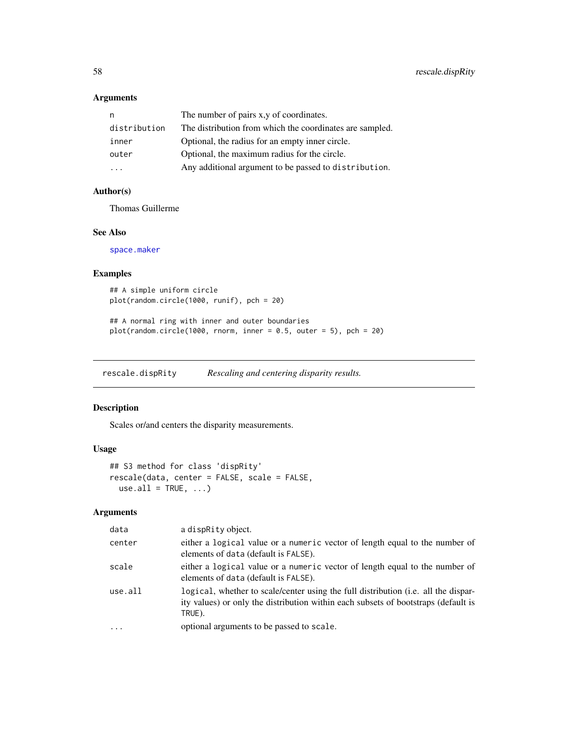### Arguments

| | |
|---|---|
| `n` | The number of pairs x,y of coordinates. |
| `distribution` | The distribution from which the coordinates are sampled. |
| `inner` | Optional, the radius for an empty inner circle. |
| `outer` | Optional, the maximum radius for the circle. |
| `...` | Any additional argument to be passed to `distribution`. |

### Author(s)

Thomas Guillerme

### See Also

`space.maker`

### Examples

```
## A simple uniform circle
plot(random.circle(1000, runif), pch = 20)

## A normal ring with inner and outer boundaries
plot(random.circle(1000, rnorm, inner = 0.5, outer = 5), pch = 20)
```

---

## rescale.dispRity — *Rescaling and centering disparity results.*

### Description

Scales or/and centers the disparity measurements.

### Usage

```
## S3 method for class 'dispRity'
rescale(data, center = FALSE, scale = FALSE,
  use.all = TRUE, ...)
```

### Arguments

| | |
|---|---|
| `data` | a `dispRity` object. |
| `center` | either a `logical` value or a `numeric` vector of length equal to the number of elements of `data` (default is `FALSE`). |
| `scale` | either a `logical` value or a `numeric` vector of length equal to the number of elements of `data` (default is `FALSE`). |
| `use.all` | `logical`, whether to scale/center using the full distribution (i.e. all the disparity values) or only the distribution within each subsets of bootstraps (default is `TRUE`). |
| `...` | optional arguments to be passed to `scale`. |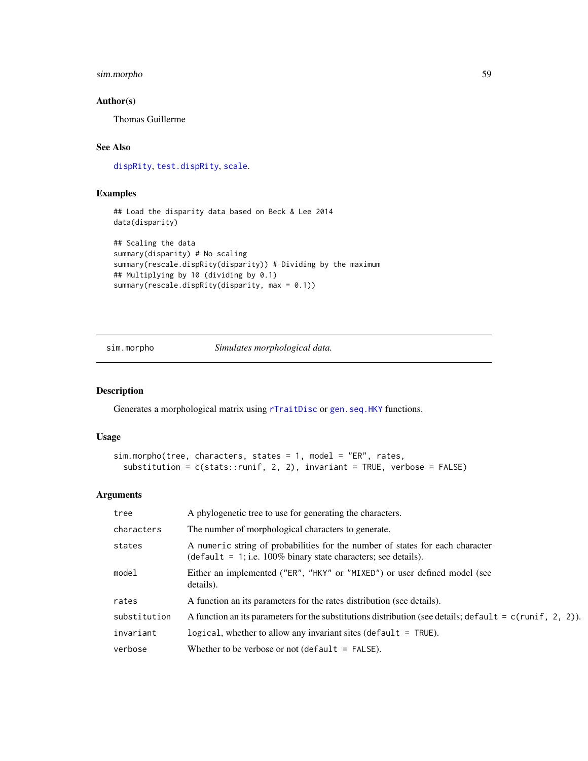### Author(s)

Thomas Guillerme

### See Also

dispRity, test.dispRity, scale.

### Examples

```
## Load the disparity data based on Beck & Lee 2014
data(disparity)

## Scaling the data
summary(disparity) # No scaling
summary(rescale.dispRity(disparity)) # Dividing by the maximum
## Multiplying by 10 (dividing by 0.1)
summary(rescale.dispRity(disparity, max = 0.1))
```

---

## sim.morpho *Simulates morphological data.*

---

### Description

Generates a morphological matrix using `rTraitDisc` or `gen.seq.HKY` functions.

### Usage

```
sim.morpho(tree, characters, states = 1, model = "ER", rates,
  substitution = c(stats::runif, 2, 2), invariant = TRUE, verbose = FALSE)
```

### Arguments

| | |
|---|---|
| `tree` | A phylogenetic tree to use for generating the characters. |
| `characters` | The number of morphological characters to generate. |
| `states` | A `numeric` string of probabilities for the number of states for each character (`default = 1`; i.e. 100% binary state characters; see details). |
| `model` | Either an implemented (`"ER"`, `"HKY"` or `"MIXED"`) or user defined model (see details). |
| `rates` | A function an its parameters for the rates distribution (see details). |
| `substitution` | A function an its parameters for the substitutions distribution (see details; `default = c(runif, 2, 2)`). |
| `invariant` | `logical`, whether to allow any invariant sites (`default = TRUE`). |
| `verbose` | Whether to be verbose or not (`default = FALSE`). |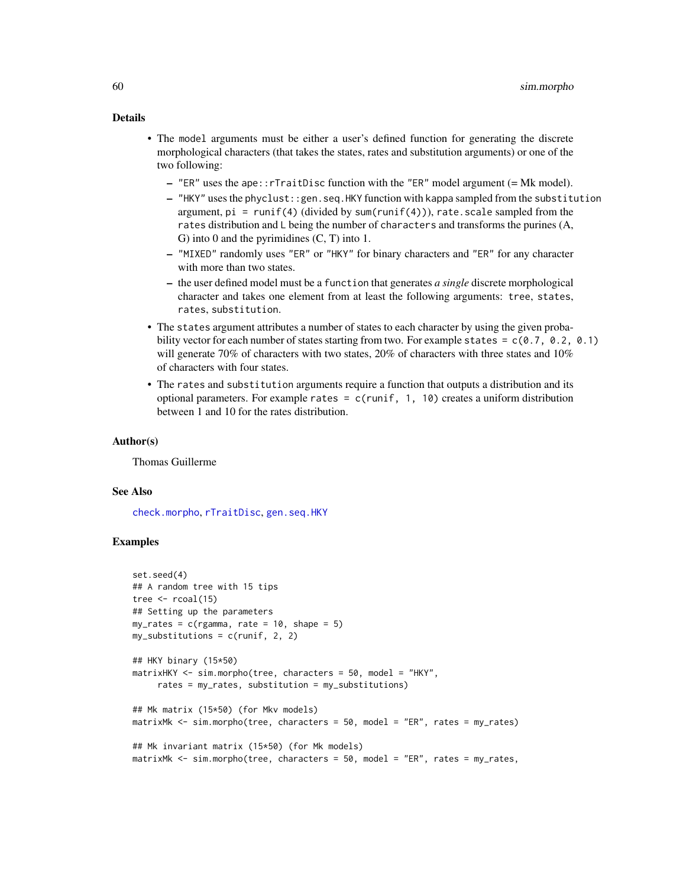## Details

- The `model` arguments must be either a user's defined function for generating the discrete morphological characters (that takes the states, rates and substitution arguments) or one of the two following:
  - `"ER"` uses the `ape::rTraitDisc` function with the `"ER"` model argument (= Mk model).
  - `"HKY"` uses the `phyclust::gen.seq.HKY` function with `kappa` sampled from the `substitution` argument, `pi = runif(4)` (divided by `sum(runif(4))`), `rate.scale` sampled from the `rates` distribution and `L` being the number of `characters` and transforms the purines (A, G) into 0 and the pyrimidines (C, T) into 1.
  - `"MIXED"` randomly uses `"ER"` or `"HKY"` for binary characters and `"ER"` for any character with more than two states.
  - the user defined model must be a `function` that generates *a single* discrete morphological character and takes one element from at least the following arguments: `tree`, `states`, `rates`, `substitution`.
- The `states` argument attributes a number of states to each character by using the given probability vector for each number of states starting from two. For example `states = c(0.7, 0.2, 0.1)` will generate 70% of characters with two states, 20% of characters with three states and 10% of characters with four states.
- The `rates` and `substitution` arguments require a function that outputs a distribution and its optional parameters. For example `rates = c(runif, 1, 10)` creates a uniform distribution between 1 and 10 for the rates distribution.

## Author(s)

Thomas Guillerme

## See Also

check.morpho, rTraitDisc, gen.seq.HKY

## Examples

```
set.seed(4)
## A random tree with 15 tips
tree <- rcoal(15)
## Setting up the parameters
my_rates = c(rgamma, rate = 10, shape = 5)
my_substitutions = c(runif, 2, 2)

## HKY binary (15*50)
matrixHKY <- sim.morpho(tree, characters = 50, model = "HKY",
     rates = my_rates, substitution = my_substitutions)

## Mk matrix (15*50) (for Mkv models)
matrixMk <- sim.morpho(tree, characters = 50, model = "ER", rates = my_rates)

## Mk invariant matrix (15*50) (for Mk models)
matrixMk <- sim.morpho(tree, characters = 50, model = "ER", rates = my_rates,
```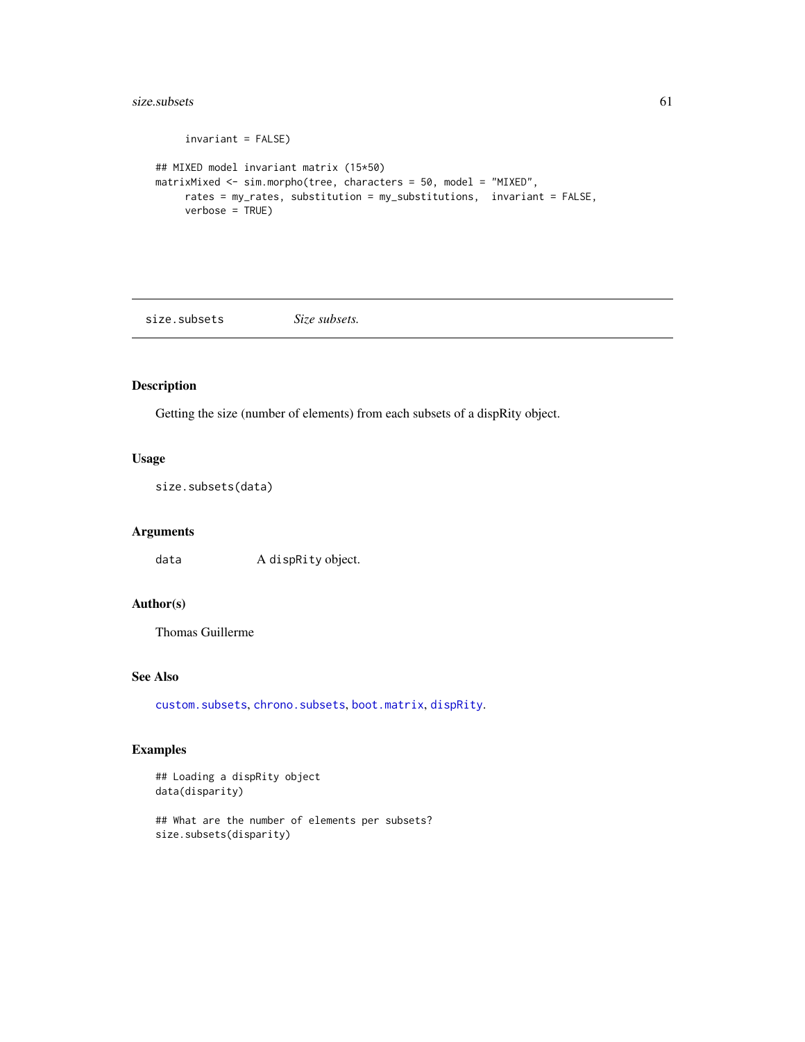```
     invariant = FALSE)

## MIXED model invariant matrix (15*50)
matrixMixed <- sim.morpho(tree, characters = 50, model = "MIXED",
     rates = my_rates, substitution = my_substitutions,  invariant = FALSE,
     verbose = TRUE)
```

---

## size.subsets *Size subsets.*

---

### Description

Getting the size (number of elements) from each subsets of a dispRity object.

### Usage

```
size.subsets(data)
```

### Arguments

| | |
|---|---|
| `data` | A `dispRity` object. |

### Author(s)

Thomas Guillerme

### See Also

`custom.subsets`, `chrono.subsets`, `boot.matrix`, `dispRity`.

### Examples

```
## Loading a dispRity object
data(disparity)

## What are the number of elements per subsets?
size.subsets(disparity)
```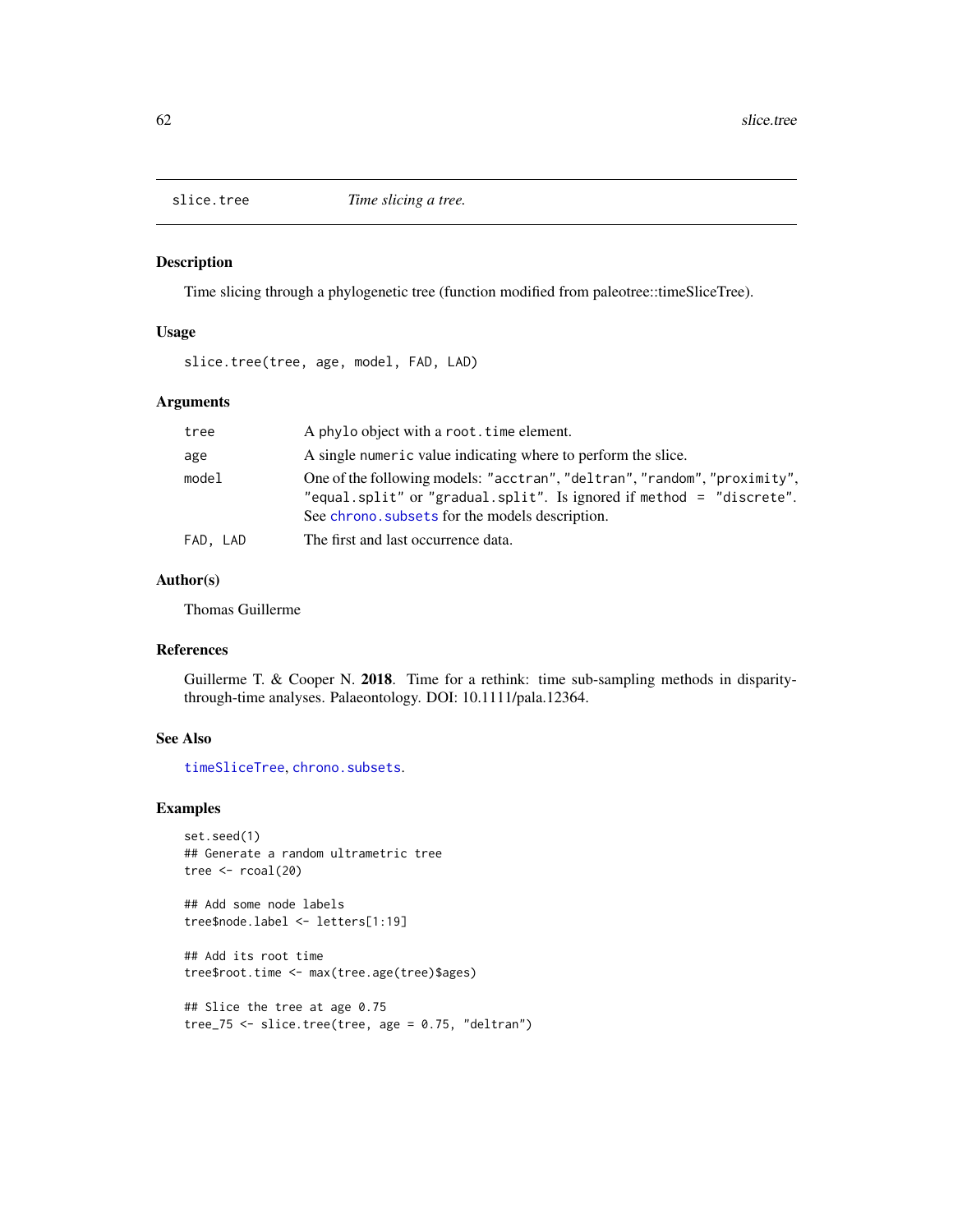slice.tree *Time slicing a tree.*

## Description

Time slicing through a phylogenetic tree (function modified from paleotree::timeSliceTree).

## Usage

```
slice.tree(tree, age, model, FAD, LAD)
```

## Arguments

| | |
|---|---|
| tree | A phylo object with a root.time element. |
| age | A single numeric value indicating where to perform the slice. |
| model | One of the following models: "acctran", "deltran", "random", "proximity", "equal.split" or "gradual.split". Is ignored if method = "discrete". See chrono.subsets for the models description. |
| FAD, LAD | The first and last occurrence data. |

## Author(s)

Thomas Guillerme

## References

Guillerme T. & Cooper N. **2018**. Time for a rethink: time sub-sampling methods in disparity-through-time analyses. Palaeontology. DOI: 10.1111/pala.12364.

## See Also

timeSliceTree, chrono.subsets.

## Examples

```
set.seed(1)
## Generate a random ultrametric tree
tree <- rcoal(20)

## Add some node labels
tree$node.label <- letters[1:19]

## Add its root time
tree$root.time <- max(tree.age(tree)$ages)

## Slice the tree at age 0.75
tree_75 <- slice.tree(tree, age = 0.75, "deltran")
```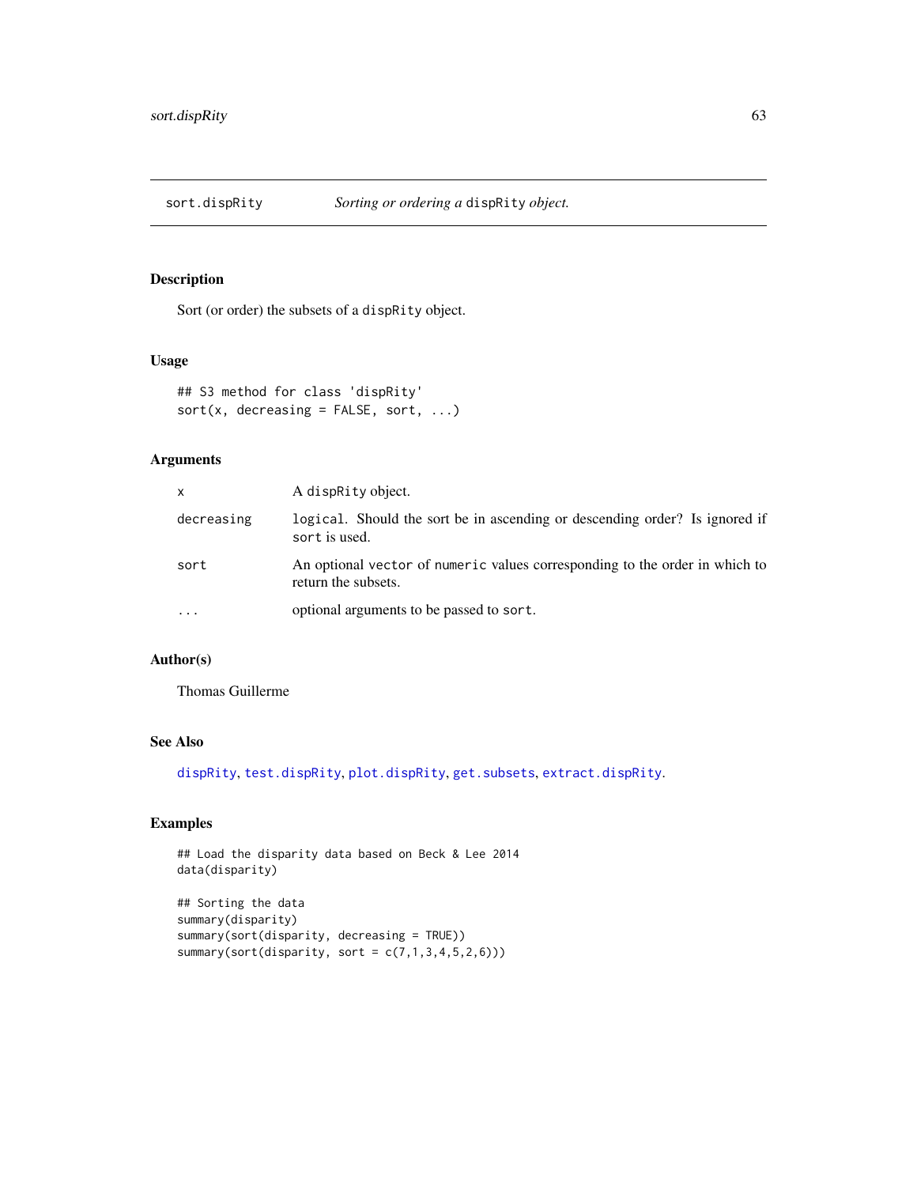## sort.dispRity — *Sorting or ordering a* `dispRity` *object.*

### Description

Sort (or order) the subsets of a `dispRity` object.

### Usage

```
## S3 method for class 'dispRity'
sort(x, decreasing = FALSE, sort, ...)
```

### Arguments

| | |
|---|---|
| `x` | A `dispRity` object. |
| `decreasing` | `logical`. Should the sort be in ascending or descending order? Is ignored if `sort` is used. |
| `sort` | An optional `vector` of `numeric` values corresponding to the order in which to return the subsets. |
| `...` | optional arguments to be passed to `sort`. |

### Author(s)

Thomas Guillerme

### See Also

`dispRity`, `test.dispRity`, `plot.dispRity`, `get.subsets`, `extract.dispRity`.

### Examples

```
## Load the disparity data based on Beck & Lee 2014
data(disparity)

## Sorting the data
summary(disparity)
summary(sort(disparity, decreasing = TRUE))
summary(sort(disparity, sort = c(7,1,3,4,5,2,6)))
```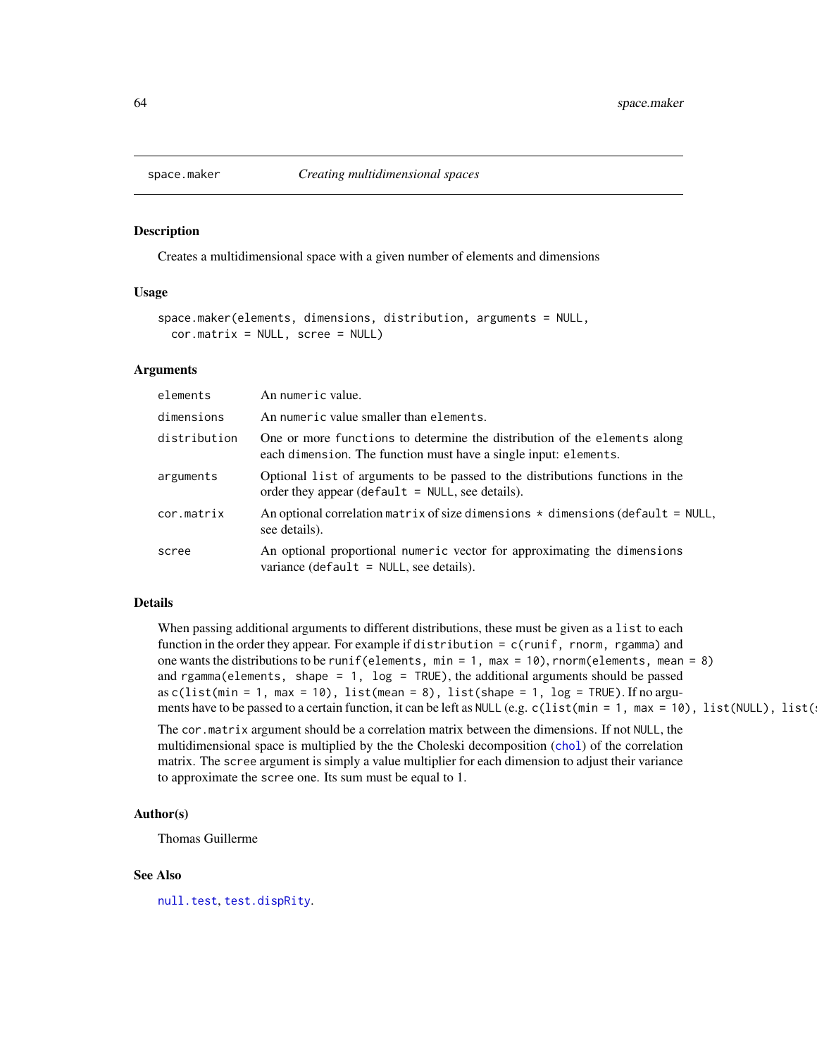## space.maker — *Creating multidimensional spaces*

### Description

Creates a multidimensional space with a given number of elements and dimensions

### Usage

```
space.maker(elements, dimensions, distribution, arguments = NULL,
  cor.matrix = NULL, scree = NULL)
```

### Arguments

| | |
|---|---|
| `elements` | An `numeric` value. |
| `dimensions` | An `numeric` value smaller than `elements`. |
| `distribution` | One or more `functions` to determine the distribution of the `elements` along each `dimension`. The function must have a single input: `elements`. |
| `arguments` | Optional `list` of arguments to be passed to the distributions functions in the order they appear (`default = NULL`, see details). |
| `cor.matrix` | An optional correlation `matrix` of size `dimensions * dimensions` (`default = NULL`, see details). |
| `scree` | An optional proportional `numeric` vector for approximating the `dimensions` variance (`default = NULL`, see details). |

### Details

When passing additional arguments to different distributions, these must be given as a `list` to each function in the order they appear. For example if `distribution = c(runif, rnorm, rgamma)` and one wants the distributions to be `runif(elements, min = 1, max = 10)`, `rnorm(elements, mean = 8)` and `rgamma(elements, shape = 1, log = TRUE)`, the additional arguments should be passed as `c(list(min = 1, max = 10), list(mean = 8), list(shape = 1, log = TRUE)`. If no arguments have to be passed to a certain function, it can be left as `NULL` (e.g. `c(list(min = 1, max = 10), list(NULL), list(s`

The `cor.matrix` argument should be a correlation matrix between the dimensions. If not `NULL`, the multidimensional space is multiplied by the the Choleski decomposition (`chol`) of the correlation matrix. The `scree` argument is simply a value multiplier for each dimension to adjust their variance to approximate the `scree` one. Its sum must be equal to 1.

### Author(s)

Thomas Guillerme

### See Also

`null.test`, `test.dispRity`.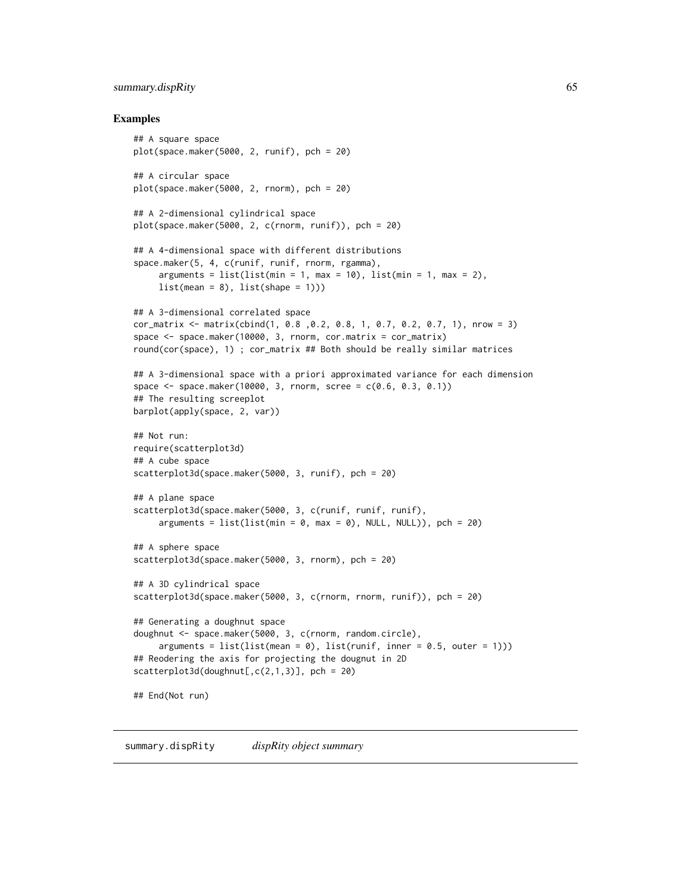## Examples

```
## A square space
plot(space.maker(5000, 2, runif), pch = 20)

## A circular space
plot(space.maker(5000, 2, rnorm), pch = 20)

## A 2-dimensional cylindrical space
plot(space.maker(5000, 2, c(rnorm, runif)), pch = 20)

## A 4-dimensional space with different distributions
space.maker(5, 4, c(runif, runif, rnorm, rgamma),
     arguments = list(list(min = 1, max = 10), list(min = 1, max = 2),
     list(mean = 8), list(shape = 1)))

## A 3-dimensional correlated space
cor_matrix <- matrix(cbind(1, 0.8 ,0.2, 0.8, 1, 0.7, 0.2, 0.7, 1), nrow = 3)
space <- space.maker(10000, 3, rnorm, cor.matrix = cor_matrix)
round(cor(space), 1) ; cor_matrix ## Both should be really similar matrices

## A 3-dimensional space with a priori approximated variance for each dimension
space <- space.maker(10000, 3, rnorm, scree = c(0.6, 0.3, 0.1))
## The resulting screeplot
barplot(apply(space, 2, var))

## Not run:
require(scatterplot3d)
## A cube space
scatterplot3d(space.maker(5000, 3, runif), pch = 20)

## A plane space
scatterplot3d(space.maker(5000, 3, c(runif, runif, runif),
     arguments = list(list(min = 0, max = 0), NULL, NULL)), pch = 20)

## A sphere space
scatterplot3d(space.maker(5000, 3, rnorm), pch = 20)

## A 3D cylindrical space
scatterplot3d(space.maker(5000, 3, c(rnorm, rnorm, runif)), pch = 20)

## Generating a doughnut space
doughnut <- space.maker(5000, 3, c(rnorm, random.circle),
     arguments = list(list(mean = 0), list(runif, inner = 0.5, outer = 1)))
## Reodering the axis for projecting the dougnut in 2D
scatterplot3d(doughnut[,c(2,1,3)], pch = 20)

## End(Not run)
```

---

summary.dispRity    *dispRity object summary*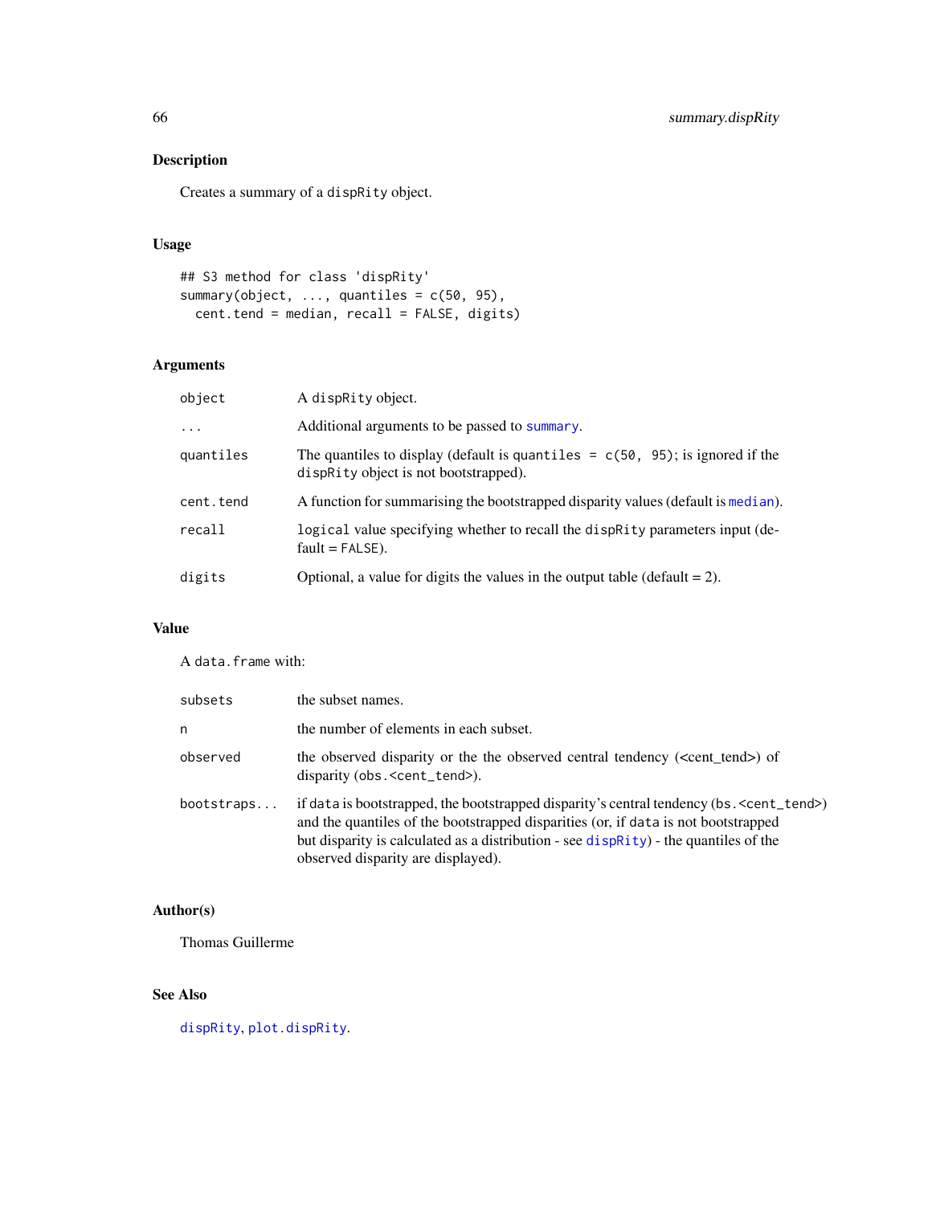## Description

Creates a summary of a `dispRity` object.

## Usage

```
## S3 method for class 'dispRity'
summary(object, ..., quantiles = c(50, 95),
  cent.tend = median, recall = FALSE, digits)
```

## Arguments

| | |
|---|---|
| `object` | A `dispRity` object. |
| `...` | Additional arguments to be passed to `summary`. |
| `quantiles` | The quantiles to display (default is `quantiles = c(50, 95)`; is ignored if the `dispRity` object is not bootstrapped). |
| `cent.tend` | A function for summarising the bootstrapped disparity values (default is `median`). |
| `recall` | `logical` value specifying whether to recall the `dispRity` parameters input (default = `FALSE`). |
| `digits` | Optional, a value for digits the values in the output table (default = 2). |

## Value

A `data.frame` with:

| | |
|---|---|
| `subsets` | the subset names. |
| `n` | the number of elements in each subset. |
| `observed` | the observed disparity or the the observed central tendency (<cent_tend>) of disparity (`obs.<cent_tend>`). |
| `bootstraps...` | if `data` is bootstrapped, the bootstrapped disparity's central tendency (`bs.<cent_tend>`) and the quantiles of the bootstrapped disparities (or, if `data` is not bootstrapped but disparity is calculated as a distribution - see `dispRity`) - the quantiles of the observed disparity are displayed). |

## Author(s)

Thomas Guillerme

## See Also

`dispRity`, `plot.dispRity`.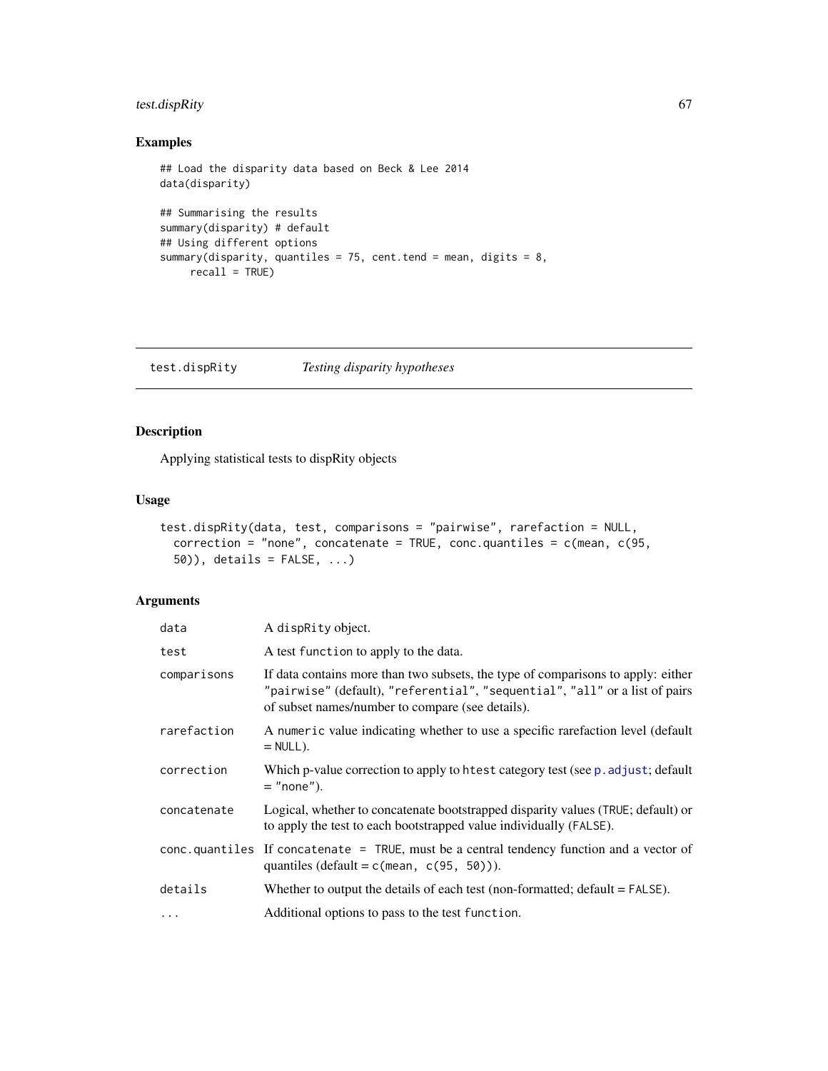## Examples

```
## Load the disparity data based on Beck & Lee 2014
data(disparity)

## Summarising the results
summary(disparity) # default
## Using different options
summary(disparity, quantiles = 75, cent.tend = mean, digits = 8,
     recall = TRUE)
```

---

# test.dispRity *Testing disparity hypotheses*

## Description

Applying statistical tests to dispRity objects

## Usage

```
test.dispRity(data, test, comparisons = "pairwise", rarefaction = NULL,
  correction = "none", concatenate = TRUE, conc.quantiles = c(mean, c(95,
  50)), details = FALSE, ...)
```

## Arguments

| | |
|---|---|
| `data` | A `dispRity` object. |
| `test` | A test `function` to apply to the data. |
| `comparisons` | If data contains more than two subsets, the type of comparisons to apply: either `"pairwise"` (default), `"referential"`, `"sequential"`, `"all"` or a list of pairs of subset names/number to compare (see details). |
| `rarefaction` | A `numeric` value indicating whether to use a specific rarefaction level (default = `NULL`). |
| `correction` | Which p-value correction to apply to `htest` category test (see `p.adjust`; default = `"none"`). |
| `concatenate` | Logical, whether to concatenate bootstrapped disparity values (`TRUE`; default) or to apply the test to each bootstrapped value individually (`FALSE`). |
| `conc.quantiles` | If `concatenate = TRUE`, must be a central tendency function and a vector of quantiles (default = `c(mean, c(95, 50))`). |
| `details` | Whether to output the details of each test (non-formatted; default = `FALSE`). |
| `...` | Additional options to pass to the test `function`. |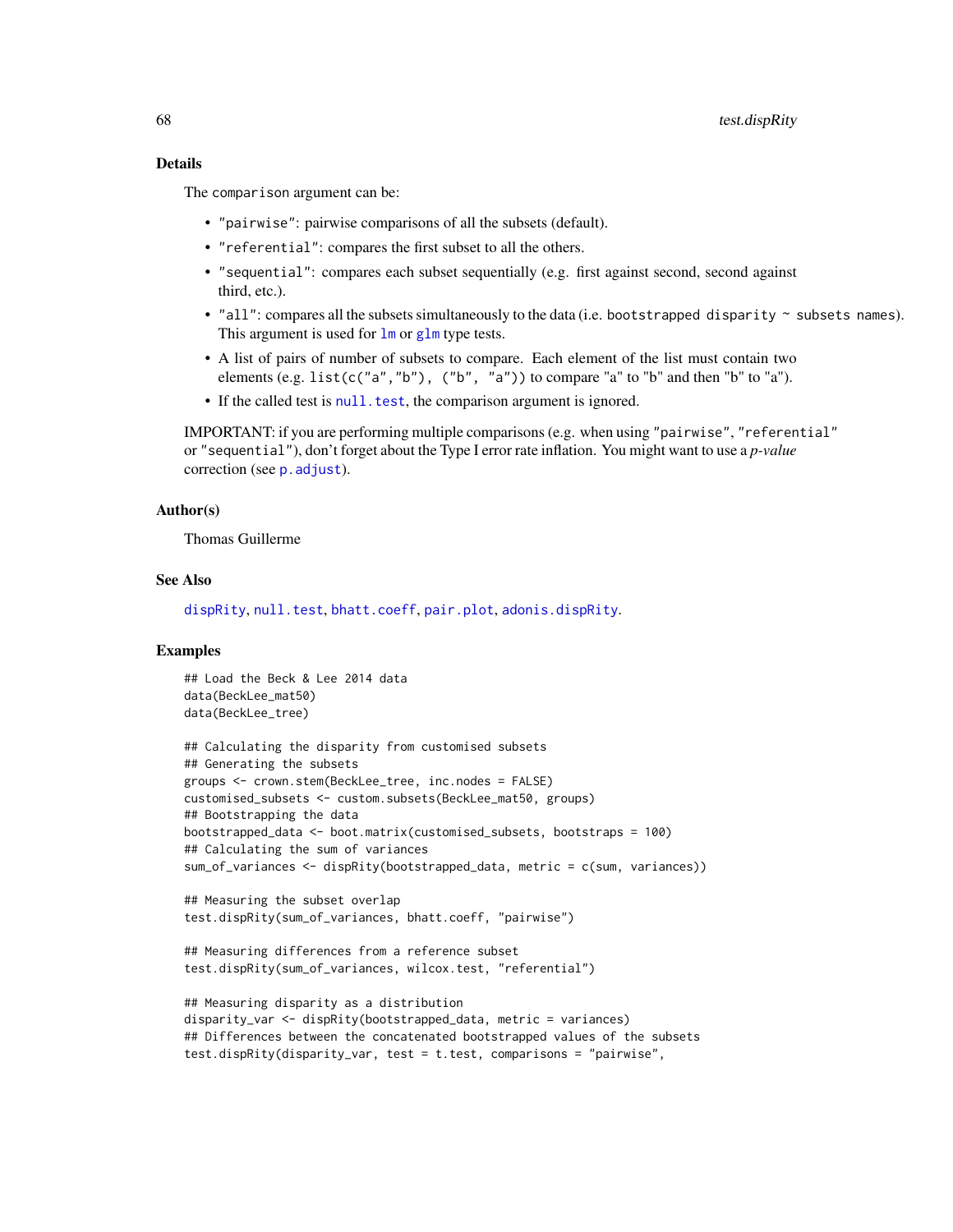### Details

The `comparison` argument can be:

- `"pairwise"`: pairwise comparisons of all the subsets (default).
- `"referential"`: compares the first subset to all the others.
- `"sequential"`: compares each subset sequentially (e.g. first against second, second against third, etc.).
- `"all"`: compares all the subsets simultaneously to the data (i.e. `bootstrapped disparity ~ subsets names`). This argument is used for `lm` or `glm` type tests.
- A list of pairs of number of subsets to compare. Each element of the list must contain two elements (e.g. `list(c("a","b"), ("b", "a"))` to compare "a" to "b" and then "b" to "a").
- If the called test is `null.test`, the comparison argument is ignored.

IMPORTANT: if you are performing multiple comparisons (e.g. when using `"pairwise"`, `"referential"` or `"sequential"`), don't forget about the Type I error rate inflation. You might want to use a *p-value* correction (see `p.adjust`).

### Author(s)

Thomas Guillerme

### See Also

`dispRity`, `null.test`, `bhatt.coeff`, `pair.plot`, `adonis.dispRity`.

### Examples

```
## Load the Beck & Lee 2014 data
data(BeckLee_mat50)
data(BeckLee_tree)

## Calculating the disparity from customised subsets
## Generating the subsets
groups <- crown.stem(BeckLee_tree, inc.nodes = FALSE)
customised_subsets <- custom.subsets(BeckLee_mat50, groups)
## Bootstrapping the data
bootstrapped_data <- boot.matrix(customised_subsets, bootstraps = 100)
## Calculating the sum of variances
sum_of_variances <- dispRity(bootstrapped_data, metric = c(sum, variances))

## Measuring the subset overlap
test.dispRity(sum_of_variances, bhatt.coeff, "pairwise")

## Measuring differences from a reference subset
test.dispRity(sum_of_variances, wilcox.test, "referential")

## Measuring disparity as a distribution
disparity_var <- dispRity(bootstrapped_data, metric = variances)
## Differences between the concatenated bootstrapped values of the subsets
test.dispRity(disparity_var, test = t.test, comparisons = "pairwise",
```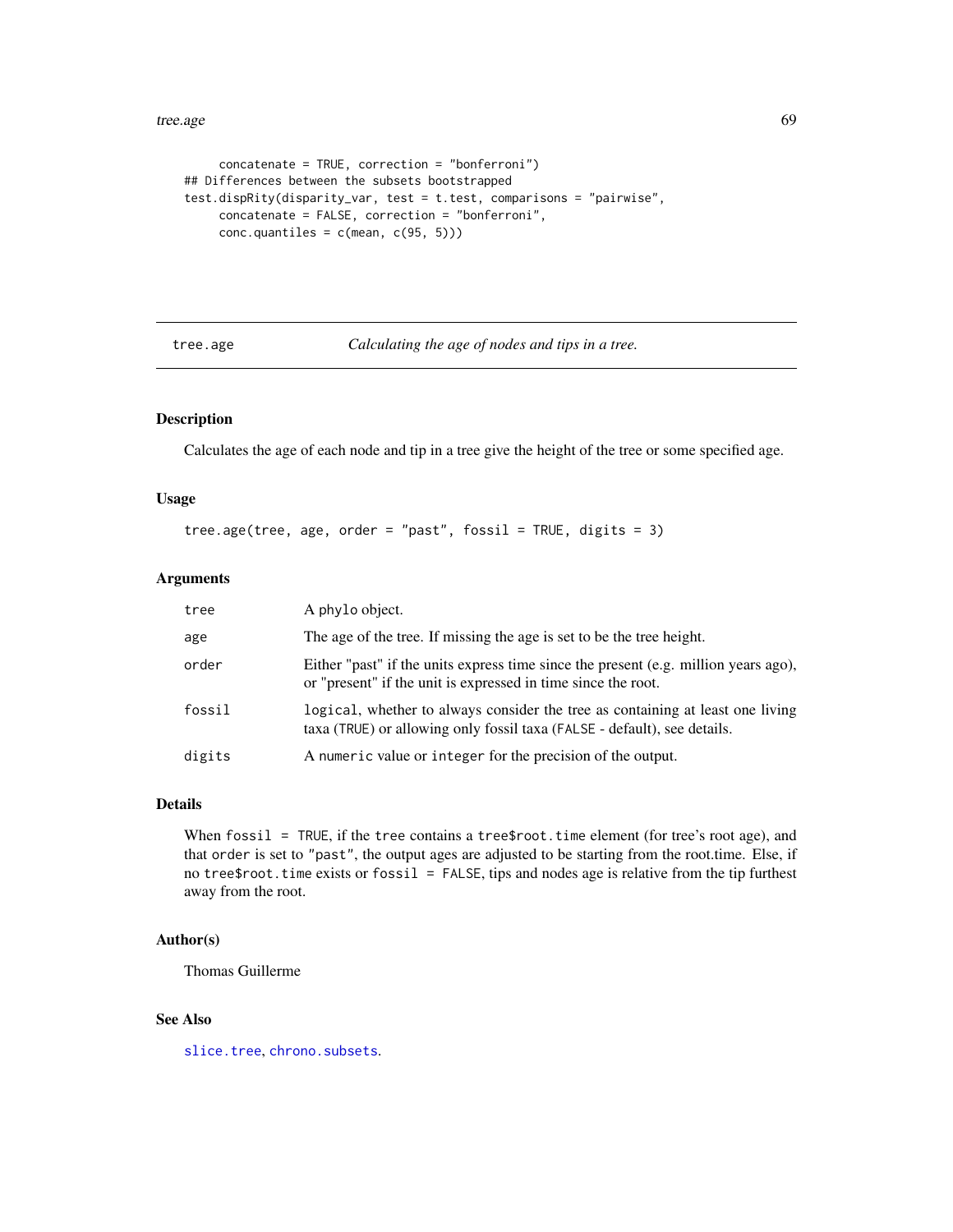```
     concatenate = TRUE, correction = "bonferroni")
## Differences between the subsets bootstrapped
test.dispRity(disparity_var, test = t.test, comparisons = "pairwise",
     concatenate = FALSE, correction = "bonferroni",
     conc.quantiles = c(mean, c(95, 5)))
```

---

## tree.age — *Calculating the age of nodes and tips in a tree.*

---

### Description

Calculates the age of each node and tip in a tree give the height of the tree or some specified age.

### Usage

```
tree.age(tree, age, order = "past", fossil = TRUE, digits = 3)
```

### Arguments

| | |
|---|---|
| `tree` | A `phylo` object. |
| `age` | The age of the tree. If missing the age is set to be the tree height. |
| `order` | Either "past" if the units express time since the present (e.g. million years ago), or "present" if the unit is expressed in time since the root. |
| `fossil` | `logical`, whether to always consider the tree as containing at least one living taxa (`TRUE`) or allowing only fossil taxa (`FALSE` - default), see details. |
| `digits` | A `numeric` value or `integer` for the precision of the output. |

### Details

When `fossil = TRUE`, if the `tree` contains a `tree$root.time` element (for tree's root age), and that `order` is set to `"past"`, the output ages are adjusted to be starting from the root.time. Else, if no `tree$root.time` exists or `fossil = FALSE`, tips and nodes age is relative from the tip furthest away from the root.

### Author(s)

Thomas Guillerme

### See Also

`slice.tree`, `chrono.subsets`.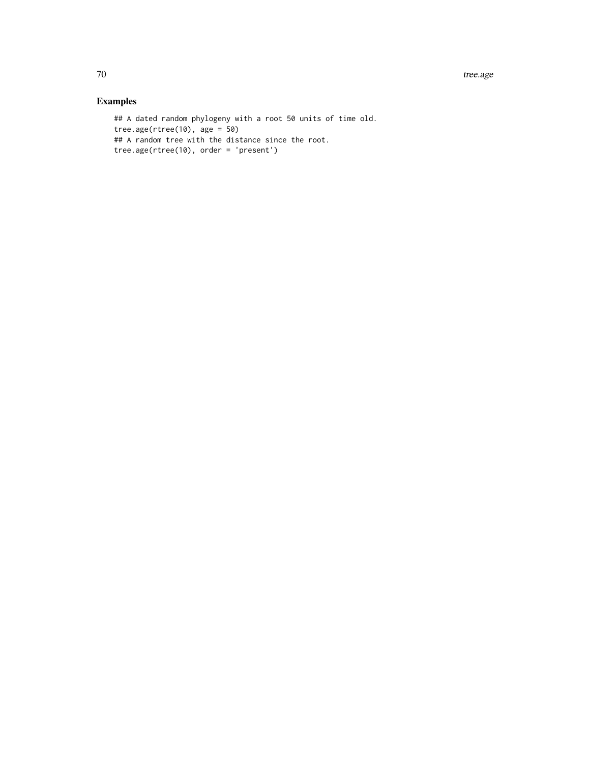## Examples

```
## A dated random phylogeny with a root 50 units of time old.
tree.age(rtree(10), age = 50)
## A random tree with the distance since the root.
tree.age(rtree(10), order = 'present')
```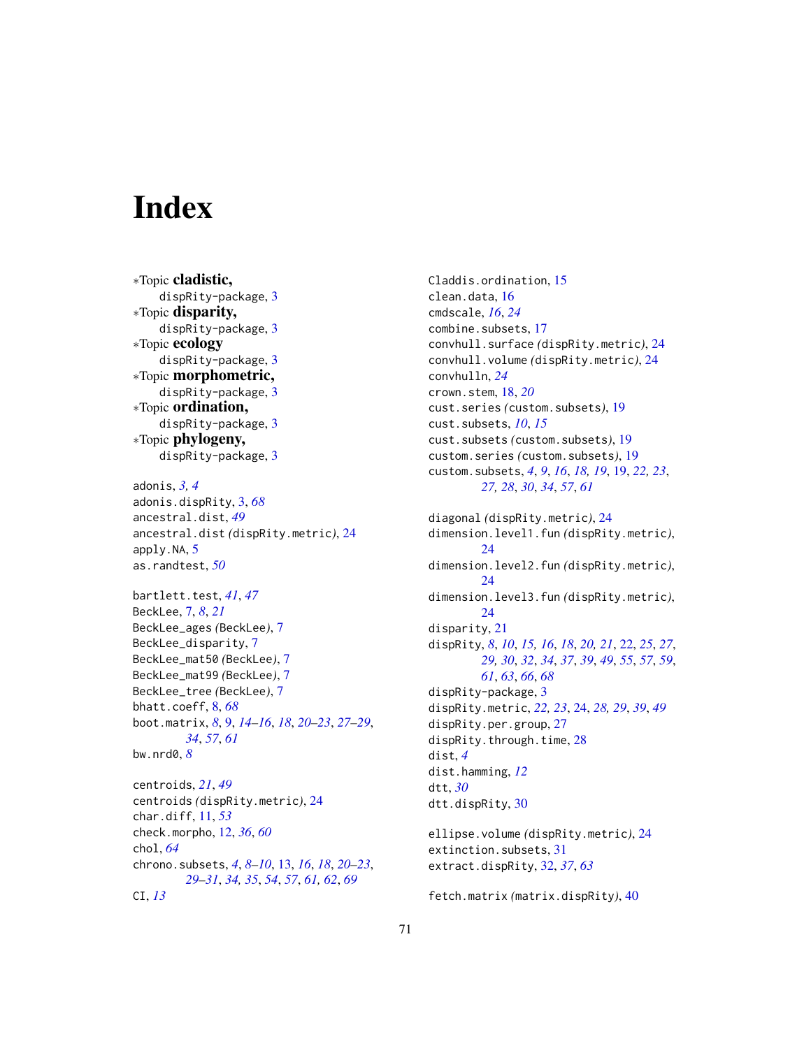# Index

*Topic **cladistic,**
dispRity-package, 3
*Topic **disparity,**
dispRity-package, 3
*Topic **ecology**
dispRity-package, 3
*Topic **morphometric,**
dispRity-package, 3
*Topic **ordination,**
dispRity-package, 3
*Topic **phylogeny,**
dispRity-package, 3

adonis, *3, 4*
adonis.dispRity, 3, *68*
ancestral.dist, *49*
ancestral.dist *(dispRity.metric)*, 24
apply.NA, 5
as.randtest, *50*

bartlett.test, *41*, *47*
BeckLee, 7, *8*, *21*
BeckLee_ages *(BeckLee)*, 7
BeckLee_disparity, 7
BeckLee_mat50 *(BeckLee)*, 7
BeckLee_mat99 *(BeckLee)*, 7
BeckLee_tree *(BeckLee)*, 7
bhatt.coeff, 8, *68*
boot.matrix, *8*, 9, *14–16*, *18*, *20–23*, *27–29*, *34*, *57*, *61*
bw.nrd0, *8*

centroids, *21*, *49*
centroids *(dispRity.metric)*, 24
char.diff, 11, *53*
check.morpho, 12, *36*, *60*
chol, *64*
chrono.subsets, *4*, *8–10*, 13, *16*, *18*, *20–23*, *29–31*, *34, 35*, *54*, *57*, *61, 62*, *69*
CI, *13*

Claddis.ordination, 15
clean.data, 16
cmdscale, *16*, *24*
combine.subsets, 17
convhull.surface *(dispRity.metric)*, 24
convhull.volume *(dispRity.metric)*, 24
convhulln, *24*
crown.stem, 18, *20*
cust.series *(custom.subsets)*, 19
cust.subsets, *10*, *15*
cust.subsets *(custom.subsets)*, 19
custom.series *(custom.subsets)*, 19
custom.subsets, *4*, *9*, *16*, *18, 19*, 19, *22, 23*, *27, 28*, *30*, *34*, *57*, *61*

diagonal *(dispRity.metric)*, 24
dimension.level1.fun *(dispRity.metric)*, 24
dimension.level2.fun *(dispRity.metric)*, 24
dimension.level3.fun *(dispRity.metric)*, 24
disparity, 21
dispRity, *8*, *10*, *15, 16*, *18*, *20, 21*, 22, *25*, *27*, *29, 30*, *32*, *34*, *37*, *39*, *49*, *55*, *57*, *59*, *61*, *63*, *66*, *68*
dispRity-package, 3
dispRity.metric, *22, 23*, 24, *28, 29*, *39*, *49*
dispRity.per.group, 27
dispRity.through.time, 28
dist, *4*
dist.hamming, *12*
dtt, *30*
dtt.dispRity, 30

ellipse.volume *(dispRity.metric)*, 24
extinction.subsets, 31
extract.dispRity, 32, *37*, *63*

fetch.matrix *(matrix.dispRity)*, 40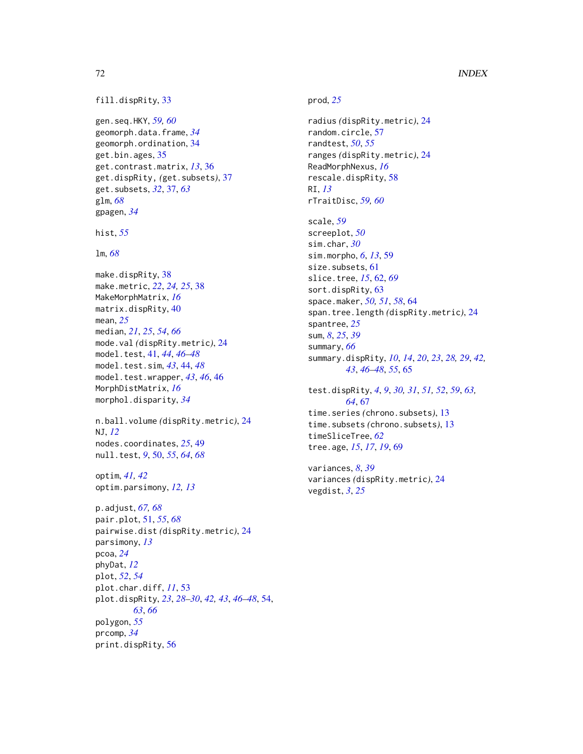fill.dispRity, 33

gen.seq.HKY, *59, 60*
geomorph.data.frame, *34*
geomorph.ordination, 34
get.bin.ages, 35
get.contrast.matrix, *13*, 36
get.dispRity, (get.subsets), 37
get.subsets, *32*, 37, *63*
glm, *68*
gpagen, *34*

hist, *55*

lm, *68*

make.dispRity, 38
make.metric, *22*, *24, 25*, 38
MakeMorphMatrix, *16*
matrix.dispRity, 40
mean, *25*
median, *21*, *25*, *54*, *66*
mode.val (dispRity.metric), 24
model.test, 41, *44*, *46–48*
model.test.sim, *43*, 44, *48*
model.test.wrapper, *43*, *46*, 46
MorphDistMatrix, *16*
morphol.disparity, *34*

n.ball.volume (dispRity.metric), 24
NJ, *12*
nodes.coordinates, *25*, 49
null.test, *9*, 50, *55*, *64*, *68*

optim, *41, 42*
optim.parsimony, *12, 13*

p.adjust, *67, 68*
pair.plot, 51, *55*, *68*
pairwise.dist (dispRity.metric), 24
parsimony, *13*
pcoa, *24*
phyDat, *12*
plot, *52*, *54*
plot.char.diff, *11*, 53
plot.dispRity, *23*, *28–30*, *42, 43*, *46–48*, 54, *63*, *66*
polygon, *55*
prcomp, *34*
print.dispRity, 56

prod, *25*

radius (dispRity.metric), 24
random.circle, 57
randtest, *50*, *55*
ranges (dispRity.metric), 24
ReadMorphNexus, *16*
rescale.dispRity, 58
RI, *13*
rTraitDisc, *59, 60*

scale, *59*
screeplot, *50*
sim.char, *30*
sim.morpho, *6*, *13*, 59
size.subsets, 61
slice.tree, *15*, 62, *69*
sort.dispRity, 63
space.maker, *50, 51*, *58*, 64
span.tree.length (dispRity.metric), 24
spantree, *25*
sum, *8*, *25*, *39*
summary, *66*
summary.dispRity, *10*, *14*, *20*, *23*, *28, 29*, *42, 43*, *46–48*, *55*, 65

test.dispRity, *4*, *9*, *30, 31*, *51, 52*, *59*, *63, 64*, 67
time.series (chrono.subsets), 13
time.subsets (chrono.subsets), 13
timeSliceTree, *62*
tree.age, *15*, *17*, *19*, 69

variances, *8*, *39*
variances (dispRity.metric), 24
vegdist, *3*, *25*